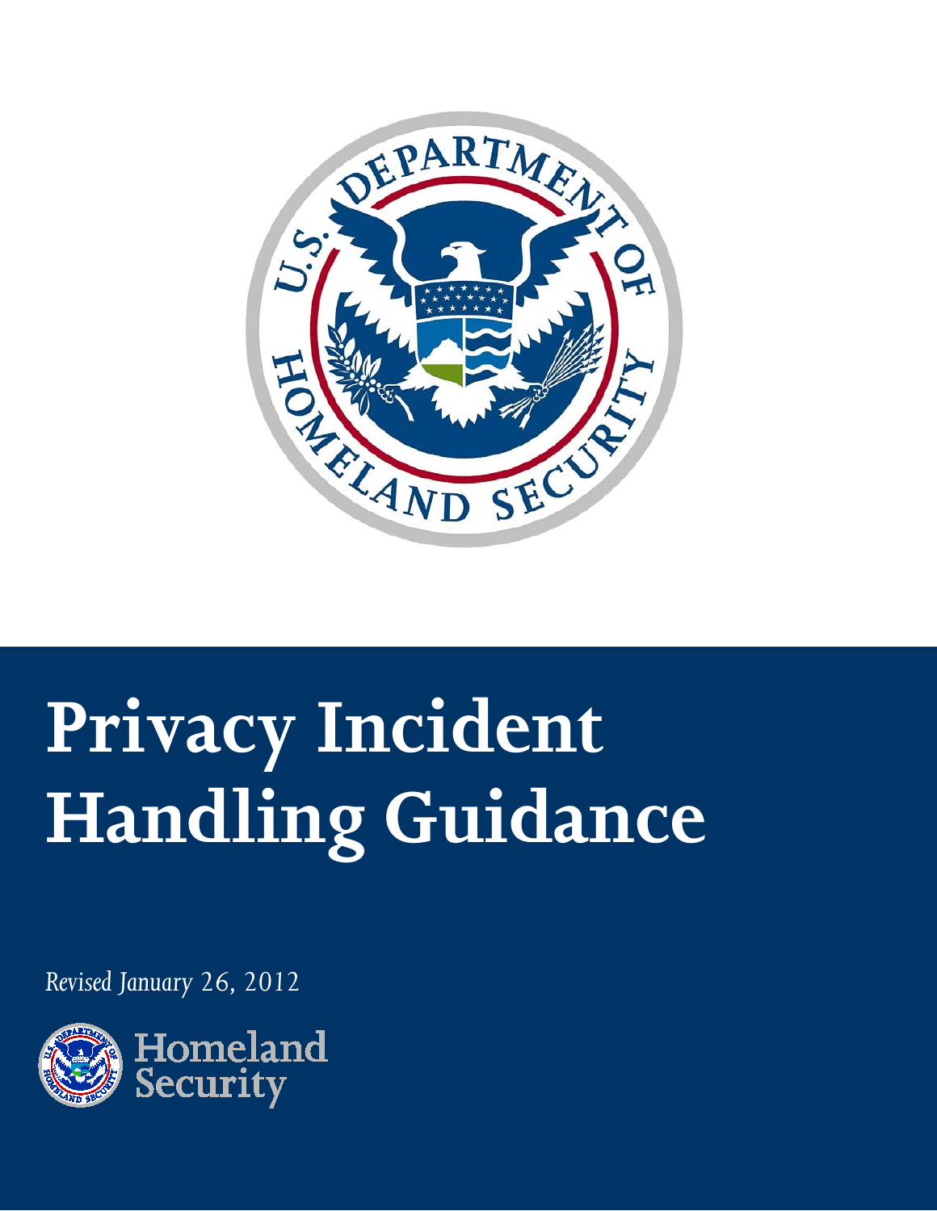# Privacy Incident Handling Guidance

*Revised January 26, 2012*

Homeland Security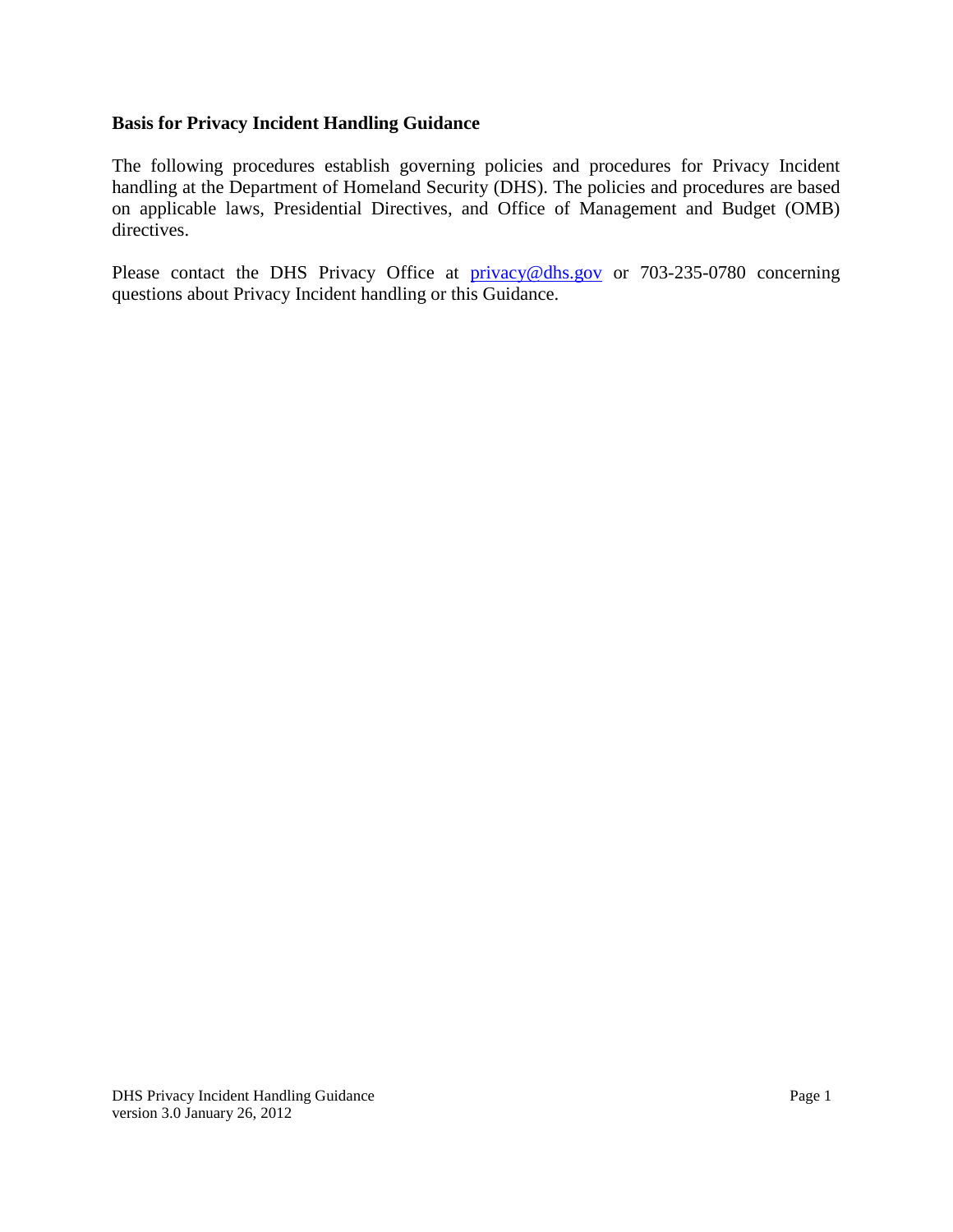**Basis for Privacy Incident Handling Guidance**

The following procedures establish governing policies and procedures for Privacy Incident handling at the Department of Homeland Security (DHS). The policies and procedures are based on applicable laws, Presidential Directives, and Office of Management and Budget (OMB) directives.

Please contact the DHS Privacy Office at [privacy@dhs.gov](mailto:privacy@dhs.gov) or 703-235-0780 concerning questions about Privacy Incident handling or this Guidance.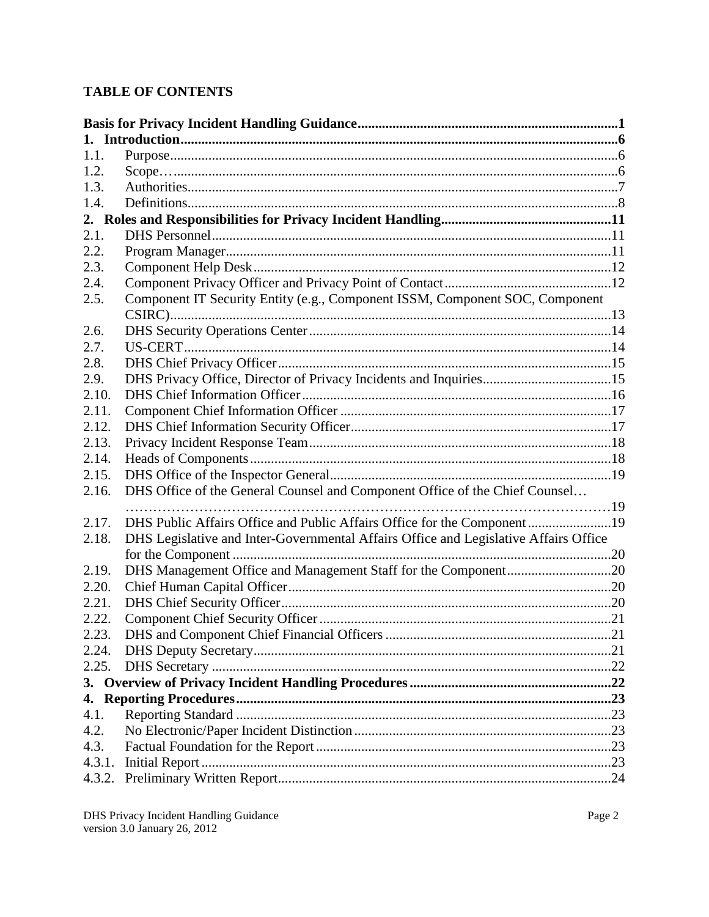## TABLE OF CONTENTS

| | | |
|---|---|---|
| **Basis for Privacy Incident Handling Guidance** | | **1** |
| **1.** | **Introduction** | **6** |
| 1.1. | Purpose | 6 |
| 1.2. | Scope… | 6 |
| 1.3. | Authorities | 7 |
| 1.4. | Definitions | 8 |
| **2.** | **Roles and Responsibilities for Privacy Incident Handling** | **11** |
| 2.1. | DHS Personnel | 11 |
| 2.2. | Program Manager | 11 |
| 2.3. | Component Help Desk | 12 |
| 2.4. | Component Privacy Officer and Privacy Point of Contact | 12 |
| 2.5. | Component IT Security Entity (e.g., Component ISSM, Component SOC, Component CSIRC) | 13 |
| 2.6. | DHS Security Operations Center | 14 |
| 2.7. | US-CERT | 14 |
| 2.8. | DHS Chief Privacy Officer | 15 |
| 2.9. | DHS Privacy Office, Director of Privacy Incidents and Inquiries | 15 |
| 2.10. | DHS Chief Information Officer | 16 |
| 2.11. | Component Chief Information Officer | 17 |
| 2.12. | DHS Chief Information Security Officer | 17 |
| 2.13. | Privacy Incident Response Team | 18 |
| 2.14. | Heads of Components | 18 |
| 2.15. | DHS Office of the Inspector General | 19 |
| 2.16. | DHS Office of the General Counsel and Component Office of the Chief Counsel… | 19 |
| 2.17. | DHS Public Affairs Office and Public Affairs Office for the Component | 19 |
| 2.18. | DHS Legislative and Inter-Governmental Affairs Office and Legislative Affairs Office for the Component | 20 |
| 2.19. | DHS Management Office and Management Staff for the Component | 20 |
| 2.20. | Chief Human Capital Officer | 20 |
| 2.21. | DHS Chief Security Officer | 20 |
| 2.22. | Component Chief Security Officer | 21 |
| 2.23. | DHS and Component Chief Financial Officers | 21 |
| 2.24. | DHS Deputy Secretary | 21 |
| 2.25. | DHS Secretary | 22 |
| **3.** | **Overview of Privacy Incident Handling Procedures** | **22** |
| **4.** | **Reporting Procedures** | **23** |
| 4.1. | Reporting Standard | 23 |
| 4.2. | No Electronic/Paper Incident Distinction | 23 |
| 4.3. | Factual Foundation for the Report | 23 |
| 4.3.1. | Initial Report | 23 |
| 4.3.2. | Preliminary Written Report | 24 |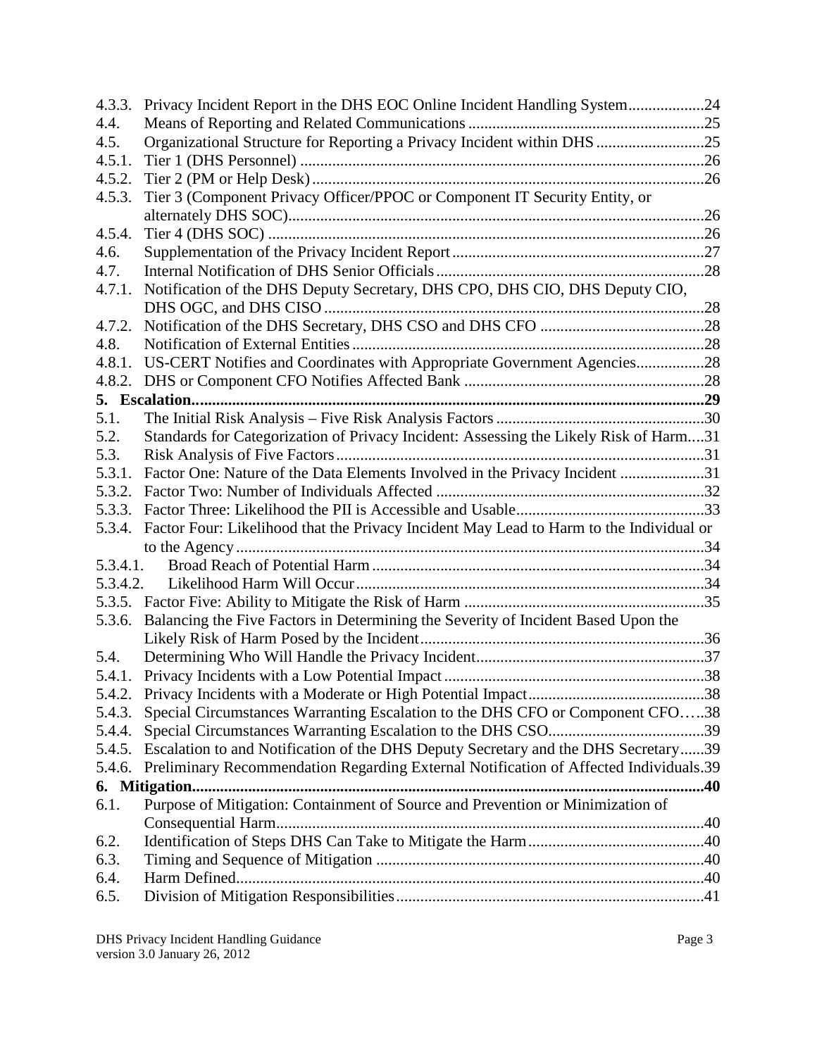4.3.3. Privacy Incident Report in the DHS EOC Online Incident Handling System...................24
4.4. Means of Reporting and Related Communications ...........................................................25
4.5. Organizational Structure for Reporting a Privacy Incident within DHS ...........................25
4.5.1. Tier 1 (DHS Personnel) ....................................................................................................26
4.5.2. Tier 2 (PM or Help Desk) .................................................................................................26
4.5.3. Tier 3 (Component Privacy Officer/PPOC or Component IT Security Entity, or alternately DHS SOC).......................................................................................................26
4.5.4. Tier 4 (DHS SOC) ............................................................................................................26
4.6. Supplementation of the Privacy Incident Report ...............................................................27
4.7. Internal Notification of DHS Senior Officials ...................................................................28
4.7.1. Notification of the DHS Deputy Secretary, DHS CPO, DHS CIO, DHS Deputy CIO, DHS OGC, and DHS CISO ..............................................................................................28
4.7.2. Notification of the DHS Secretary, DHS CSO and DHS CFO .........................................28
4.8. Notification of External Entities .......................................................................................28
4.8.1. US-CERT Notifies and Coordinates with Appropriate Government Agencies.................28
4.8.2. DHS or Component CFO Notifies Affected Bank ............................................................28

**5. Escalation.................................................................................................................29**

5.1. The Initial Risk Analysis – Five Risk Analysis Factors ....................................................30
5.2. Standards for Categorization of Privacy Incident: Assessing the Likely Risk of Harm....31
5.3. Risk Analysis of Five Factors ...........................................................................................31
5.3.1. Factor One: Nature of the Data Elements Involved in the Privacy Incident .....................31
5.3.2. Factor Two: Number of Individuals Affected ...................................................................32
5.3.3. Factor Three: Likelihood the PII is Accessible and Usable...............................................33
5.3.4. Factor Four: Likelihood that the Privacy Incident May Lead to Harm to the Individual or to the Agency .....................................................................................................................34
5.3.4.1. Broad Reach of Potential Harm ...................................................................................34
5.3.4.2. Likelihood Harm Will Occur .......................................................................................34
5.3.5. Factor Five: Ability to Mitigate the Risk of Harm ............................................................35
5.3.6. Balancing the Five Factors in Determining the Severity of Incident Based Upon the Likely Risk of Harm Posed by the Incident.......................................................................36
5.4. Determining Who Will Handle the Privacy Incident.........................................................37
5.4.1. Privacy Incidents with a Low Potential Impact .................................................................38
5.4.2. Privacy Incidents with a Moderate or High Potential Impact............................................38
5.4.3. Special Circumstances Warranting Escalation to the DHS CFO or Component CFO…..38
5.4.4. Special Circumstances Warranting Escalation to the DHS CSO.......................................39
5.4.5. Escalation to and Notification of the DHS Deputy Secretary and the DHS Secretary......39
5.4.6. Preliminary Recommendation Regarding External Notification of Affected Individuals.39

**6. Mitigation................................................................................................................40**

6.1. Purpose of Mitigation: Containment of Source and Prevention or Minimization of Consequential Harm..........................................................................................................40
6.2. Identification of Steps DHS Can Take to Mitigate the Harm............................................40
6.3. Timing and Sequence of Mitigation .................................................................................40
6.4. Harm Defined....................................................................................................................40
6.5. Division of Mitigation Responsibilities ............................................................................41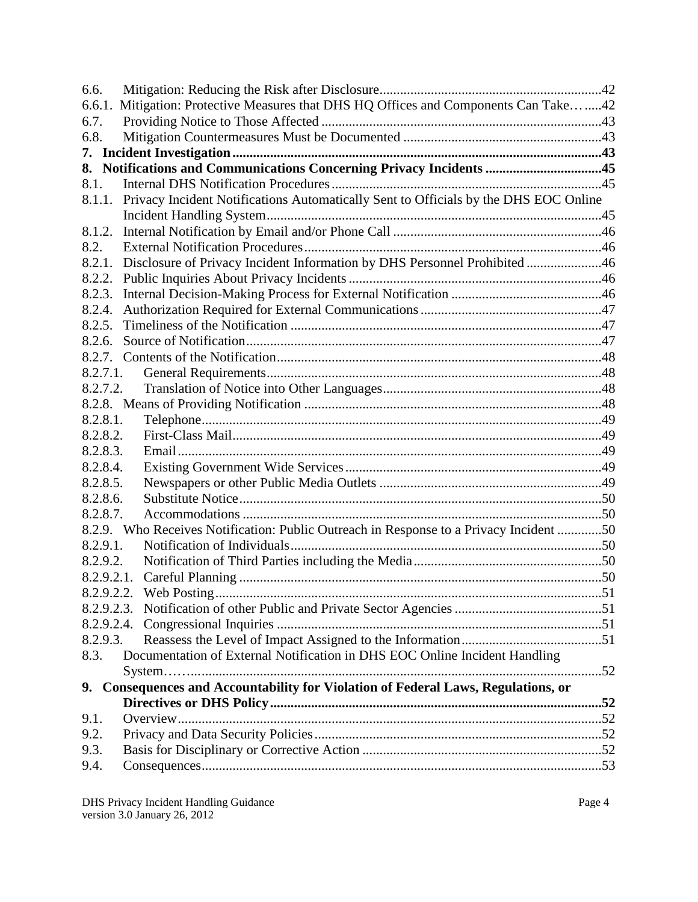6.6. Mitigation: Reducing the Risk after Disclosure ........ 42
6.6.1. Mitigation: Protective Measures that DHS HQ Offices and Components Can Take ........ 42
6.7. Providing Notice to Those Affected ........ 43
6.8. Mitigation Countermeasures Must be Documented ........ 43
**7. Incident Investigation ........ 43**
**8. Notifications and Communications Concerning Privacy Incidents ........ 45**
8.1. Internal DHS Notification Procedures ........ 45
8.1.1. Privacy Incident Notifications Automatically Sent to Officials by the DHS EOC Online Incident Handling System ........ 45
8.1.2. Internal Notification by Email and/or Phone Call ........ 46
8.2. External Notification Procedures ........ 46
8.2.1. Disclosure of Privacy Incident Information by DHS Personnel Prohibited ........ 46
8.2.2. Public Inquiries About Privacy Incidents ........ 46
8.2.3. Internal Decision-Making Process for External Notification ........ 46
8.2.4. Authorization Required for External Communications ........ 47
8.2.5. Timeliness of the Notification ........ 47
8.2.6. Source of Notification ........ 47
8.2.7. Contents of the Notification ........ 48
8.2.7.1. General Requirements ........ 48
8.2.7.2. Translation of Notice into Other Languages ........ 48
8.2.8. Means of Providing Notification ........ 48
8.2.8.1. Telephone ........ 49
8.2.8.2. First-Class Mail ........ 49
8.2.8.3. Email ........ 49
8.2.8.4. Existing Government Wide Services ........ 49
8.2.8.5. Newspapers or other Public Media Outlets ........ 49
8.2.8.6. Substitute Notice ........ 50
8.2.8.7. Accommodations ........ 50
8.2.9. Who Receives Notification: Public Outreach in Response to a Privacy Incident ........ 50
8.2.9.1. Notification of Individuals ........ 50
8.2.9.2. Notification of Third Parties including the Media ........ 50
8.2.9.2.1. Careful Planning ........ 50
8.2.9.2.2. Web Posting ........ 51
8.2.9.2.3. Notification of other Public and Private Sector Agencies ........ 51
8.2.9.2.4. Congressional Inquiries ........ 51
8.2.9.3. Reassess the Level of Impact Assigned to the Information ........ 51
8.3. Documentation of External Notification in DHS EOC Online Incident Handling System ........ 52
**9. Consequences and Accountability for Violation of Federal Laws, Regulations, or Directives or DHS Policy ........ 52**
9.1. Overview ........ 52
9.2. Privacy and Data Security Policies ........ 52
9.3. Basis for Disciplinary or Corrective Action ........ 52
9.4. Consequences ........ 53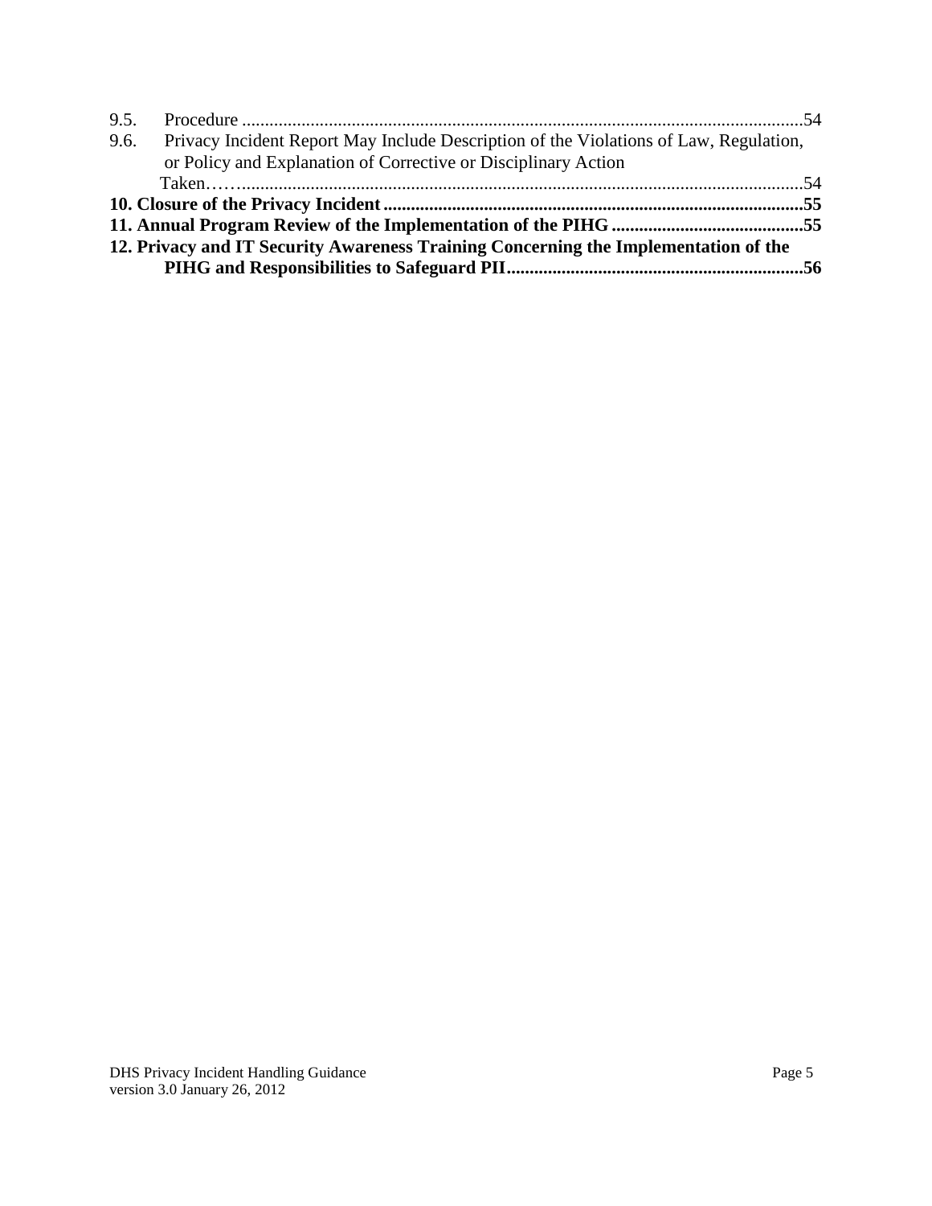9.5. Procedure ..........................................................................................................................54

9.6. Privacy Incident Report May Include Description of the Violations of Law, Regulation, or Policy and Explanation of Corrective or Disciplinary Action Taken…….........................................................................................................................54

**10. Closure of the Privacy Incident ..........................................................................................55**

**11. Annual Program Review of the Implementation of the PIHG ..........................................55**

**12. Privacy and IT Security Awareness Training Concerning the Implementation of the PIHG and Responsibilities to Safeguard PII................................................................56**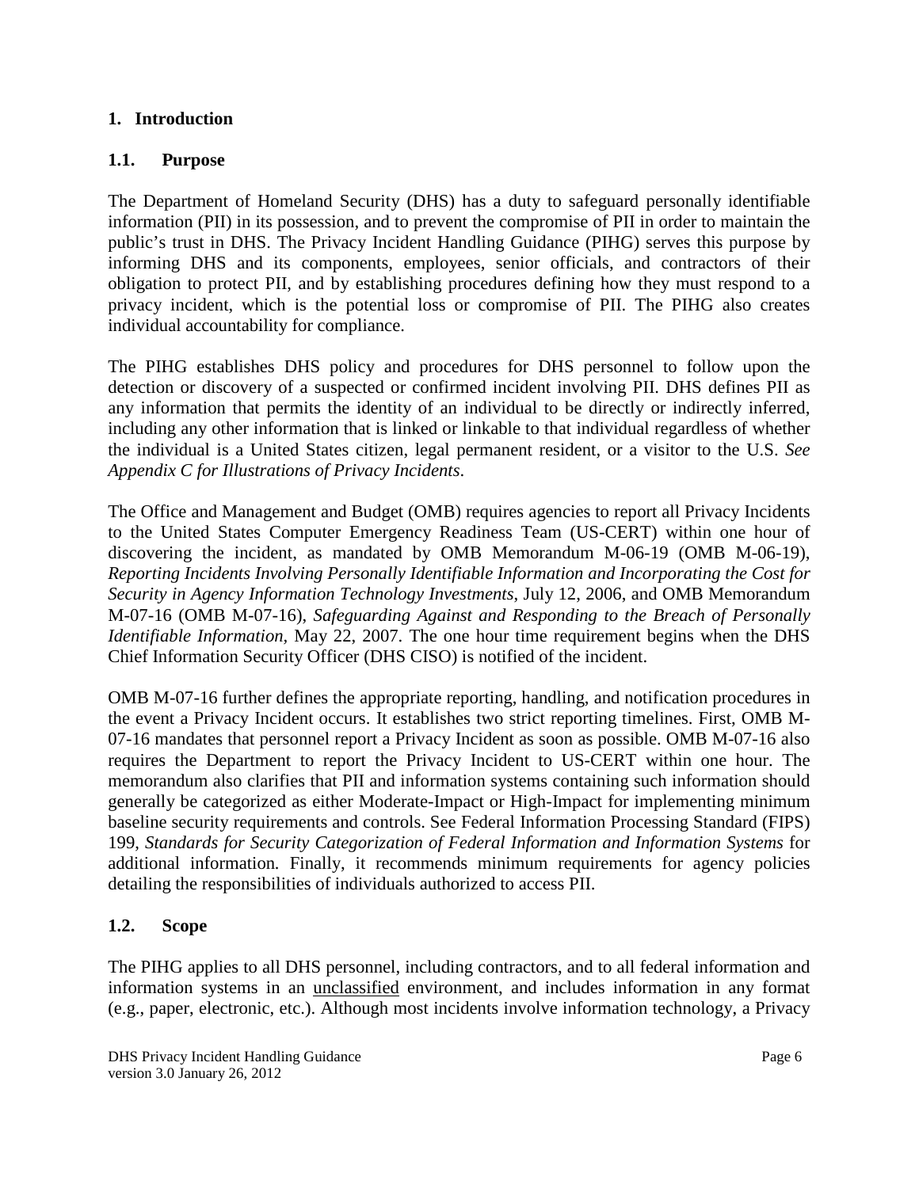## 1. Introduction

### 1.1. Purpose

The Department of Homeland Security (DHS) has a duty to safeguard personally identifiable information (PII) in its possession, and to prevent the compromise of PII in order to maintain the public's trust in DHS. The Privacy Incident Handling Guidance (PIHG) serves this purpose by informing DHS and its components, employees, senior officials, and contractors of their obligation to protect PII, and by establishing procedures defining how they must respond to a privacy incident, which is the potential loss or compromise of PII. The PIHG also creates individual accountability for compliance.

The PIHG establishes DHS policy and procedures for DHS personnel to follow upon the detection or discovery of a suspected or confirmed incident involving PII. DHS defines PII as any information that permits the identity of an individual to be directly or indirectly inferred, including any other information that is linked or linkable to that individual regardless of whether the individual is a United States citizen, legal permanent resident, or a visitor to the U.S. *See Appendix C for Illustrations of Privacy Incidents.*

The Office and Management and Budget (OMB) requires agencies to report all Privacy Incidents to the United States Computer Emergency Readiness Team (US-CERT) within one hour of discovering the incident, as mandated by OMB Memorandum M-06-19 (OMB M-06-19), *Reporting Incidents Involving Personally Identifiable Information and Incorporating the Cost for Security in Agency Information Technology Investments*, July 12, 2006, and OMB Memorandum M-07-16 (OMB M-07-16), *Safeguarding Against and Responding to the Breach of Personally Identifiable Information*, May 22, 2007. The one hour time requirement begins when the DHS Chief Information Security Officer (DHS CISO) is notified of the incident.

OMB M-07-16 further defines the appropriate reporting, handling, and notification procedures in the event a Privacy Incident occurs. It establishes two strict reporting timelines. First, OMB M-07-16 mandates that personnel report a Privacy Incident as soon as possible. OMB M-07-16 also requires the Department to report the Privacy Incident to US-CERT within one hour. The memorandum also clarifies that PII and information systems containing such information should generally be categorized as either Moderate-Impact or High-Impact for implementing minimum baseline security requirements and controls. See Federal Information Processing Standard (FIPS) 199, *Standards for Security Categorization of Federal Information and Information Systems* for additional information. Finally, it recommends minimum requirements for agency policies detailing the responsibilities of individuals authorized to access PII.

### 1.2. Scope

The PIHG applies to all DHS personnel, including contractors, and to all federal information and information systems in an unclassified environment, and includes information in any format (e.g., paper, electronic, etc.). Although most incidents involve information technology, a Privacy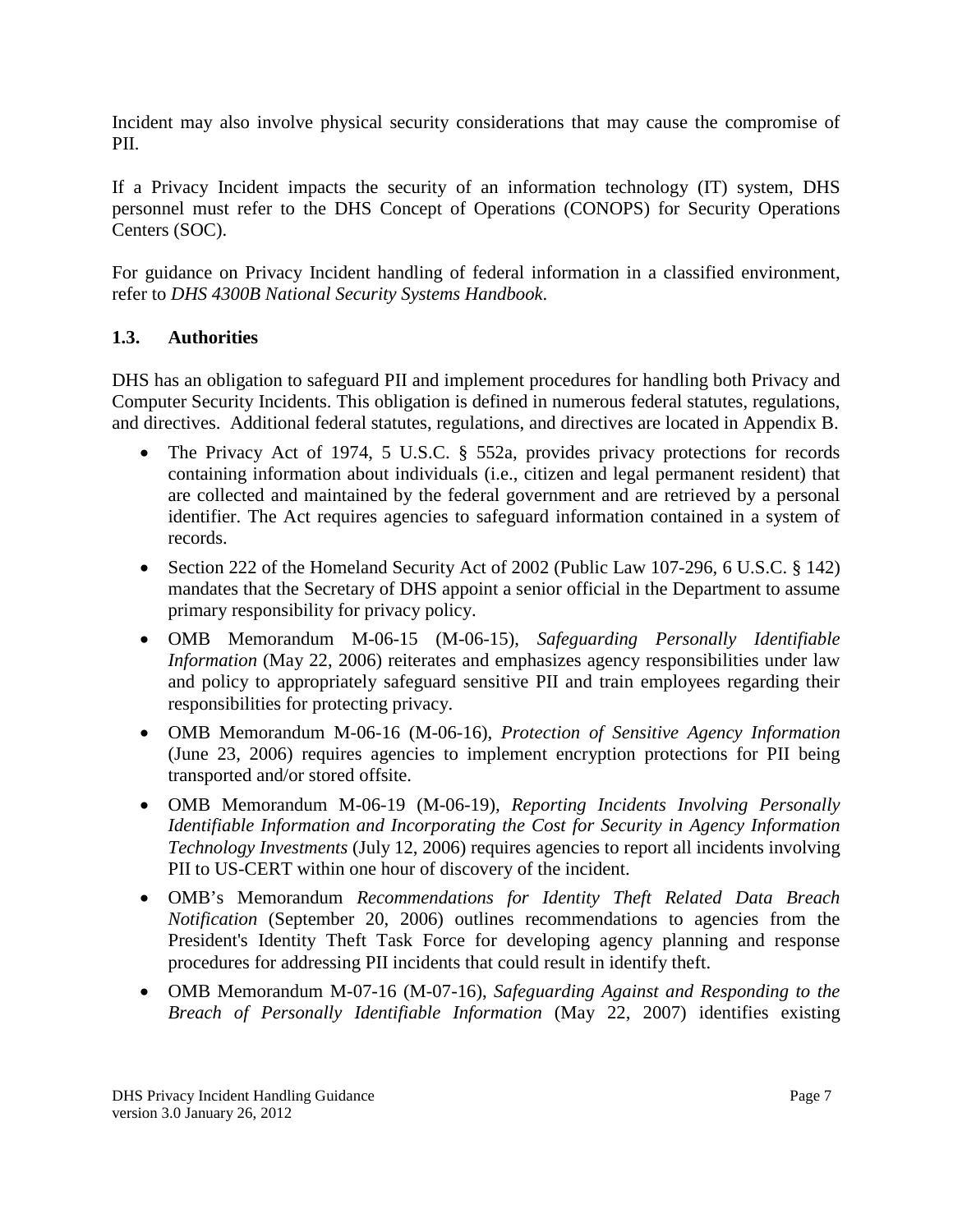Incident may also involve physical security considerations that may cause the compromise of PII.

If a Privacy Incident impacts the security of an information technology (IT) system, DHS personnel must refer to the DHS Concept of Operations (CONOPS) for Security Operations Centers (SOC).

For guidance on Privacy Incident handling of federal information in a classified environment, refer to *DHS 4300B National Security Systems Handbook*.

### 1.3. Authorities

DHS has an obligation to safeguard PII and implement procedures for handling both Privacy and Computer Security Incidents. This obligation is defined in numerous federal statutes, regulations, and directives. Additional federal statutes, regulations, and directives are located in Appendix B.

- The Privacy Act of 1974, 5 U.S.C. § 552a, provides privacy protections for records containing information about individuals (i.e., citizen and legal permanent resident) that are collected and maintained by the federal government and are retrieved by a personal identifier. The Act requires agencies to safeguard information contained in a system of records.
- Section 222 of the Homeland Security Act of 2002 (Public Law 107-296, 6 U.S.C. § 142) mandates that the Secretary of DHS appoint a senior official in the Department to assume primary responsibility for privacy policy.
- OMB Memorandum M-06-15 (M-06-15), *Safeguarding Personally Identifiable Information* (May 22, 2006) reiterates and emphasizes agency responsibilities under law and policy to appropriately safeguard sensitive PII and train employees regarding their responsibilities for protecting privacy.
- OMB Memorandum M-06-16 (M-06-16), *Protection of Sensitive Agency Information* (June 23, 2006) requires agencies to implement encryption protections for PII being transported and/or stored offsite.
- OMB Memorandum M-06-19 (M-06-19), *Reporting Incidents Involving Personally Identifiable Information and Incorporating the Cost for Security in Agency Information Technology Investments* (July 12, 2006) requires agencies to report all incidents involving PII to US-CERT within one hour of discovery of the incident.
- OMB's Memorandum *Recommendations for Identity Theft Related Data Breach Notification* (September 20, 2006) outlines recommendations to agencies from the President's Identity Theft Task Force for developing agency planning and response procedures for addressing PII incidents that could result in identify theft.
- OMB Memorandum M-07-16 (M-07-16), *Safeguarding Against and Responding to the Breach of Personally Identifiable Information* (May 22, 2007) identifies existing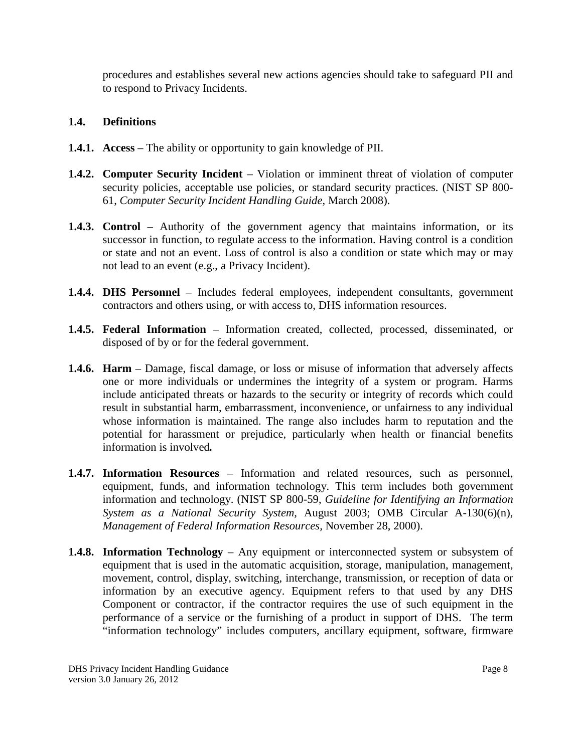procedures and establishes several new actions agencies should take to safeguard PII and to respond to Privacy Incidents.

### 1.4. Definitions

**1.4.1. Access** – The ability or opportunity to gain knowledge of PII.

**1.4.2. Computer Security Incident** – Violation or imminent threat of violation of computer security policies, acceptable use policies, or standard security practices. (NIST SP 800-61, *Computer Security Incident Handling Guide*, March 2008).

**1.4.3. Control** – Authority of the government agency that maintains information, or its successor in function, to regulate access to the information. Having control is a condition or state and not an event. Loss of control is also a condition or state which may or may not lead to an event (e.g., a Privacy Incident).

**1.4.4. DHS Personnel** – Includes federal employees, independent consultants, government contractors and others using, or with access to, DHS information resources.

**1.4.5. Federal Information** – Information created, collected, processed, disseminated, or disposed of by or for the federal government.

**1.4.6. Harm** – Damage, fiscal damage, or loss or misuse of information that adversely affects one or more individuals or undermines the integrity of a system or program. Harms include anticipated threats or hazards to the security or integrity of records which could result in substantial harm, embarrassment, inconvenience, or unfairness to any individual whose information is maintained. The range also includes harm to reputation and the potential for harassment or prejudice, particularly when health or financial benefits information is involved.

**1.4.7. Information Resources** – Information and related resources, such as personnel, equipment, funds, and information technology. This term includes both government information and technology. (NIST SP 800-59, *Guideline for Identifying an Information System as a National Security System*, August 2003; OMB Circular A-130(6)(n), *Management of Federal Information Resources*, November 28, 2000).

**1.4.8. Information Technology** – Any equipment or interconnected system or subsystem of equipment that is used in the automatic acquisition, storage, manipulation, management, movement, control, display, switching, interchange, transmission, or reception of data or information by an executive agency. Equipment refers to that used by any DHS Component or contractor, if the contractor requires the use of such equipment in the performance of a service or the furnishing of a product in support of DHS. The term "information technology" includes computers, ancillary equipment, software, firmware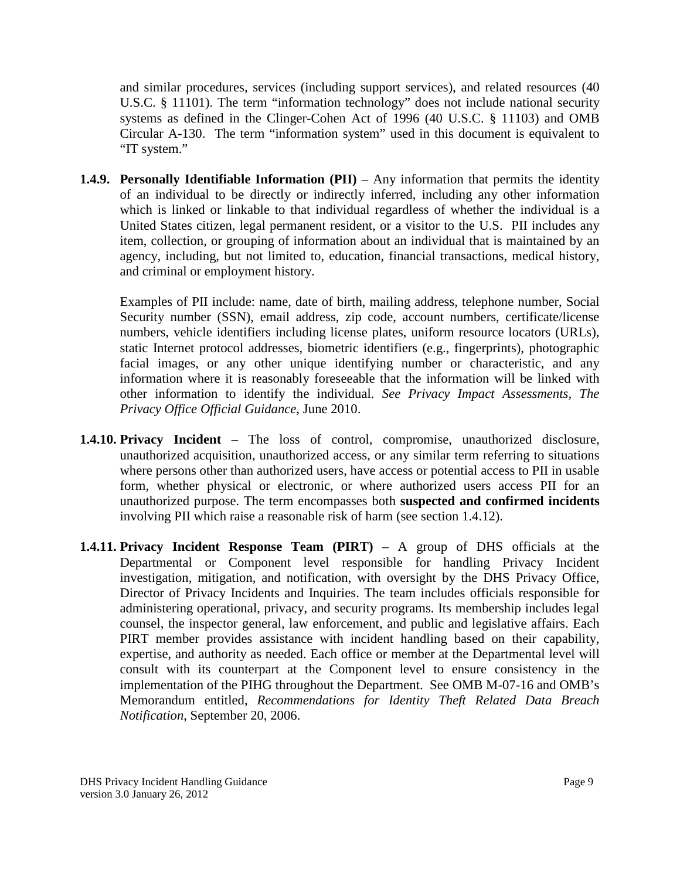and similar procedures, services (including support services), and related resources (40 U.S.C. § 11101). The term "information technology" does not include national security systems as defined in the Clinger-Cohen Act of 1996 (40 U.S.C. § 11103) and OMB Circular A-130. The term "information system" used in this document is equivalent to "IT system."

**1.4.9. Personally Identifiable Information (PII)** – Any information that permits the identity of an individual to be directly or indirectly inferred, including any other information which is linked or linkable to that individual regardless of whether the individual is a United States citizen, legal permanent resident, or a visitor to the U.S. PII includes any item, collection, or grouping of information about an individual that is maintained by an agency, including, but not limited to, education, financial transactions, medical history, and criminal or employment history.

Examples of PII include: name, date of birth, mailing address, telephone number, Social Security number (SSN), email address, zip code, account numbers, certificate/license numbers, vehicle identifiers including license plates, uniform resource locators (URLs), static Internet protocol addresses, biometric identifiers (e.g., fingerprints), photographic facial images, or any other unique identifying number or characteristic, and any information where it is reasonably foreseeable that the information will be linked with other information to identify the individual. *See Privacy Impact Assessments, The Privacy Office Official Guidance*, June 2010.

**1.4.10. Privacy Incident** – The loss of control, compromise, unauthorized disclosure, unauthorized acquisition, unauthorized access, or any similar term referring to situations where persons other than authorized users, have access or potential access to PII in usable form, whether physical or electronic, or where authorized users access PII for an unauthorized purpose. The term encompasses both **suspected and confirmed incidents** involving PII which raise a reasonable risk of harm (see section 1.4.12).

**1.4.11. Privacy Incident Response Team (PIRT)** – A group of DHS officials at the Departmental or Component level responsible for handling Privacy Incident investigation, mitigation, and notification, with oversight by the DHS Privacy Office, Director of Privacy Incidents and Inquiries. The team includes officials responsible for administering operational, privacy, and security programs. Its membership includes legal counsel, the inspector general, law enforcement, and public and legislative affairs. Each PIRT member provides assistance with incident handling based on their capability, expertise, and authority as needed. Each office or member at the Departmental level will consult with its counterpart at the Component level to ensure consistency in the implementation of the PIHG throughout the Department. See OMB M-07-16 and OMB's Memorandum entitled, *Recommendations for Identity Theft Related Data Breach Notification*, September 20, 2006.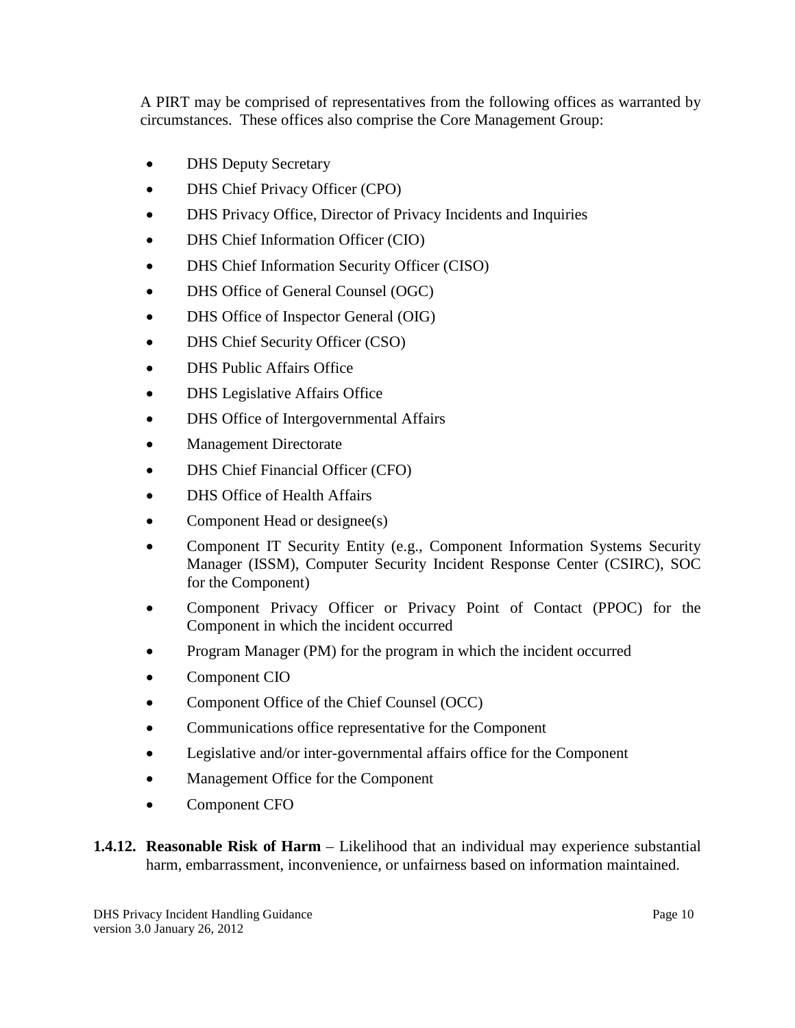A PIRT may be comprised of representatives from the following offices as warranted by circumstances. These offices also comprise the Core Management Group:

- DHS Deputy Secretary
- DHS Chief Privacy Officer (CPO)
- DHS Privacy Office, Director of Privacy Incidents and Inquiries
- DHS Chief Information Officer (CIO)
- DHS Chief Information Security Officer (CISO)
- DHS Office of General Counsel (OGC)
- DHS Office of Inspector General (OIG)
- DHS Chief Security Officer (CSO)
- DHS Public Affairs Office
- DHS Legislative Affairs Office
- DHS Office of Intergovernmental Affairs
- Management Directorate
- DHS Chief Financial Officer (CFO)
- DHS Office of Health Affairs
- Component Head or designee(s)
- Component IT Security Entity (e.g., Component Information Systems Security Manager (ISSM), Computer Security Incident Response Center (CSIRC), SOC for the Component)
- Component Privacy Officer or Privacy Point of Contact (PPOC) for the Component in which the incident occurred
- Program Manager (PM) for the program in which the incident occurred
- Component CIO
- Component Office of the Chief Counsel (OCC)
- Communications office representative for the Component
- Legislative and/or inter-governmental affairs office for the Component
- Management Office for the Component
- Component CFO

**1.4.12. Reasonable Risk of Harm** – Likelihood that an individual may experience substantial harm, embarrassment, inconvenience, or unfairness based on information maintained.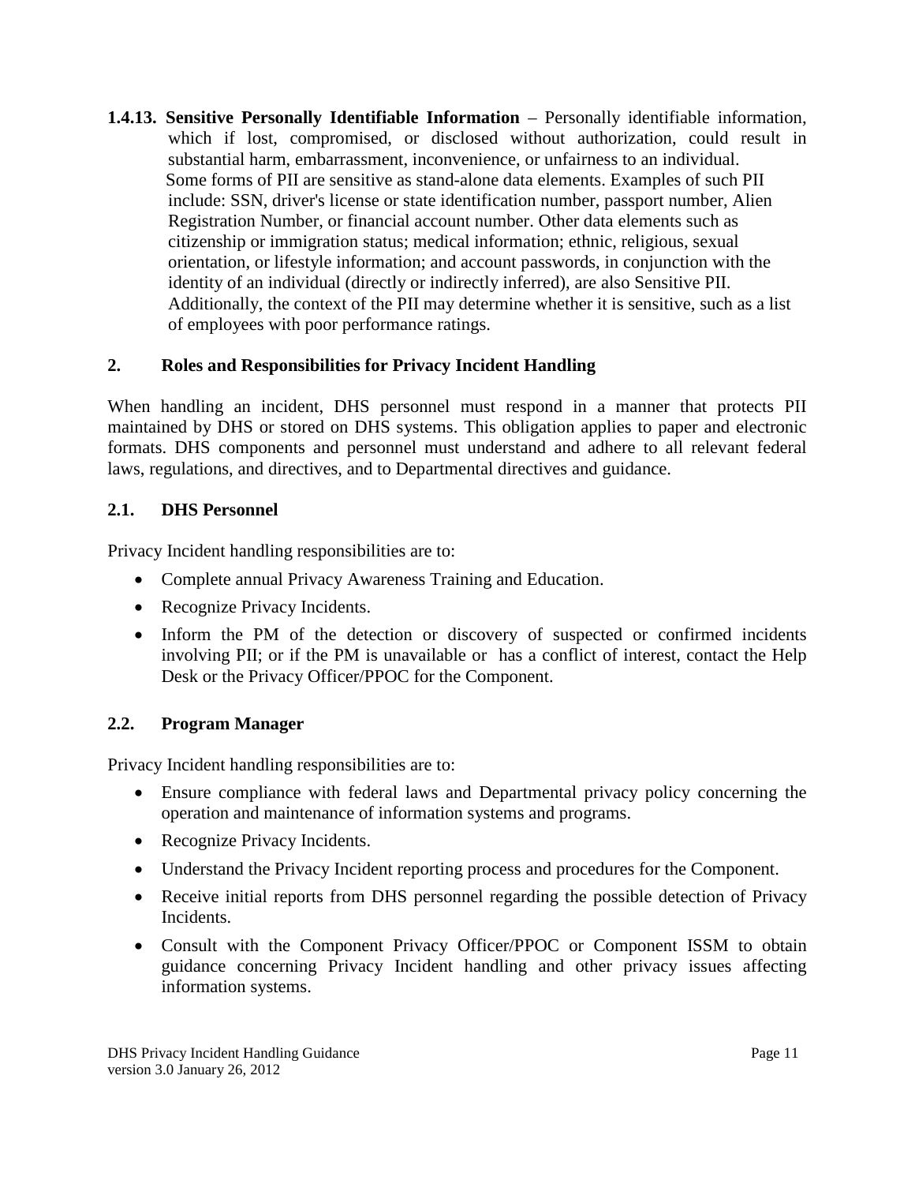**1.4.13. Sensitive Personally Identifiable Information** – Personally identifiable information, which if lost, compromised, or disclosed without authorization, could result in substantial harm, embarrassment, inconvenience, or unfairness to an individual. Some forms of PII are sensitive as stand-alone data elements. Examples of such PII include: SSN, driver's license or state identification number, passport number, Alien Registration Number, or financial account number. Other data elements such as citizenship or immigration status; medical information; ethnic, religious, sexual orientation, or lifestyle information; and account passwords, in conjunction with the identity of an individual (directly or indirectly inferred), are also Sensitive PII. Additionally, the context of the PII may determine whether it is sensitive, such as a list of employees with poor performance ratings.

## 2. Roles and Responsibilities for Privacy Incident Handling

When handling an incident, DHS personnel must respond in a manner that protects PII maintained by DHS or stored on DHS systems. This obligation applies to paper and electronic formats. DHS components and personnel must understand and adhere to all relevant federal laws, regulations, and directives, and to Departmental directives and guidance.

### 2.1. DHS Personnel

Privacy Incident handling responsibilities are to:

- Complete annual Privacy Awareness Training and Education.
- Recognize Privacy Incidents.
- Inform the PM of the detection or discovery of suspected or confirmed incidents involving PII; or if the PM is unavailable or has a conflict of interest, contact the Help Desk or the Privacy Officer/PPOC for the Component.

### 2.2. Program Manager

Privacy Incident handling responsibilities are to:

- Ensure compliance with federal laws and Departmental privacy policy concerning the operation and maintenance of information systems and programs.
- Recognize Privacy Incidents.
- Understand the Privacy Incident reporting process and procedures for the Component.
- Receive initial reports from DHS personnel regarding the possible detection of Privacy Incidents.
- Consult with the Component Privacy Officer/PPOC or Component ISSM to obtain guidance concerning Privacy Incident handling and other privacy issues affecting information systems.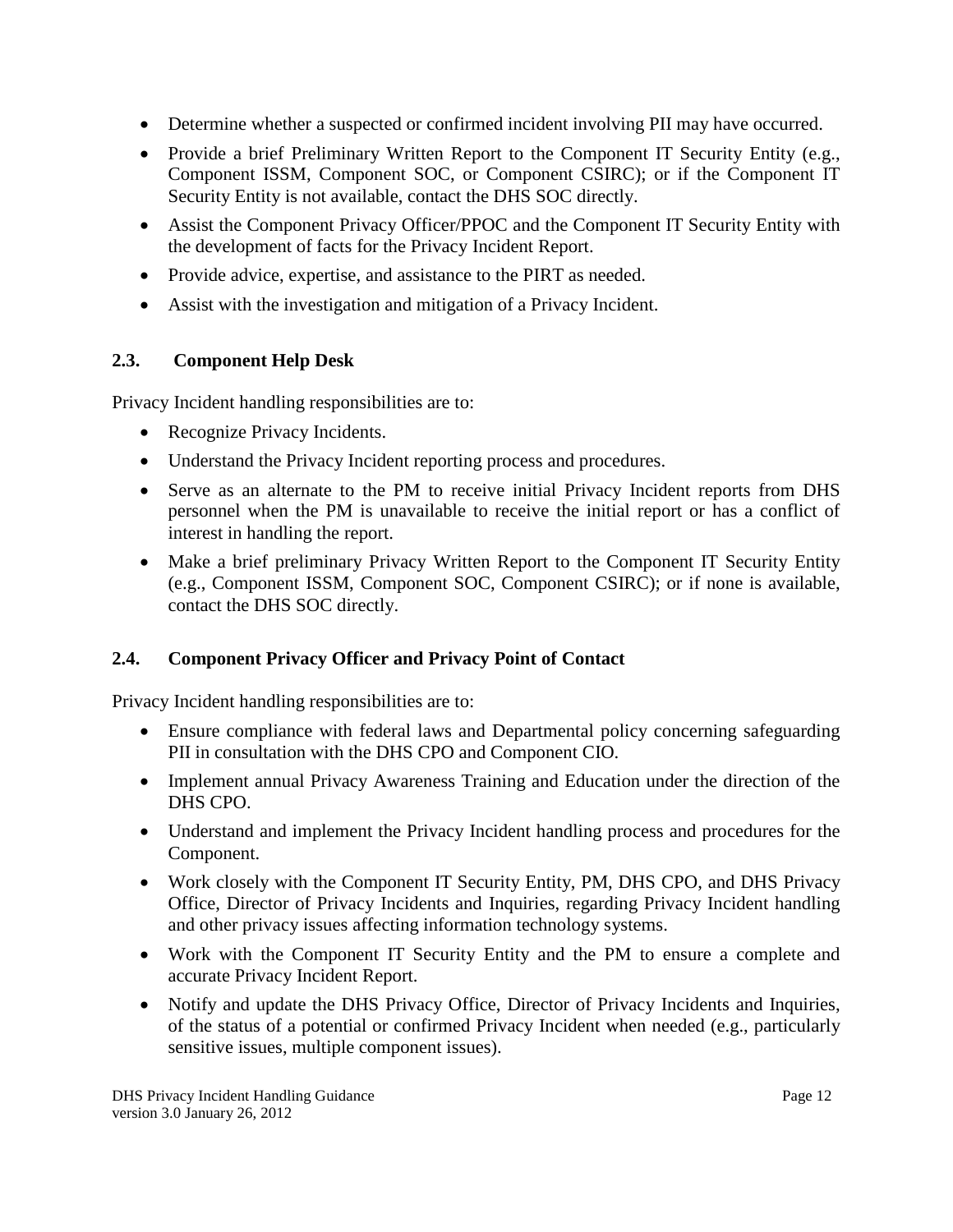- Determine whether a suspected or confirmed incident involving PII may have occurred.
- Provide a brief Preliminary Written Report to the Component IT Security Entity (e.g., Component ISSM, Component SOC, or Component CSIRC); or if the Component IT Security Entity is not available, contact the DHS SOC directly.
- Assist the Component Privacy Officer/PPOC and the Component IT Security Entity with the development of facts for the Privacy Incident Report.
- Provide advice, expertise, and assistance to the PIRT as needed.
- Assist with the investigation and mitigation of a Privacy Incident.

### 2.3. Component Help Desk

Privacy Incident handling responsibilities are to:

- Recognize Privacy Incidents.
- Understand the Privacy Incident reporting process and procedures.
- Serve as an alternate to the PM to receive initial Privacy Incident reports from DHS personnel when the PM is unavailable to receive the initial report or has a conflict of interest in handling the report.
- Make a brief preliminary Privacy Written Report to the Component IT Security Entity (e.g., Component ISSM, Component SOC, Component CSIRC); or if none is available, contact the DHS SOC directly.

### 2.4. Component Privacy Officer and Privacy Point of Contact

Privacy Incident handling responsibilities are to:

- Ensure compliance with federal laws and Departmental policy concerning safeguarding PII in consultation with the DHS CPO and Component CIO.
- Implement annual Privacy Awareness Training and Education under the direction of the DHS CPO.
- Understand and implement the Privacy Incident handling process and procedures for the Component.
- Work closely with the Component IT Security Entity, PM, DHS CPO, and DHS Privacy Office, Director of Privacy Incidents and Inquiries, regarding Privacy Incident handling and other privacy issues affecting information technology systems.
- Work with the Component IT Security Entity and the PM to ensure a complete and accurate Privacy Incident Report.
- Notify and update the DHS Privacy Office, Director of Privacy Incidents and Inquiries, of the status of a potential or confirmed Privacy Incident when needed (e.g., particularly sensitive issues, multiple component issues).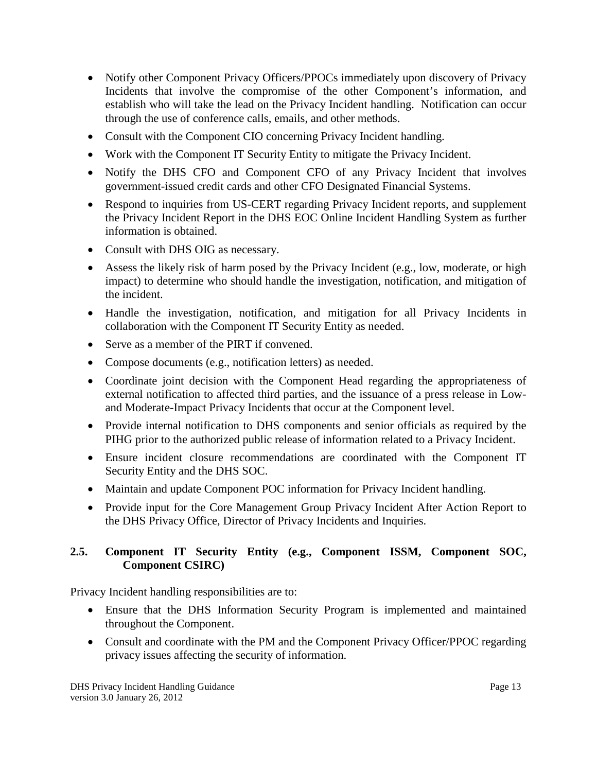- Notify other Component Privacy Officers/PPOCs immediately upon discovery of Privacy Incidents that involve the compromise of the other Component's information, and establish who will take the lead on the Privacy Incident handling. Notification can occur through the use of conference calls, emails, and other methods.
- Consult with the Component CIO concerning Privacy Incident handling.
- Work with the Component IT Security Entity to mitigate the Privacy Incident.
- Notify the DHS CFO and Component CFO of any Privacy Incident that involves government-issued credit cards and other CFO Designated Financial Systems.
- Respond to inquiries from US-CERT regarding Privacy Incident reports, and supplement the Privacy Incident Report in the DHS EOC Online Incident Handling System as further information is obtained.
- Consult with DHS OIG as necessary.
- Assess the likely risk of harm posed by the Privacy Incident (e.g., low, moderate, or high impact) to determine who should handle the investigation, notification, and mitigation of the incident.
- Handle the investigation, notification, and mitigation for all Privacy Incidents in collaboration with the Component IT Security Entity as needed.
- Serve as a member of the PIRT if convened.
- Compose documents (e.g., notification letters) as needed.
- Coordinate joint decision with the Component Head regarding the appropriateness of external notification to affected third parties, and the issuance of a press release in Low- and Moderate-Impact Privacy Incidents that occur at the Component level.
- Provide internal notification to DHS components and senior officials as required by the PIHG prior to the authorized public release of information related to a Privacy Incident.
- Ensure incident closure recommendations are coordinated with the Component IT Security Entity and the DHS SOC.
- Maintain and update Component POC information for Privacy Incident handling.
- Provide input for the Core Management Group Privacy Incident After Action Report to the DHS Privacy Office, Director of Privacy Incidents and Inquiries.

### 2.5. Component IT Security Entity (e.g., Component ISSM, Component SOC, Component CSIRC)

Privacy Incident handling responsibilities are to:

- Ensure that the DHS Information Security Program is implemented and maintained throughout the Component.
- Consult and coordinate with the PM and the Component Privacy Officer/PPOC regarding privacy issues affecting the security of information.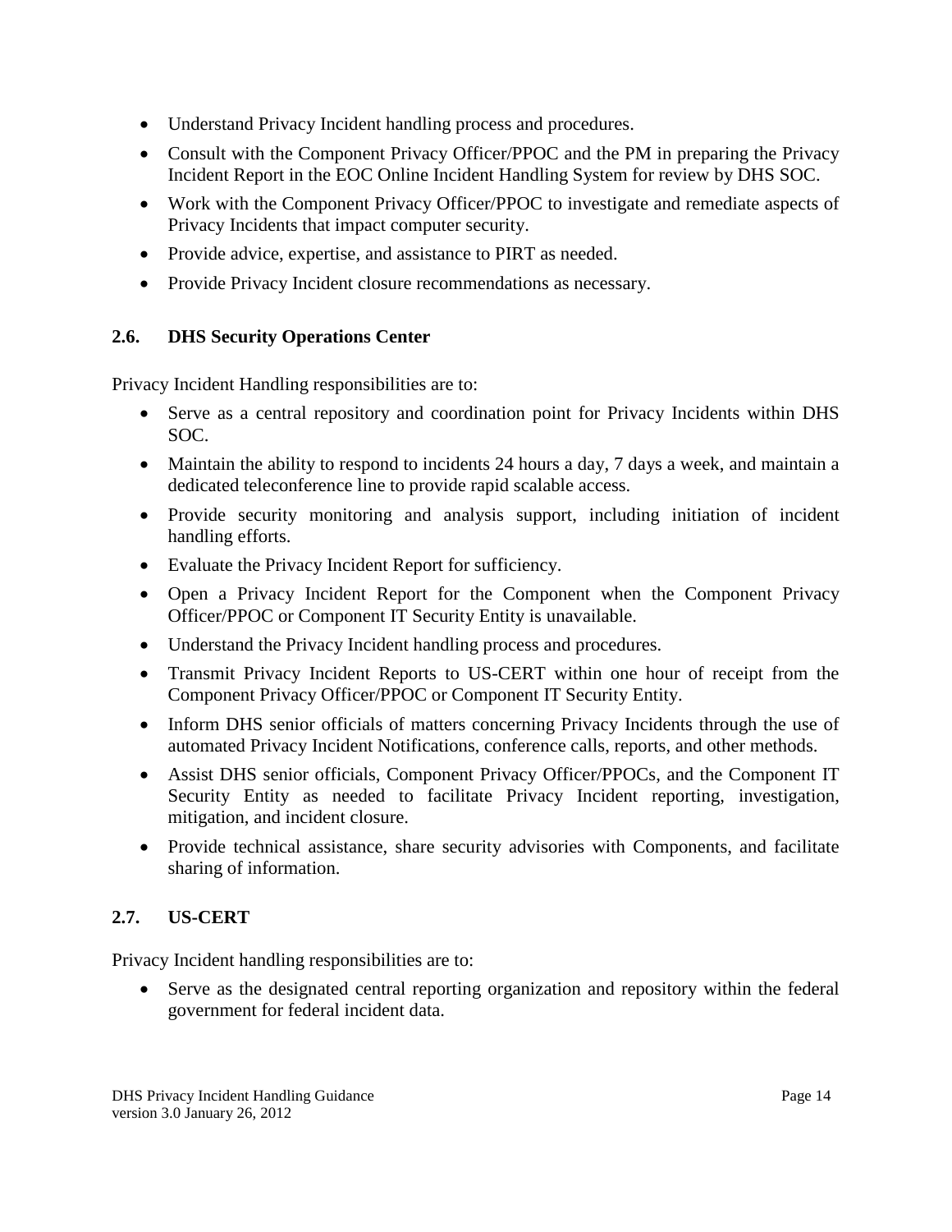- Understand Privacy Incident handling process and procedures.
- Consult with the Component Privacy Officer/PPOC and the PM in preparing the Privacy Incident Report in the EOC Online Incident Handling System for review by DHS SOC.
- Work with the Component Privacy Officer/PPOC to investigate and remediate aspects of Privacy Incidents that impact computer security.
- Provide advice, expertise, and assistance to PIRT as needed.
- Provide Privacy Incident closure recommendations as necessary.

### 2.6. DHS Security Operations Center

Privacy Incident Handling responsibilities are to:

- Serve as a central repository and coordination point for Privacy Incidents within DHS SOC.
- Maintain the ability to respond to incidents 24 hours a day, 7 days a week, and maintain a dedicated teleconference line to provide rapid scalable access.
- Provide security monitoring and analysis support, including initiation of incident handling efforts.
- Evaluate the Privacy Incident Report for sufficiency.
- Open a Privacy Incident Report for the Component when the Component Privacy Officer/PPOC or Component IT Security Entity is unavailable.
- Understand the Privacy Incident handling process and procedures.
- Transmit Privacy Incident Reports to US-CERT within one hour of receipt from the Component Privacy Officer/PPOC or Component IT Security Entity.
- Inform DHS senior officials of matters concerning Privacy Incidents through the use of automated Privacy Incident Notifications, conference calls, reports, and other methods.
- Assist DHS senior officials, Component Privacy Officer/PPOCs, and the Component IT Security Entity as needed to facilitate Privacy Incident reporting, investigation, mitigation, and incident closure.
- Provide technical assistance, share security advisories with Components, and facilitate sharing of information.

### 2.7. US-CERT

Privacy Incident handling responsibilities are to:

- Serve as the designated central reporting organization and repository within the federal government for federal incident data.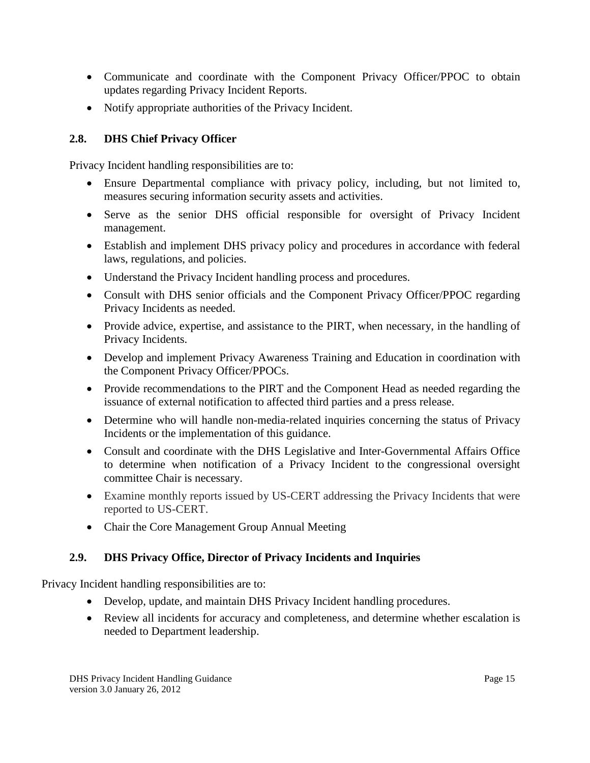- Communicate and coordinate with the Component Privacy Officer/PPOC to obtain updates regarding Privacy Incident Reports.
- Notify appropriate authorities of the Privacy Incident.

### 2.8. DHS Chief Privacy Officer

Privacy Incident handling responsibilities are to:

- Ensure Departmental compliance with privacy policy, including, but not limited to, measures securing information security assets and activities.
- Serve as the senior DHS official responsible for oversight of Privacy Incident management.
- Establish and implement DHS privacy policy and procedures in accordance with federal laws, regulations, and policies.
- Understand the Privacy Incident handling process and procedures.
- Consult with DHS senior officials and the Component Privacy Officer/PPOC regarding Privacy Incidents as needed.
- Provide advice, expertise, and assistance to the PIRT, when necessary, in the handling of Privacy Incidents.
- Develop and implement Privacy Awareness Training and Education in coordination with the Component Privacy Officer/PPOCs.
- Provide recommendations to the PIRT and the Component Head as needed regarding the issuance of external notification to affected third parties and a press release.
- Determine who will handle non-media-related inquiries concerning the status of Privacy Incidents or the implementation of this guidance.
- Consult and coordinate with the DHS Legislative and Inter-Governmental Affairs Office to determine when notification of a Privacy Incident to the congressional oversight committee Chair is necessary.
- Examine monthly reports issued by US-CERT addressing the Privacy Incidents that were reported to US-CERT.
- Chair the Core Management Group Annual Meeting

### 2.9. DHS Privacy Office, Director of Privacy Incidents and Inquiries

Privacy Incident handling responsibilities are to:

- Develop, update, and maintain DHS Privacy Incident handling procedures.
- Review all incidents for accuracy and completeness, and determine whether escalation is needed to Department leadership.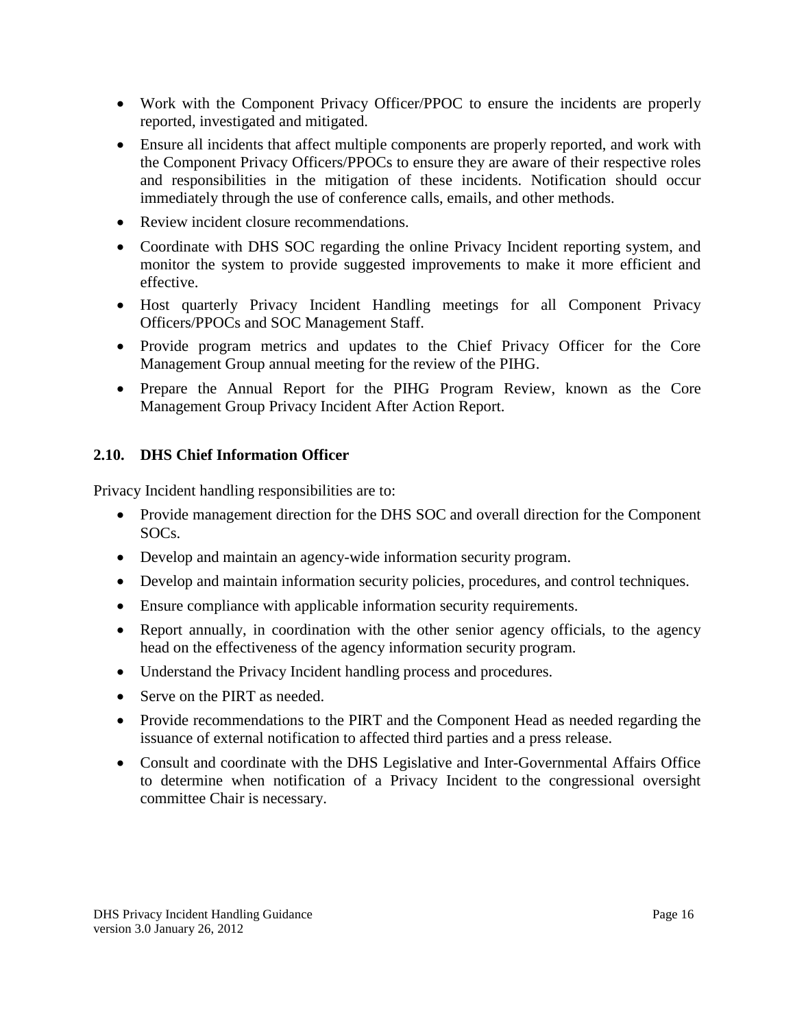- Work with the Component Privacy Officer/PPOC to ensure the incidents are properly reported, investigated and mitigated.
- Ensure all incidents that affect multiple components are properly reported, and work with the Component Privacy Officers/PPOCs to ensure they are aware of their respective roles and responsibilities in the mitigation of these incidents. Notification should occur immediately through the use of conference calls, emails, and other methods.
- Review incident closure recommendations.
- Coordinate with DHS SOC regarding the online Privacy Incident reporting system, and monitor the system to provide suggested improvements to make it more efficient and effective.
- Host quarterly Privacy Incident Handling meetings for all Component Privacy Officers/PPOCs and SOC Management Staff.
- Provide program metrics and updates to the Chief Privacy Officer for the Core Management Group annual meeting for the review of the PIHG.
- Prepare the Annual Report for the PIHG Program Review, known as the Core Management Group Privacy Incident After Action Report.

### 2.10. DHS Chief Information Officer

Privacy Incident handling responsibilities are to:

- Provide management direction for the DHS SOC and overall direction for the Component SOCs.
- Develop and maintain an agency-wide information security program.
- Develop and maintain information security policies, procedures, and control techniques.
- Ensure compliance with applicable information security requirements.
- Report annually, in coordination with the other senior agency officials, to the agency head on the effectiveness of the agency information security program.
- Understand the Privacy Incident handling process and procedures.
- Serve on the PIRT as needed.
- Provide recommendations to the PIRT and the Component Head as needed regarding the issuance of external notification to affected third parties and a press release.
- Consult and coordinate with the DHS Legislative and Inter-Governmental Affairs Office to determine when notification of a Privacy Incident to the congressional oversight committee Chair is necessary.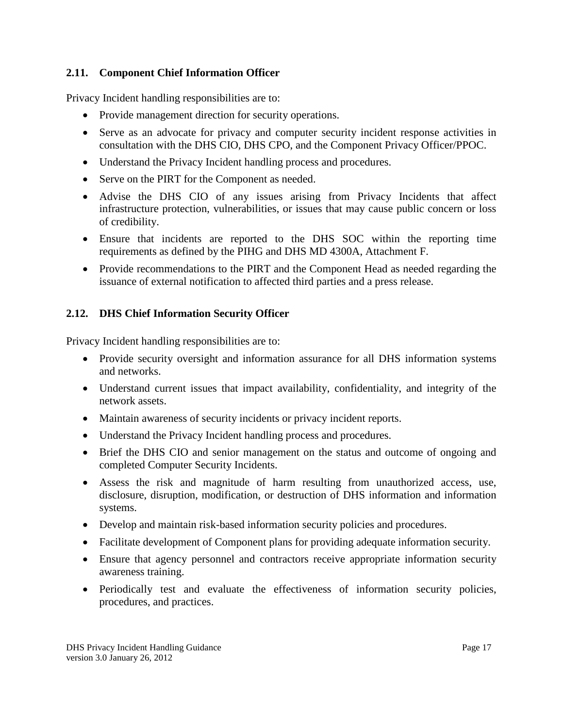### 2.11. Component Chief Information Officer

Privacy Incident handling responsibilities are to:

- Provide management direction for security operations.
- Serve as an advocate for privacy and computer security incident response activities in consultation with the DHS CIO, DHS CPO, and the Component Privacy Officer/PPOC.
- Understand the Privacy Incident handling process and procedures.
- Serve on the PIRT for the Component as needed.
- Advise the DHS CIO of any issues arising from Privacy Incidents that affect infrastructure protection, vulnerabilities, or issues that may cause public concern or loss of credibility.
- Ensure that incidents are reported to the DHS SOC within the reporting time requirements as defined by the PIHG and DHS MD 4300A, Attachment F.
- Provide recommendations to the PIRT and the Component Head as needed regarding the issuance of external notification to affected third parties and a press release.

### 2.12. DHS Chief Information Security Officer

Privacy Incident handling responsibilities are to:

- Provide security oversight and information assurance for all DHS information systems and networks.
- Understand current issues that impact availability, confidentiality, and integrity of the network assets.
- Maintain awareness of security incidents or privacy incident reports.
- Understand the Privacy Incident handling process and procedures.
- Brief the DHS CIO and senior management on the status and outcome of ongoing and completed Computer Security Incidents.
- Assess the risk and magnitude of harm resulting from unauthorized access, use, disclosure, disruption, modification, or destruction of DHS information and information systems.
- Develop and maintain risk-based information security policies and procedures.
- Facilitate development of Component plans for providing adequate information security.
- Ensure that agency personnel and contractors receive appropriate information security awareness training.
- Periodically test and evaluate the effectiveness of information security policies, procedures, and practices.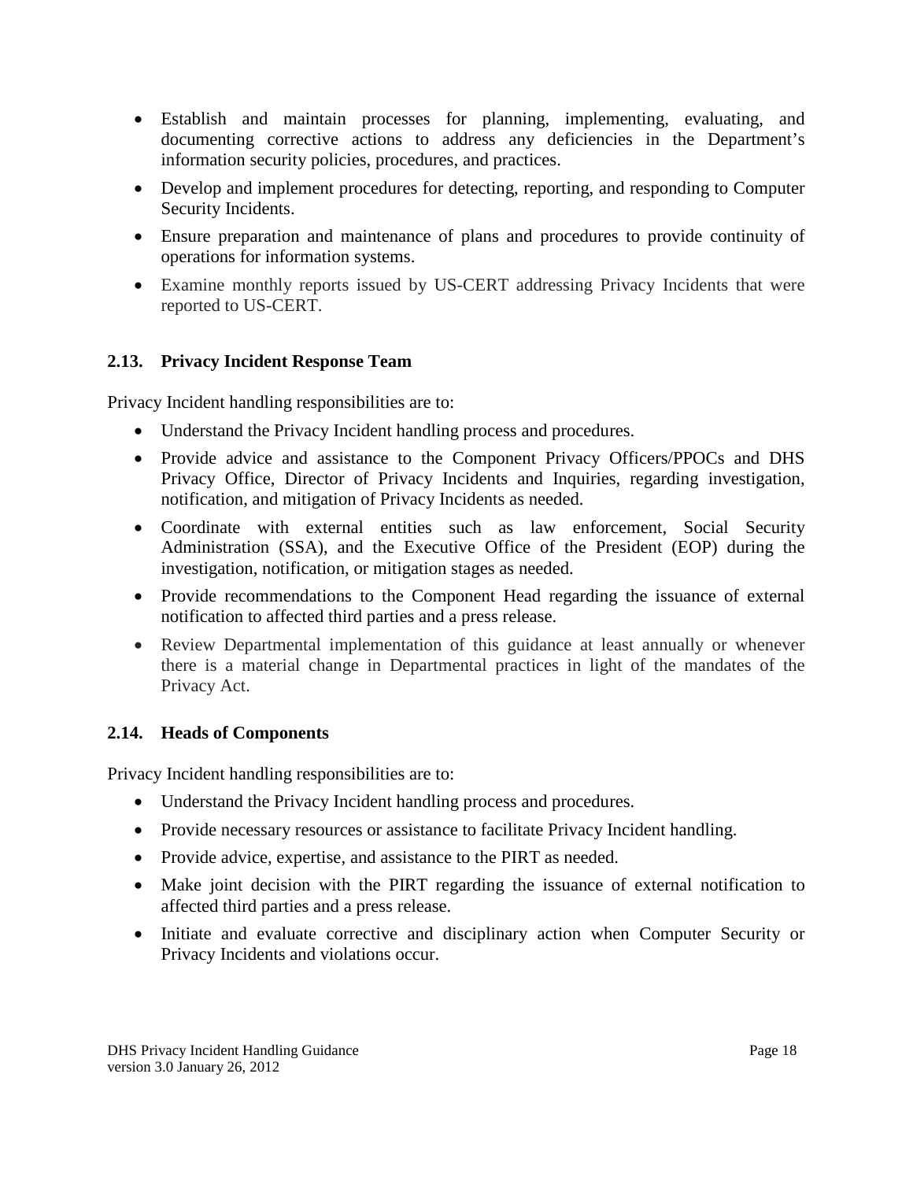- Establish and maintain processes for planning, implementing, evaluating, and documenting corrective actions to address any deficiencies in the Department's information security policies, procedures, and practices.
- Develop and implement procedures for detecting, reporting, and responding to Computer Security Incidents.
- Ensure preparation and maintenance of plans and procedures to provide continuity of operations for information systems.
- Examine monthly reports issued by US-CERT addressing Privacy Incidents that were reported to US-CERT.

## 2.13. Privacy Incident Response Team

Privacy Incident handling responsibilities are to:

- Understand the Privacy Incident handling process and procedures.
- Provide advice and assistance to the Component Privacy Officers/PPOCs and DHS Privacy Office, Director of Privacy Incidents and Inquiries, regarding investigation, notification, and mitigation of Privacy Incidents as needed.
- Coordinate with external entities such as law enforcement, Social Security Administration (SSA), and the Executive Office of the President (EOP) during the investigation, notification, or mitigation stages as needed.
- Provide recommendations to the Component Head regarding the issuance of external notification to affected third parties and a press release.
- Review Departmental implementation of this guidance at least annually or whenever there is a material change in Departmental practices in light of the mandates of the Privacy Act.

## 2.14. Heads of Components

Privacy Incident handling responsibilities are to:

- Understand the Privacy Incident handling process and procedures.
- Provide necessary resources or assistance to facilitate Privacy Incident handling.
- Provide advice, expertise, and assistance to the PIRT as needed.
- Make joint decision with the PIRT regarding the issuance of external notification to affected third parties and a press release.
- Initiate and evaluate corrective and disciplinary action when Computer Security or Privacy Incidents and violations occur.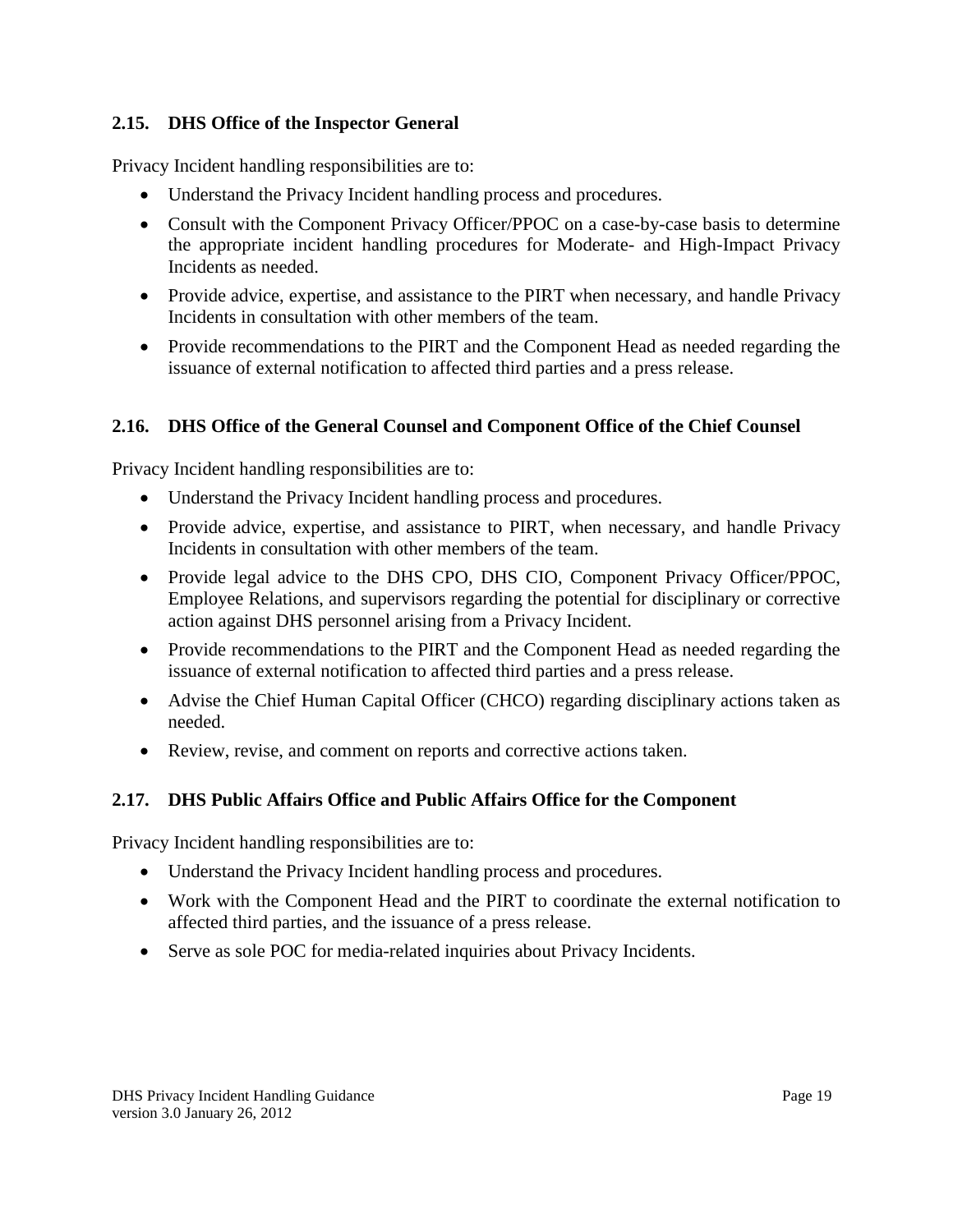### 2.15. DHS Office of the Inspector General

Privacy Incident handling responsibilities are to:

- Understand the Privacy Incident handling process and procedures.
- Consult with the Component Privacy Officer/PPOC on a case-by-case basis to determine the appropriate incident handling procedures for Moderate- and High-Impact Privacy Incidents as needed.
- Provide advice, expertise, and assistance to the PIRT when necessary, and handle Privacy Incidents in consultation with other members of the team.
- Provide recommendations to the PIRT and the Component Head as needed regarding the issuance of external notification to affected third parties and a press release.

### 2.16. DHS Office of the General Counsel and Component Office of the Chief Counsel

Privacy Incident handling responsibilities are to:

- Understand the Privacy Incident handling process and procedures.
- Provide advice, expertise, and assistance to PIRT, when necessary, and handle Privacy Incidents in consultation with other members of the team.
- Provide legal advice to the DHS CPO, DHS CIO, Component Privacy Officer/PPOC, Employee Relations, and supervisors regarding the potential for disciplinary or corrective action against DHS personnel arising from a Privacy Incident.
- Provide recommendations to the PIRT and the Component Head as needed regarding the issuance of external notification to affected third parties and a press release.
- Advise the Chief Human Capital Officer (CHCO) regarding disciplinary actions taken as needed.
- Review, revise, and comment on reports and corrective actions taken.

### 2.17. DHS Public Affairs Office and Public Affairs Office for the Component

Privacy Incident handling responsibilities are to:

- Understand the Privacy Incident handling process and procedures.
- Work with the Component Head and the PIRT to coordinate the external notification to affected third parties, and the issuance of a press release.
- Serve as sole POC for media-related inquiries about Privacy Incidents.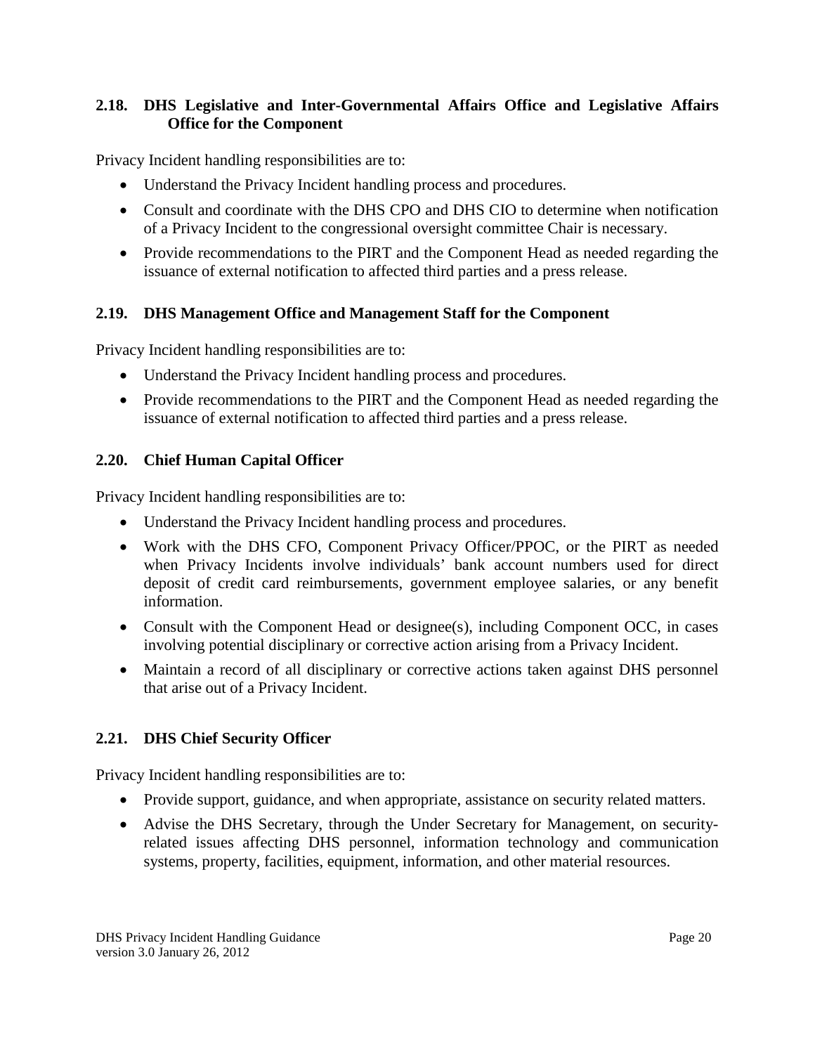### 2.18. DHS Legislative and Inter-Governmental Affairs Office and Legislative Affairs Office for the Component

Privacy Incident handling responsibilities are to:

- Understand the Privacy Incident handling process and procedures.
- Consult and coordinate with the DHS CPO and DHS CIO to determine when notification of a Privacy Incident to the congressional oversight committee Chair is necessary.
- Provide recommendations to the PIRT and the Component Head as needed regarding the issuance of external notification to affected third parties and a press release.

### 2.19. DHS Management Office and Management Staff for the Component

Privacy Incident handling responsibilities are to:

- Understand the Privacy Incident handling process and procedures.
- Provide recommendations to the PIRT and the Component Head as needed regarding the issuance of external notification to affected third parties and a press release.

### 2.20. Chief Human Capital Officer

Privacy Incident handling responsibilities are to:

- Understand the Privacy Incident handling process and procedures.
- Work with the DHS CFO, Component Privacy Officer/PPOC, or the PIRT as needed when Privacy Incidents involve individuals' bank account numbers used for direct deposit of credit card reimbursements, government employee salaries, or any benefit information.
- Consult with the Component Head or designee(s), including Component OCC, in cases involving potential disciplinary or corrective action arising from a Privacy Incident.
- Maintain a record of all disciplinary or corrective actions taken against DHS personnel that arise out of a Privacy Incident.

### 2.21. DHS Chief Security Officer

Privacy Incident handling responsibilities are to:

- Provide support, guidance, and when appropriate, assistance on security related matters.
- Advise the DHS Secretary, through the Under Secretary for Management, on security-related issues affecting DHS personnel, information technology and communication systems, property, facilities, equipment, information, and other material resources.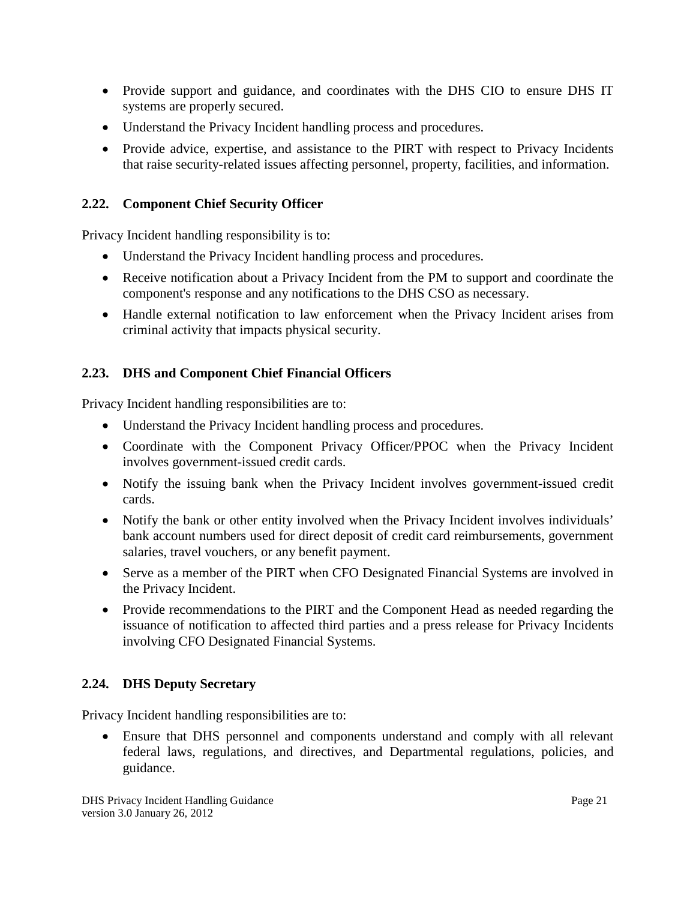- Provide support and guidance, and coordinates with the DHS CIO to ensure DHS IT systems are properly secured.
- Understand the Privacy Incident handling process and procedures.
- Provide advice, expertise, and assistance to the PIRT with respect to Privacy Incidents that raise security-related issues affecting personnel, property, facilities, and information.

### 2.22. Component Chief Security Officer

Privacy Incident handling responsibility is to:

- Understand the Privacy Incident handling process and procedures.
- Receive notification about a Privacy Incident from the PM to support and coordinate the component's response and any notifications to the DHS CSO as necessary.
- Handle external notification to law enforcement when the Privacy Incident arises from criminal activity that impacts physical security.

### 2.23. DHS and Component Chief Financial Officers

Privacy Incident handling responsibilities are to:

- Understand the Privacy Incident handling process and procedures.
- Coordinate with the Component Privacy Officer/PPOC when the Privacy Incident involves government-issued credit cards.
- Notify the issuing bank when the Privacy Incident involves government-issued credit cards.
- Notify the bank or other entity involved when the Privacy Incident involves individuals' bank account numbers used for direct deposit of credit card reimbursements, government salaries, travel vouchers, or any benefit payment.
- Serve as a member of the PIRT when CFO Designated Financial Systems are involved in the Privacy Incident.
- Provide recommendations to the PIRT and the Component Head as needed regarding the issuance of notification to affected third parties and a press release for Privacy Incidents involving CFO Designated Financial Systems.

### 2.24. DHS Deputy Secretary

Privacy Incident handling responsibilities are to:

- Ensure that DHS personnel and components understand and comply with all relevant federal laws, regulations, and directives, and Departmental regulations, policies, and guidance.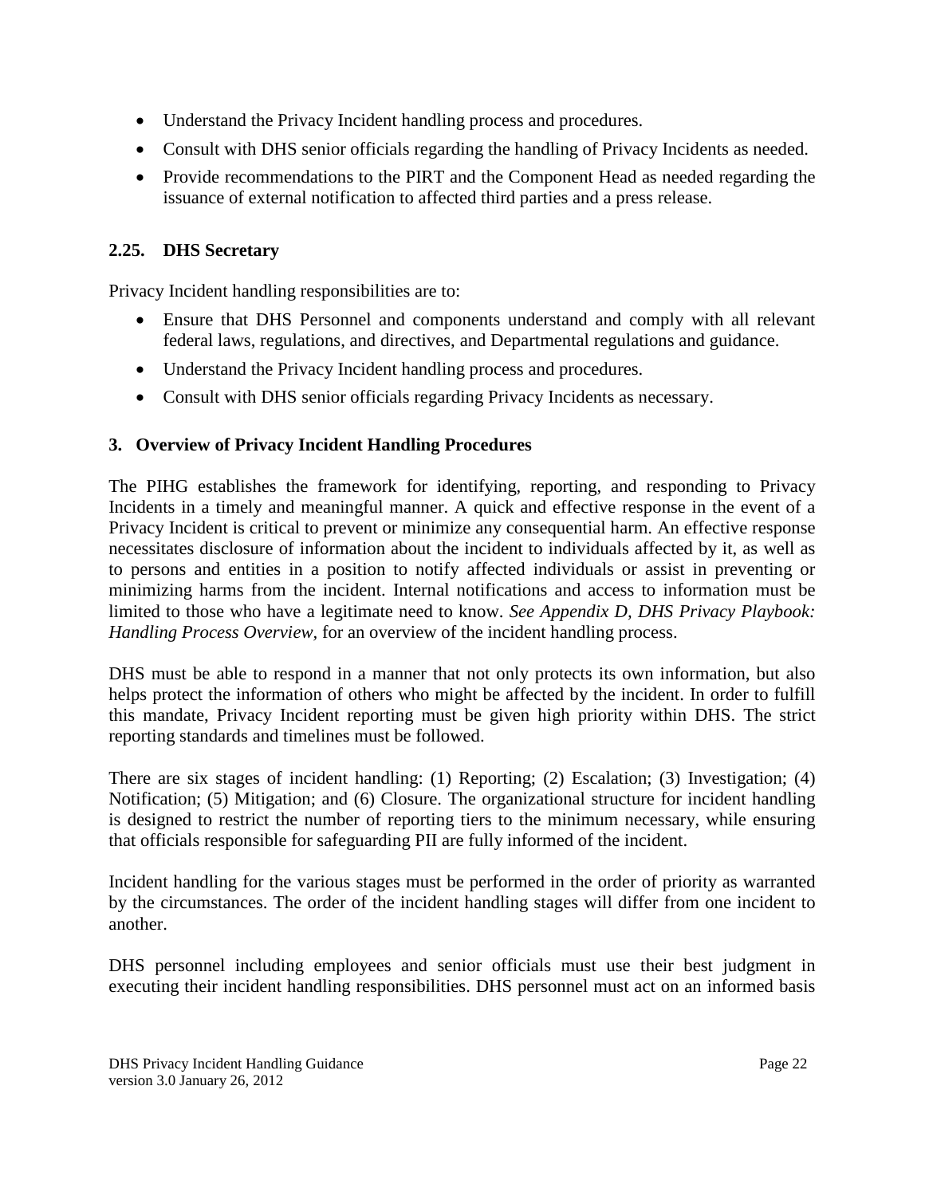- Understand the Privacy Incident handling process and procedures.
- Consult with DHS senior officials regarding the handling of Privacy Incidents as needed.
- Provide recommendations to the PIRT and the Component Head as needed regarding the issuance of external notification to affected third parties and a press release.

### 2.25. DHS Secretary

Privacy Incident handling responsibilities are to:

- Ensure that DHS Personnel and components understand and comply with all relevant federal laws, regulations, and directives, and Departmental regulations and guidance.
- Understand the Privacy Incident handling process and procedures.
- Consult with DHS senior officials regarding Privacy Incidents as necessary.

## 3. Overview of Privacy Incident Handling Procedures

The PIHG establishes the framework for identifying, reporting, and responding to Privacy Incidents in a timely and meaningful manner. A quick and effective response in the event of a Privacy Incident is critical to prevent or minimize any consequential harm. An effective response necessitates disclosure of information about the incident to individuals affected by it, as well as to persons and entities in a position to notify affected individuals or assist in preventing or minimizing harms from the incident. Internal notifications and access to information must be limited to those who have a legitimate need to know. *See Appendix D, DHS Privacy Playbook: Handling Process Overview*, for an overview of the incident handling process.

DHS must be able to respond in a manner that not only protects its own information, but also helps protect the information of others who might be affected by the incident. In order to fulfill this mandate, Privacy Incident reporting must be given high priority within DHS. The strict reporting standards and timelines must be followed.

There are six stages of incident handling: (1) Reporting; (2) Escalation; (3) Investigation; (4) Notification; (5) Mitigation; and (6) Closure. The organizational structure for incident handling is designed to restrict the number of reporting tiers to the minimum necessary, while ensuring that officials responsible for safeguarding PII are fully informed of the incident.

Incident handling for the various stages must be performed in the order of priority as warranted by the circumstances. The order of the incident handling stages will differ from one incident to another.

DHS personnel including employees and senior officials must use their best judgment in executing their incident handling responsibilities. DHS personnel must act on an informed basis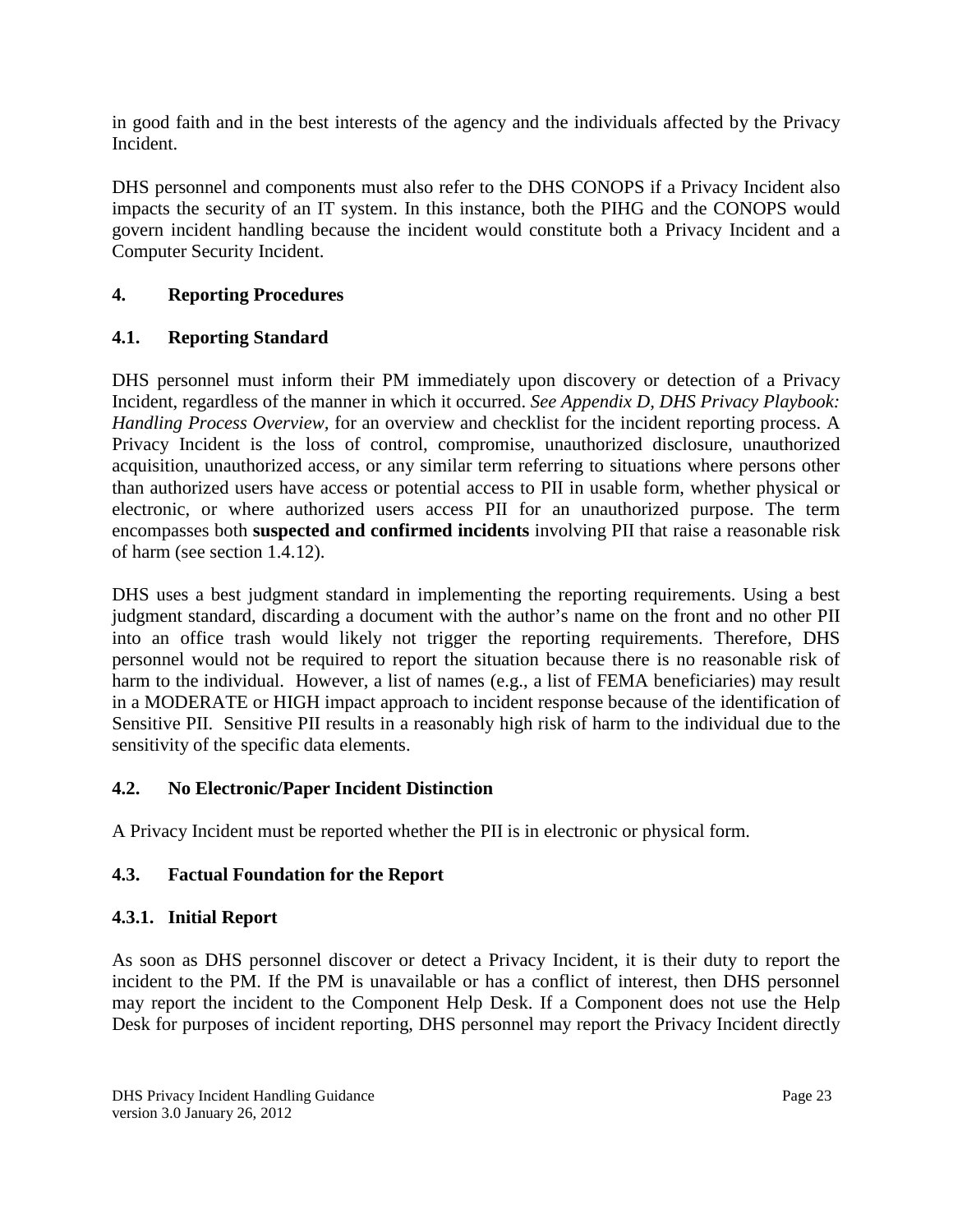in good faith and in the best interests of the agency and the individuals affected by the Privacy Incident.

DHS personnel and components must also refer to the DHS CONOPS if a Privacy Incident also impacts the security of an IT system. In this instance, both the PIHG and the CONOPS would govern incident handling because the incident would constitute both a Privacy Incident and a Computer Security Incident.

## 4. Reporting Procedures

### 4.1. Reporting Standard

DHS personnel must inform their PM immediately upon discovery or detection of a Privacy Incident, regardless of the manner in which it occurred. *See Appendix D, DHS Privacy Playbook: Handling Process Overview*, for an overview and checklist for the incident reporting process. A Privacy Incident is the loss of control, compromise, unauthorized disclosure, unauthorized acquisition, unauthorized access, or any similar term referring to situations where persons other than authorized users have access or potential access to PII in usable form, whether physical or electronic, or where authorized users access PII for an unauthorized purpose. The term encompasses both **suspected and confirmed incidents** involving PII that raise a reasonable risk of harm (see section 1.4.12).

DHS uses a best judgment standard in implementing the reporting requirements. Using a best judgment standard, discarding a document with the author's name on the front and no other PII into an office trash would likely not trigger the reporting requirements. Therefore, DHS personnel would not be required to report the situation because there is no reasonable risk of harm to the individual. However, a list of names (e.g., a list of FEMA beneficiaries) may result in a MODERATE or HIGH impact approach to incident response because of the identification of Sensitive PII. Sensitive PII results in a reasonably high risk of harm to the individual due to the sensitivity of the specific data elements.

### 4.2. No Electronic/Paper Incident Distinction

A Privacy Incident must be reported whether the PII is in electronic or physical form.

### 4.3. Factual Foundation for the Report

#### 4.3.1. Initial Report

As soon as DHS personnel discover or detect a Privacy Incident, it is their duty to report the incident to the PM. If the PM is unavailable or has a conflict of interest, then DHS personnel may report the incident to the Component Help Desk. If a Component does not use the Help Desk for purposes of incident reporting, DHS personnel may report the Privacy Incident directly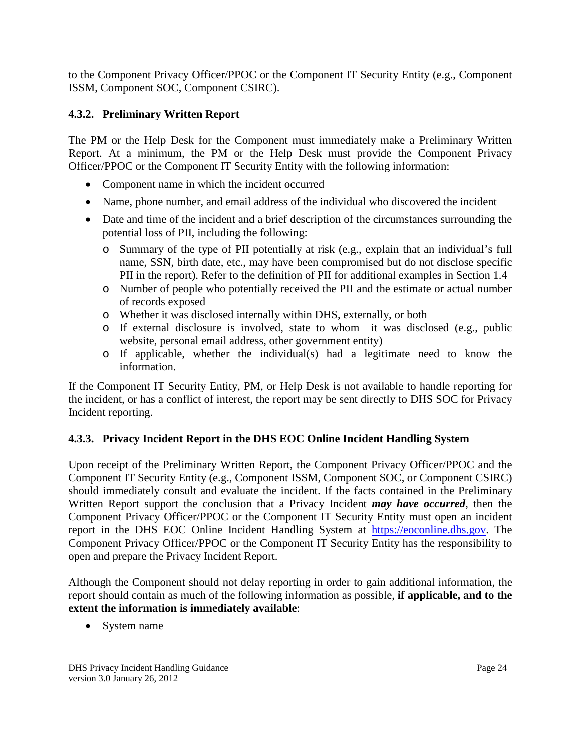to the Component Privacy Officer/PPOC or the Component IT Security Entity (e.g., Component ISSM, Component SOC, Component CSIRC).

### 4.3.2. Preliminary Written Report

The PM or the Help Desk for the Component must immediately make a Preliminary Written Report. At a minimum, the PM or the Help Desk must provide the Component Privacy Officer/PPOC or the Component IT Security Entity with the following information:

- Component name in which the incident occurred
- Name, phone number, and email address of the individual who discovered the incident
- Date and time of the incident and a brief description of the circumstances surrounding the potential loss of PII, including the following:
  - Summary of the type of PII potentially at risk (e.g., explain that an individual's full name, SSN, birth date, etc., may have been compromised but do not disclose specific PII in the report). Refer to the definition of PII for additional examples in Section 1.4
  - Number of people who potentially received the PII and the estimate or actual number of records exposed
  - Whether it was disclosed internally within DHS, externally, or both
  - If external disclosure is involved, state to whom it was disclosed (e.g., public website, personal email address, other government entity)
  - If applicable, whether the individual(s) had a legitimate need to know the information.

If the Component IT Security Entity, PM, or Help Desk is not available to handle reporting for the incident, or has a conflict of interest, the report may be sent directly to DHS SOC for Privacy Incident reporting.

### 4.3.3. Privacy Incident Report in the DHS EOC Online Incident Handling System

Upon receipt of the Preliminary Written Report, the Component Privacy Officer/PPOC and the Component IT Security Entity (e.g., Component ISSM, Component SOC, or Component CSIRC) should immediately consult and evaluate the incident. If the facts contained in the Preliminary Written Report support the conclusion that a Privacy Incident ***may have occurred***, then the Component Privacy Officer/PPOC or the Component IT Security Entity must open an incident report in the DHS EOC Online Incident Handling System at [https://eoconline.dhs.gov](https://eoconline.dhs.gov). The Component Privacy Officer/PPOC or the Component IT Security Entity has the responsibility to open and prepare the Privacy Incident Report.

Although the Component should not delay reporting in order to gain additional information, the report should contain as much of the following information as possible, **if applicable, and to the extent the information is immediately available**:

- System name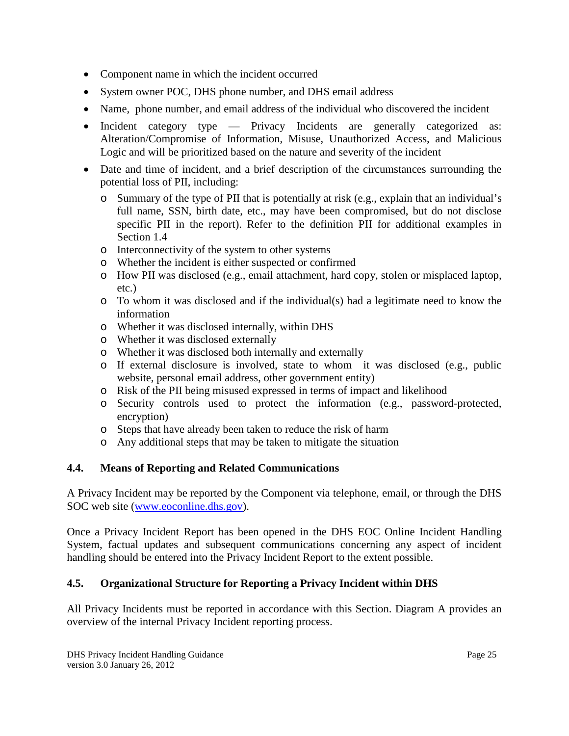- Component name in which the incident occurred
- System owner POC, DHS phone number, and DHS email address
- Name, phone number, and email address of the individual who discovered the incident
- Incident category type — Privacy Incidents are generally categorized as: Alteration/Compromise of Information, Misuse, Unauthorized Access, and Malicious Logic and will be prioritized based on the nature and severity of the incident
- Date and time of incident, and a brief description of the circumstances surrounding the potential loss of PII, including:
  - Summary of the type of PII that is potentially at risk (e.g., explain that an individual's full name, SSN, birth date, etc., may have been compromised, but do not disclose specific PII in the report). Refer to the definition PII for additional examples in Section 1.4
  - Interconnectivity of the system to other systems
  - Whether the incident is either suspected or confirmed
  - How PII was disclosed (e.g., email attachment, hard copy, stolen or misplaced laptop, etc.)
  - To whom it was disclosed and if the individual(s) had a legitimate need to know the information
  - Whether it was disclosed internally, within DHS
  - Whether it was disclosed externally
  - Whether it was disclosed both internally and externally
  - If external disclosure is involved, state to whom it was disclosed (e.g., public website, personal email address, other government entity)
  - Risk of the PII being misused expressed in terms of impact and likelihood
  - Security controls used to protect the information (e.g., password-protected, encryption)
  - Steps that have already been taken to reduce the risk of harm
  - Any additional steps that may be taken to mitigate the situation

### 4.4. Means of Reporting and Related Communications

A Privacy Incident may be reported by the Component via telephone, email, or through the DHS SOC web site (www.eoconline.dhs.gov).

Once a Privacy Incident Report has been opened in the DHS EOC Online Incident Handling System, factual updates and subsequent communications concerning any aspect of incident handling should be entered into the Privacy Incident Report to the extent possible.

### 4.5. Organizational Structure for Reporting a Privacy Incident within DHS

All Privacy Incidents must be reported in accordance with this Section. Diagram A provides an overview of the internal Privacy Incident reporting process.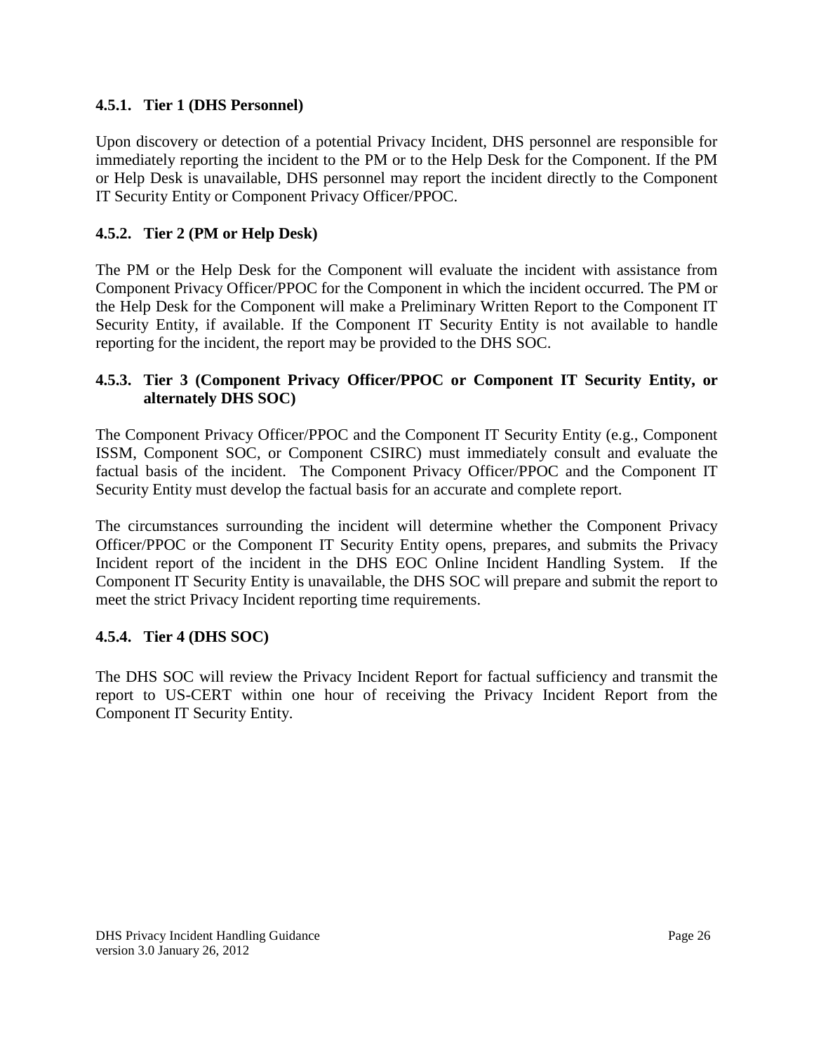#### 4.5.1. Tier 1 (DHS Personnel)

Upon discovery or detection of a potential Privacy Incident, DHS personnel are responsible for immediately reporting the incident to the PM or to the Help Desk for the Component. If the PM or Help Desk is unavailable, DHS personnel may report the incident directly to the Component IT Security Entity or Component Privacy Officer/PPOC.

#### 4.5.2. Tier 2 (PM or Help Desk)

The PM or the Help Desk for the Component will evaluate the incident with assistance from Component Privacy Officer/PPOC for the Component in which the incident occurred. The PM or the Help Desk for the Component will make a Preliminary Written Report to the Component IT Security Entity, if available. If the Component IT Security Entity is not available to handle reporting for the incident, the report may be provided to the DHS SOC.

#### 4.5.3. Tier 3 (Component Privacy Officer/PPOC or Component IT Security Entity, or alternately DHS SOC)

The Component Privacy Officer/PPOC and the Component IT Security Entity (e.g., Component ISSM, Component SOC, or Component CSIRC) must immediately consult and evaluate the factual basis of the incident. The Component Privacy Officer/PPOC and the Component IT Security Entity must develop the factual basis for an accurate and complete report.

The circumstances surrounding the incident will determine whether the Component Privacy Officer/PPOC or the Component IT Security Entity opens, prepares, and submits the Privacy Incident report of the incident in the DHS EOC Online Incident Handling System. If the Component IT Security Entity is unavailable, the DHS SOC will prepare and submit the report to meet the strict Privacy Incident reporting time requirements.

#### 4.5.4. Tier 4 (DHS SOC)

The DHS SOC will review the Privacy Incident Report for factual sufficiency and transmit the report to US-CERT within one hour of receiving the Privacy Incident Report from the Component IT Security Entity.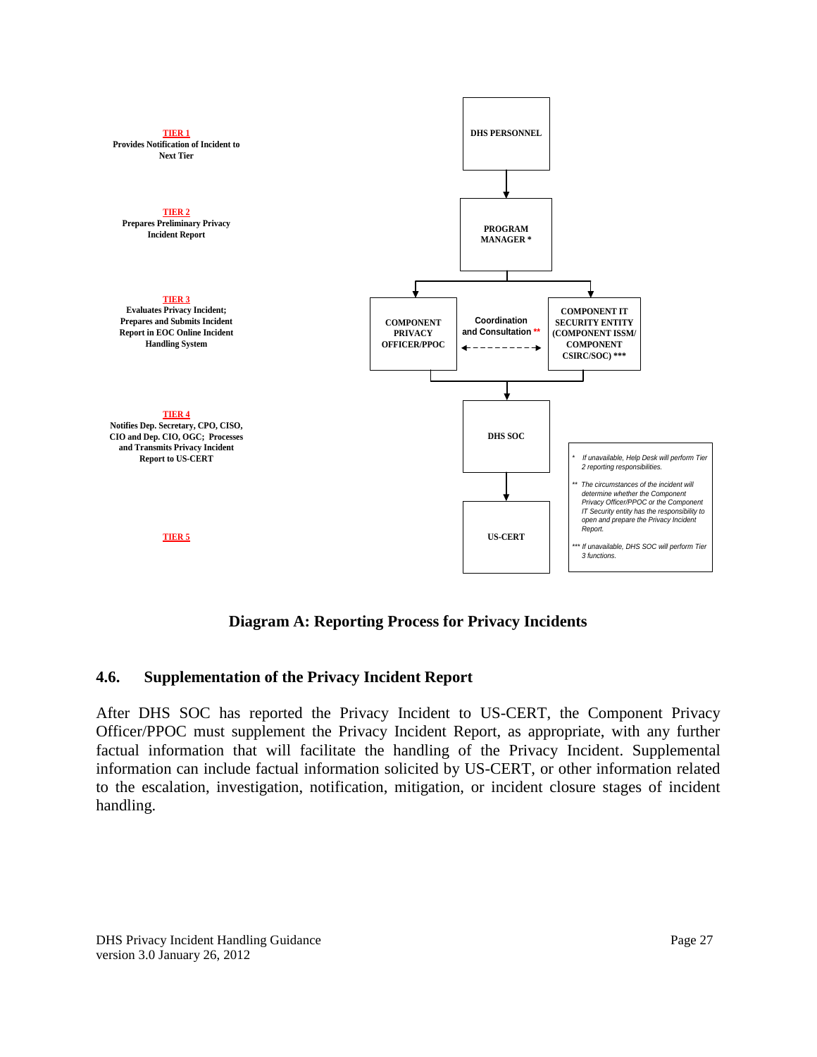**TIER 1**
Provides Notification of Incident to Next Tier

**TIER 2**
Prepares Preliminary Privacy Incident Report

**TIER 3**
Evaluates Privacy Incident; Prepares and Submits Incident Report in EOC Online Incident Handling System

**TIER 4**
Notifies Dep. Secretary, CPO, CISO, CIO and Dep. CIO, OGC; Processes and Transmits Privacy Incident Report to US-CERT

**TIER 5**

DHS PERSONNEL → PROGRAM MANAGER * → COMPONENT PRIVACY OFFICER/PPOC ← Coordination and Consultation ** → COMPONENT IT SECURITY ENTITY (COMPONENT ISSM/ COMPONENT CSIRC/SOC) *** → DHS SOC → US-CERT

\* If unavailable, Help Desk will perform Tier 2 reporting responsibilities.

\*\* The circumstances of the incident will determine whether the Component Privacy Officer/PPOC or the Component IT Security entity has the responsibility to open and prepare the Privacy Incident Report.

\*\*\* If unavailable, DHS SOC will perform Tier 3 functions.

**Diagram A: Reporting Process for Privacy Incidents**

### 4.6. Supplementation of the Privacy Incident Report

After DHS SOC has reported the Privacy Incident to US-CERT, the Component Privacy Officer/PPOC must supplement the Privacy Incident Report, as appropriate, with any further factual information that will facilitate the handling of the Privacy Incident. Supplemental information can include factual information solicited by US-CERT, or other information related to the escalation, investigation, notification, mitigation, or incident closure stages of incident handling.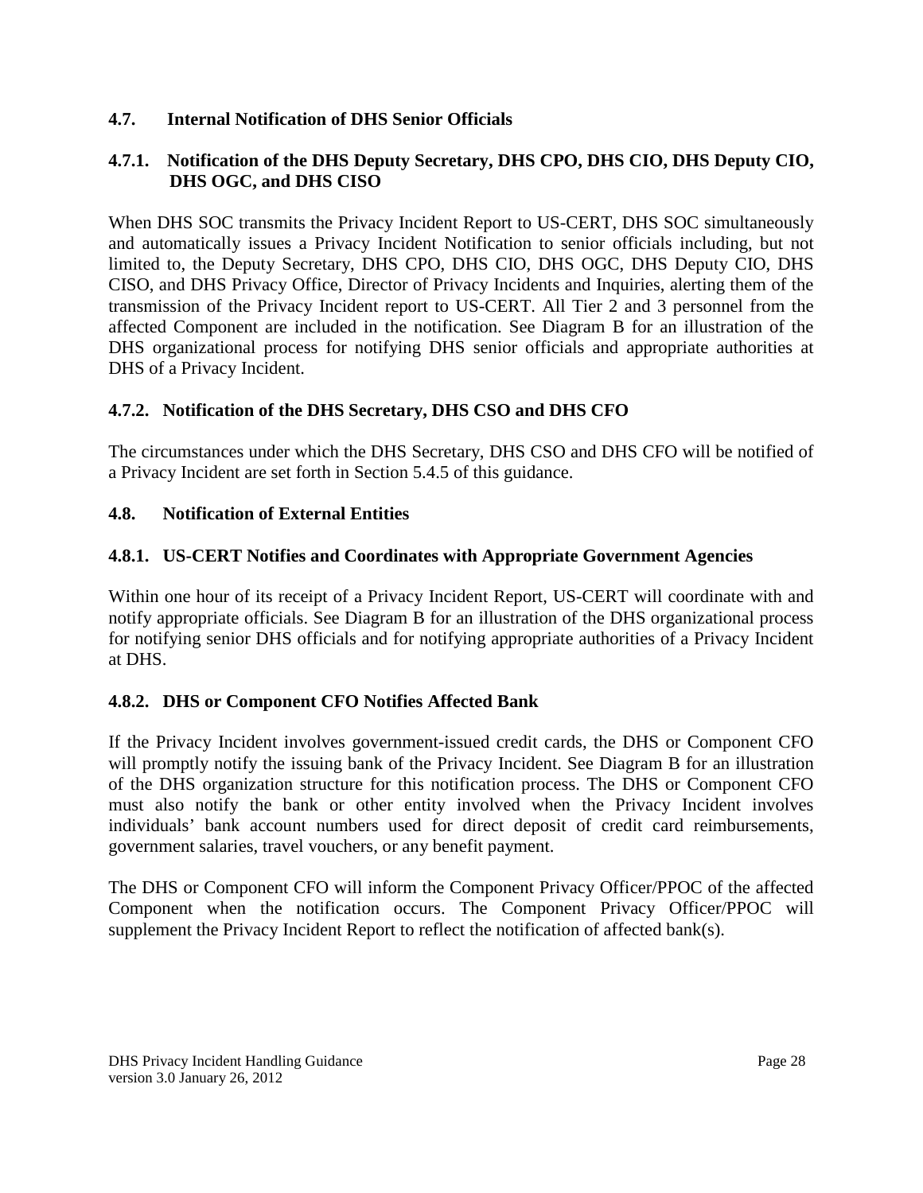## 4.7. Internal Notification of DHS Senior Officials

### 4.7.1. Notification of the DHS Deputy Secretary, DHS CPO, DHS CIO, DHS Deputy CIO, DHS OGC, and DHS CISO

When DHS SOC transmits the Privacy Incident Report to US-CERT, DHS SOC simultaneously and automatically issues a Privacy Incident Notification to senior officials including, but not limited to, the Deputy Secretary, DHS CPO, DHS CIO, DHS OGC, DHS Deputy CIO, DHS CISO, and DHS Privacy Office, Director of Privacy Incidents and Inquiries, alerting them of the transmission of the Privacy Incident report to US-CERT. All Tier 2 and 3 personnel from the affected Component are included in the notification. See Diagram B for an illustration of the DHS organizational process for notifying DHS senior officials and appropriate authorities at DHS of a Privacy Incident.

### 4.7.2. Notification of the DHS Secretary, DHS CSO and DHS CFO

The circumstances under which the DHS Secretary, DHS CSO and DHS CFO will be notified of a Privacy Incident are set forth in Section 5.4.5 of this guidance.

## 4.8. Notification of External Entities

### 4.8.1. US-CERT Notifies and Coordinates with Appropriate Government Agencies

Within one hour of its receipt of a Privacy Incident Report, US-CERT will coordinate with and notify appropriate officials. See Diagram B for an illustration of the DHS organizational process for notifying senior DHS officials and for notifying appropriate authorities of a Privacy Incident at DHS.

### 4.8.2. DHS or Component CFO Notifies Affected Bank

If the Privacy Incident involves government-issued credit cards, the DHS or Component CFO will promptly notify the issuing bank of the Privacy Incident. See Diagram B for an illustration of the DHS organization structure for this notification process. The DHS or Component CFO must also notify the bank or other entity involved when the Privacy Incident involves individuals' bank account numbers used for direct deposit of credit card reimbursements, government salaries, travel vouchers, or any benefit payment.

The DHS or Component CFO will inform the Component Privacy Officer/PPOC of the affected Component when the notification occurs. The Component Privacy Officer/PPOC will supplement the Privacy Incident Report to reflect the notification of affected bank(s).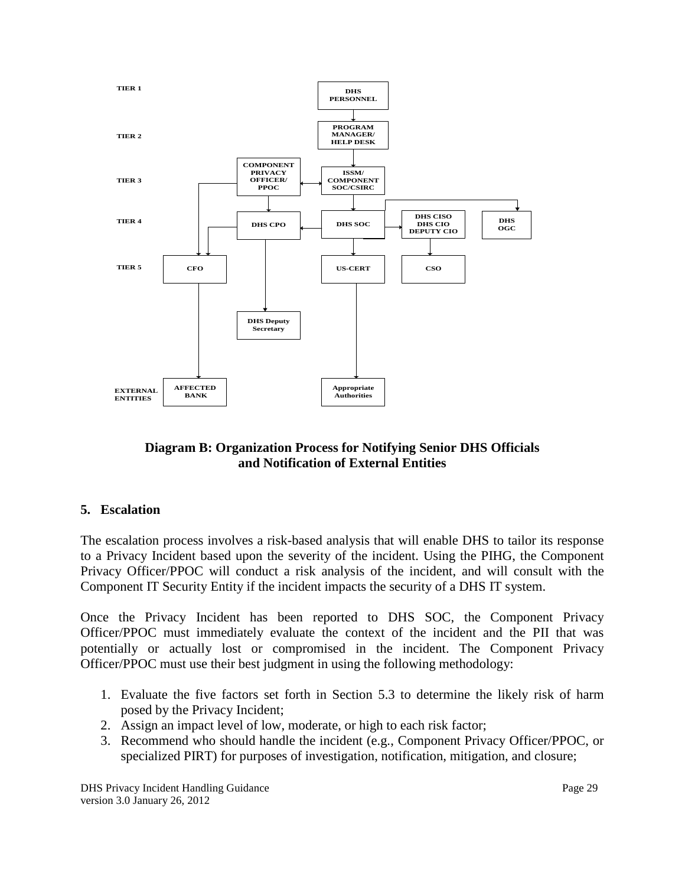TIER 1 — DHS PERSONNEL

TIER 2 — PROGRAM MANAGER/ HELP DESK

TIER 3 — COMPONENT PRIVACY OFFICER/ PPOC; ISSM/ COMPONENT SOC/CSIRC

TIER 4 — DHS CPO; DHS SOC; DHS CISO DHS CIO DEPUTY CIO; DHS OGC

TIER 5 — CFO; US-CERT; CSO

DHS Deputy Secretary

EXTERNAL ENTITIES — AFFECTED BANK; Appropriate Authorities

**Diagram B: Organization Process for Notifying Senior DHS Officials and Notification of External Entities**

## 5. Escalation

The escalation process involves a risk-based analysis that will enable DHS to tailor its response to a Privacy Incident based upon the severity of the incident. Using the PIHG, the Component Privacy Officer/PPOC will conduct a risk analysis of the incident, and will consult with the Component IT Security Entity if the incident impacts the security of a DHS IT system.

Once the Privacy Incident has been reported to DHS SOC, the Component Privacy Officer/PPOC must immediately evaluate the context of the incident and the PII that was potentially or actually lost or compromised in the incident. The Component Privacy Officer/PPOC must use their best judgment in using the following methodology:

1. Evaluate the five factors set forth in Section 5.3 to determine the likely risk of harm posed by the Privacy Incident;
2. Assign an impact level of low, moderate, or high to each risk factor;
3. Recommend who should handle the incident (e.g., Component Privacy Officer/PPOC, or specialized PIRT) for purposes of investigation, notification, mitigation, and closure;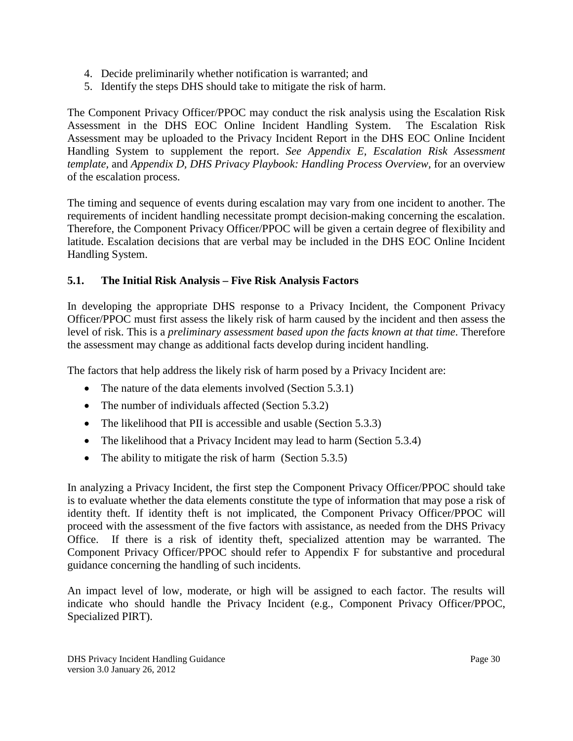4. Decide preliminarily whether notification is warranted; and
5. Identify the steps DHS should take to mitigate the risk of harm.

The Component Privacy Officer/PPOC may conduct the risk analysis using the Escalation Risk Assessment in the DHS EOC Online Incident Handling System. The Escalation Risk Assessment may be uploaded to the Privacy Incident Report in the DHS EOC Online Incident Handling System to supplement the report. *See Appendix E, Escalation Risk Assessment template,* and *Appendix D, DHS Privacy Playbook: Handling Process Overview,* for an overview of the escalation process.

The timing and sequence of events during escalation may vary from one incident to another. The requirements of incident handling necessitate prompt decision-making concerning the escalation. Therefore, the Component Privacy Officer/PPOC will be given a certain degree of flexibility and latitude. Escalation decisions that are verbal may be included in the DHS EOC Online Incident Handling System.

### 5.1. The Initial Risk Analysis – Five Risk Analysis Factors

In developing the appropriate DHS response to a Privacy Incident, the Component Privacy Officer/PPOC must first assess the likely risk of harm caused by the incident and then assess the level of risk. This is a *preliminary assessment based upon the facts known at that time*. Therefore the assessment may change as additional facts develop during incident handling.

The factors that help address the likely risk of harm posed by a Privacy Incident are:

- The nature of the data elements involved (Section 5.3.1)
- The number of individuals affected (Section 5.3.2)
- The likelihood that PII is accessible and usable (Section 5.3.3)
- The likelihood that a Privacy Incident may lead to harm (Section 5.3.4)
- The ability to mitigate the risk of harm (Section 5.3.5)

In analyzing a Privacy Incident, the first step the Component Privacy Officer/PPOC should take is to evaluate whether the data elements constitute the type of information that may pose a risk of identity theft. If identity theft is not implicated, the Component Privacy Officer/PPOC will proceed with the assessment of the five factors with assistance, as needed from the DHS Privacy Office. If there is a risk of identity theft, specialized attention may be warranted. The Component Privacy Officer/PPOC should refer to Appendix F for substantive and procedural guidance concerning the handling of such incidents.

An impact level of low, moderate, or high will be assigned to each factor. The results will indicate who should handle the Privacy Incident (e.g., Component Privacy Officer/PPOC, Specialized PIRT).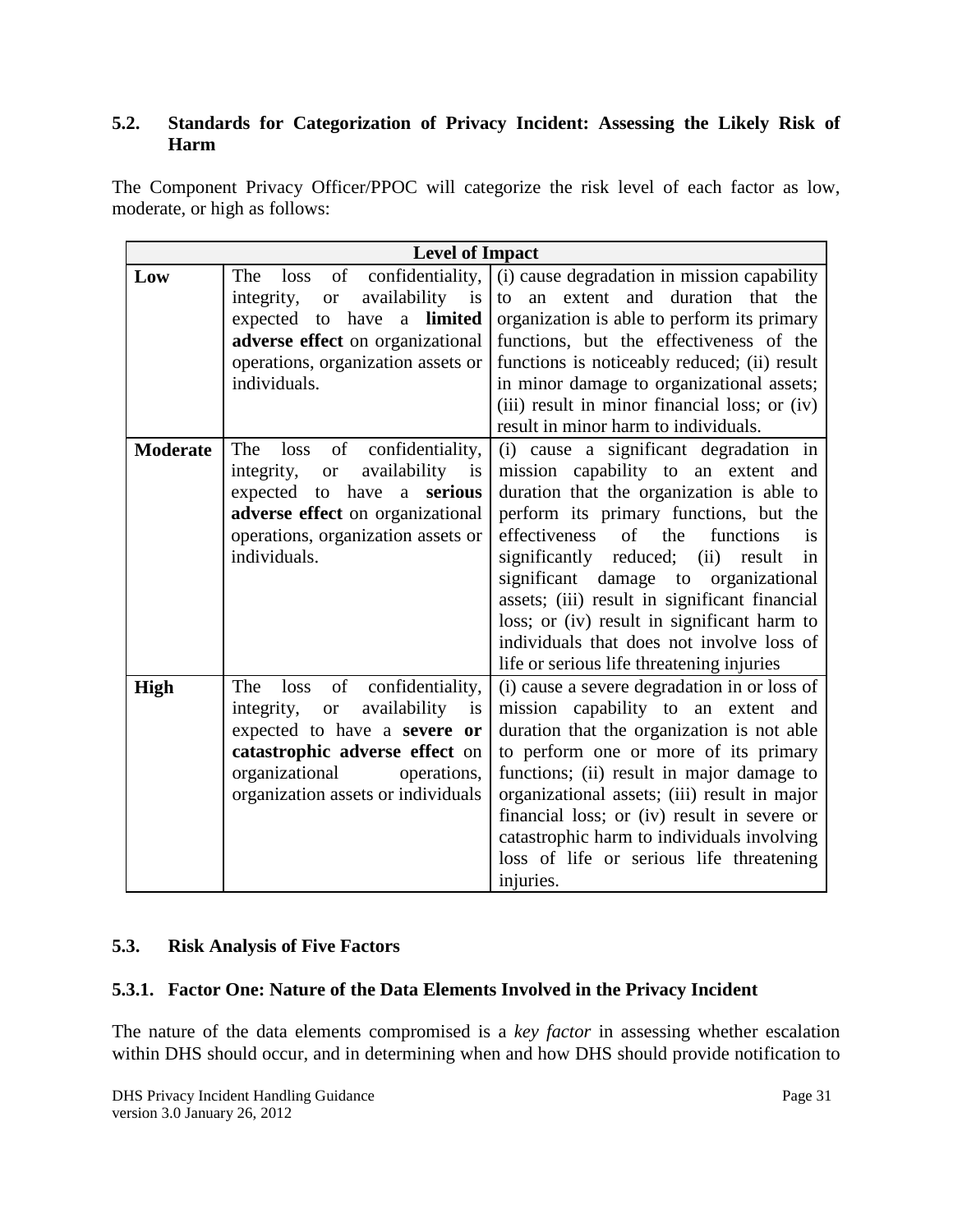## 5.2. Standards for Categorization of Privacy Incident: Assessing the Likely Risk of Harm

The Component Privacy Officer/PPOC will categorize the risk level of each factor as low, moderate, or high as follows:

| Level of Impact | | |
|---|---|---|
| **Low** | The loss of confidentiality, integrity, or availability is expected to have a **limited adverse effect** on organizational operations, organization assets or individuals. | (i) cause degradation in mission capability to an extent and duration that the organization is able to perform its primary functions, but the effectiveness of the functions is noticeably reduced; (ii) result in minor damage to organizational assets; (iii) result in minor financial loss; or (iv) result in minor harm to individuals. |
| **Moderate** | The loss of confidentiality, integrity, or availability is expected to have a **serious adverse effect** on organizational operations, organization assets or individuals. | (i) cause a significant degradation in mission capability to an extent and duration that the organization is able to perform its primary functions, but the effectiveness of the functions is significantly reduced; (ii) result in significant damage to organizational assets; (iii) result in significant financial loss; or (iv) result in significant harm to individuals that does not involve loss of life or serious life threatening injuries |
| **High** | The loss of confidentiality, integrity, or availability is expected to have a **severe or catastrophic adverse effect** on organizational operations, organization assets or individuals | (i) cause a severe degradation in or loss of mission capability to an extent and duration that the organization is not able to perform one or more of its primary functions; (ii) result in major damage to organizational assets; (iii) result in major financial loss; or (iv) result in severe or catastrophic harm to individuals involving loss of life or serious life threatening injuries. |

## 5.3. Risk Analysis of Five Factors

### 5.3.1. Factor One: Nature of the Data Elements Involved in the Privacy Incident

The nature of the data elements compromised is a *key factor* in assessing whether escalation within DHS should occur, and in determining when and how DHS should provide notification to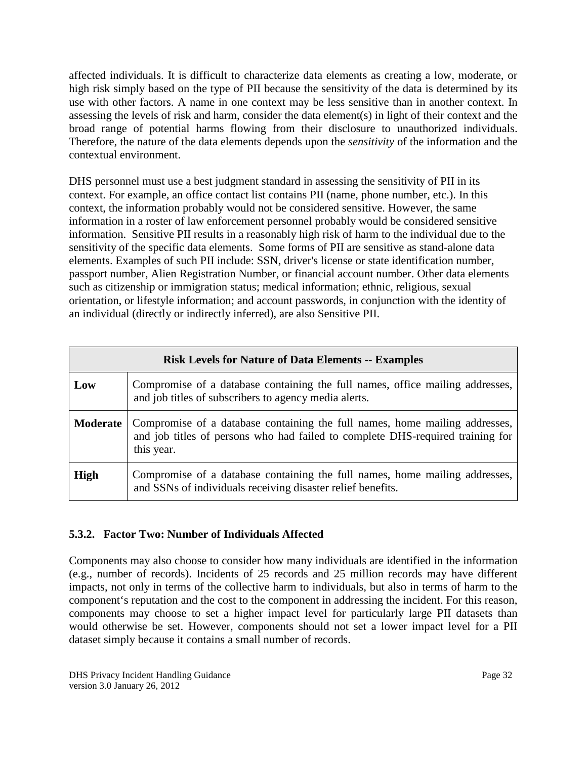affected individuals. It is difficult to characterize data elements as creating a low, moderate, or high risk simply based on the type of PII because the sensitivity of the data is determined by its use with other factors. A name in one context may be less sensitive than in another context. In assessing the levels of risk and harm, consider the data element(s) in light of their context and the broad range of potential harms flowing from their disclosure to unauthorized individuals. Therefore, the nature of the data elements depends upon the *sensitivity* of the information and the contextual environment.

DHS personnel must use a best judgment standard in assessing the sensitivity of PII in its context. For example, an office contact list contains PII (name, phone number, etc.). In this context, the information probably would not be considered sensitive. However, the same information in a roster of law enforcement personnel probably would be considered sensitive information. Sensitive PII results in a reasonably high risk of harm to the individual due to the sensitivity of the specific data elements. Some forms of PII are sensitive as stand-alone data elements. Examples of such PII include: SSN, driver's license or state identification number, passport number, Alien Registration Number, or financial account number. Other data elements such as citizenship or immigration status; medical information; ethnic, religious, sexual orientation, or lifestyle information; and account passwords, in conjunction with the identity of an individual (directly or indirectly inferred), are also Sensitive PII.

| Risk Levels for Nature of Data Elements -- Examples | |
|---|---|
| **Low** | Compromise of a database containing the full names, office mailing addresses, and job titles of subscribers to agency media alerts. |
| **Moderate** | Compromise of a database containing the full names, home mailing addresses, and job titles of persons who had failed to complete DHS-required training for this year. |
| **High** | Compromise of a database containing the full names, home mailing addresses, and SSNs of individuals receiving disaster relief benefits. |

### 5.3.2. Factor Two: Number of Individuals Affected

Components may also choose to consider how many individuals are identified in the information (e.g., number of records). Incidents of 25 records and 25 million records may have different impacts, not only in terms of the collective harm to individuals, but also in terms of harm to the component's reputation and the cost to the component in addressing the incident. For this reason, components may choose to set a higher impact level for particularly large PII datasets than would otherwise be set. However, components should not set a lower impact level for a PII dataset simply because it contains a small number of records.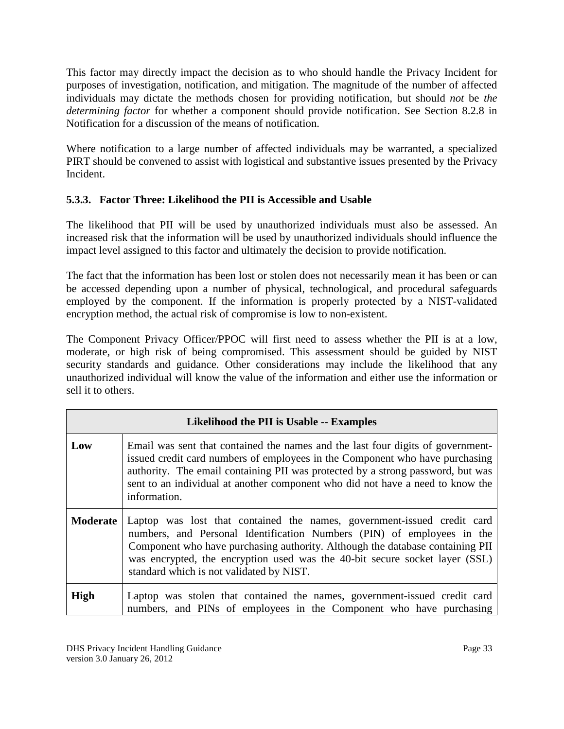This factor may directly impact the decision as to who should handle the Privacy Incident for purposes of investigation, notification, and mitigation. The magnitude of the number of affected individuals may dictate the methods chosen for providing notification, but should *not* be *the determining factor* for whether a component should provide notification. See Section 8.2.8 in Notification for a discussion of the means of notification.

Where notification to a large number of affected individuals may be warranted, a specialized PIRT should be convened to assist with logistical and substantive issues presented by the Privacy Incident.

### 5.3.3. Factor Three: Likelihood the PII is Accessible and Usable

The likelihood that PII will be used by unauthorized individuals must also be assessed. An increased risk that the information will be used by unauthorized individuals should influence the impact level assigned to this factor and ultimately the decision to provide notification.

The fact that the information has been lost or stolen does not necessarily mean it has been or can be accessed depending upon a number of physical, technological, and procedural safeguards employed by the component. If the information is properly protected by a NIST-validated encryption method, the actual risk of compromise is low to non-existent.

The Component Privacy Officer/PPOC will first need to assess whether the PII is at a low, moderate, or high risk of being compromised. This assessment should be guided by NIST security standards and guidance. Other considerations may include the likelihood that any unauthorized individual will know the value of the information and either use the information or sell it to others.

| **Likelihood the PII is Usable -- Examples** | |
|---|---|
| **Low** | Email was sent that contained the names and the last four digits of government-issued credit card numbers of employees in the Component who have purchasing authority. The email containing PII was protected by a strong password, but was sent to an individual at another component who did not have a need to know the information. |
| **Moderate** | Laptop was lost that contained the names, government-issued credit card numbers, and Personal Identification Numbers (PIN) of employees in the Component who have purchasing authority. Although the database containing PII was encrypted, the encryption used was the 40-bit secure socket layer (SSL) standard which is not validated by NIST. |
| **High** | Laptop was stolen that contained the names, government-issued credit card numbers, and PINs of employees in the Component who have purchasing |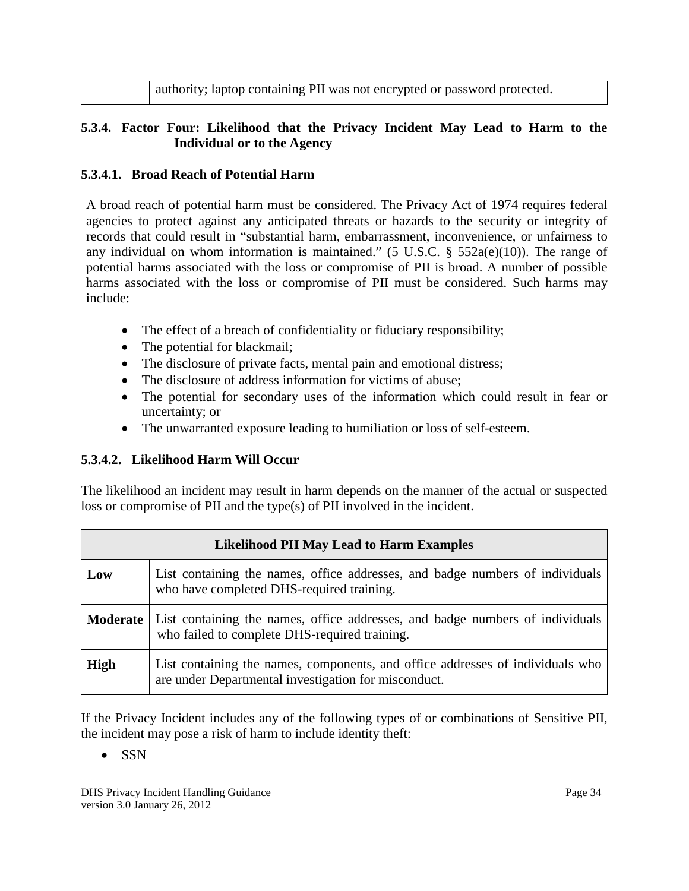| | authority; laptop containing PII was not encrypted or password protected. |
|---|---|

### 5.3.4. Factor Four: Likelihood that the Privacy Incident May Lead to Harm to the Individual or to the Agency

#### 5.3.4.1. Broad Reach of Potential Harm

A broad reach of potential harm must be considered. The Privacy Act of 1974 requires federal agencies to protect against any anticipated threats or hazards to the security or integrity of records that could result in "substantial harm, embarrassment, inconvenience, or unfairness to any individual on whom information is maintained." (5 U.S.C. § 552a(e)(10)). The range of potential harms associated with the loss or compromise of PII is broad. A number of possible harms associated with the loss or compromise of PII must be considered. Such harms may include:

- The effect of a breach of confidentiality or fiduciary responsibility;
- The potential for blackmail;
- The disclosure of private facts, mental pain and emotional distress;
- The disclosure of address information for victims of abuse;
- The potential for secondary uses of the information which could result in fear or uncertainty; or
- The unwarranted exposure leading to humiliation or loss of self-esteem.

#### 5.3.4.2. Likelihood Harm Will Occur

The likelihood an incident may result in harm depends on the manner of the actual or suspected loss or compromise of PII and the type(s) of PII involved in the incident.

| Likelihood PII May Lead to Harm Examples | |
|---|---|
| **Low** | List containing the names, office addresses, and badge numbers of individuals who have completed DHS-required training. |
| **Moderate** | List containing the names, office addresses, and badge numbers of individuals who failed to complete DHS-required training. |
| **High** | List containing the names, components, and office addresses of individuals who are under Departmental investigation for misconduct. |

If the Privacy Incident includes any of the following types of or combinations of Sensitive PII, the incident may pose a risk of harm to include identity theft:

- SSN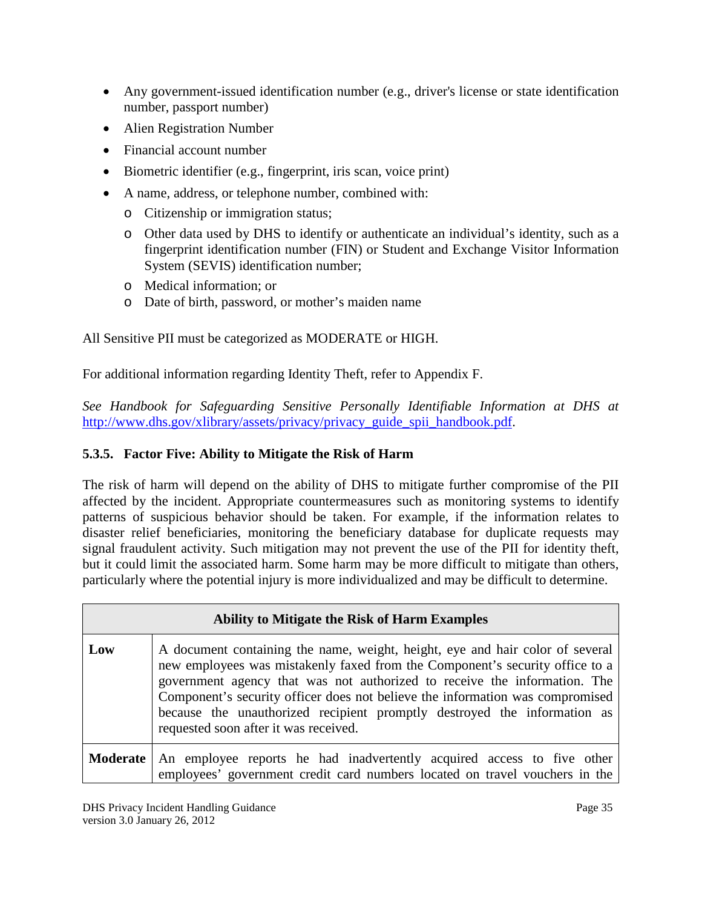- Any government-issued identification number (e.g., driver's license or state identification number, passport number)
- Alien Registration Number
- Financial account number
- Biometric identifier (e.g., fingerprint, iris scan, voice print)
- A name, address, or telephone number, combined with:
  - Citizenship or immigration status;
  - Other data used by DHS to identify or authenticate an individual's identity, such as a fingerprint identification number (FIN) or Student and Exchange Visitor Information System (SEVIS) identification number;
  - Medical information; or
  - Date of birth, password, or mother's maiden name

All Sensitive PII must be categorized as MODERATE or HIGH.

For additional information regarding Identity Theft, refer to Appendix F.

*See Handbook for Safeguarding Sensitive Personally Identifiable Information at DHS at* http://www.dhs.gov/xlibrary/assets/privacy/privacy_guide_spii_handbook.pdf.

### 5.3.5. Factor Five: Ability to Mitigate the Risk of Harm

The risk of harm will depend on the ability of DHS to mitigate further compromise of the PII affected by the incident. Appropriate countermeasures such as monitoring systems to identify patterns of suspicious behavior should be taken. For example, if the information relates to disaster relief beneficiaries, monitoring the beneficiary database for duplicate requests may signal fraudulent activity. Such mitigation may not prevent the use of the PII for identity theft, but it could limit the associated harm. Some harm may be more difficult to mitigate than others, particularly where the potential injury is more individualized and may be difficult to determine.

| Ability to Mitigate the Risk of Harm Examples | |
|---|---|
| **Low** | A document containing the name, weight, height, eye and hair color of several new employees was mistakenly faxed from the Component's security office to a government agency that was not authorized to receive the information. The Component's security officer does not believe the information was compromised because the unauthorized recipient promptly destroyed the information as requested soon after it was received. |
| **Moderate** | An employee reports he had inadvertently acquired access to five other employees' government credit card numbers located on travel vouchers in the |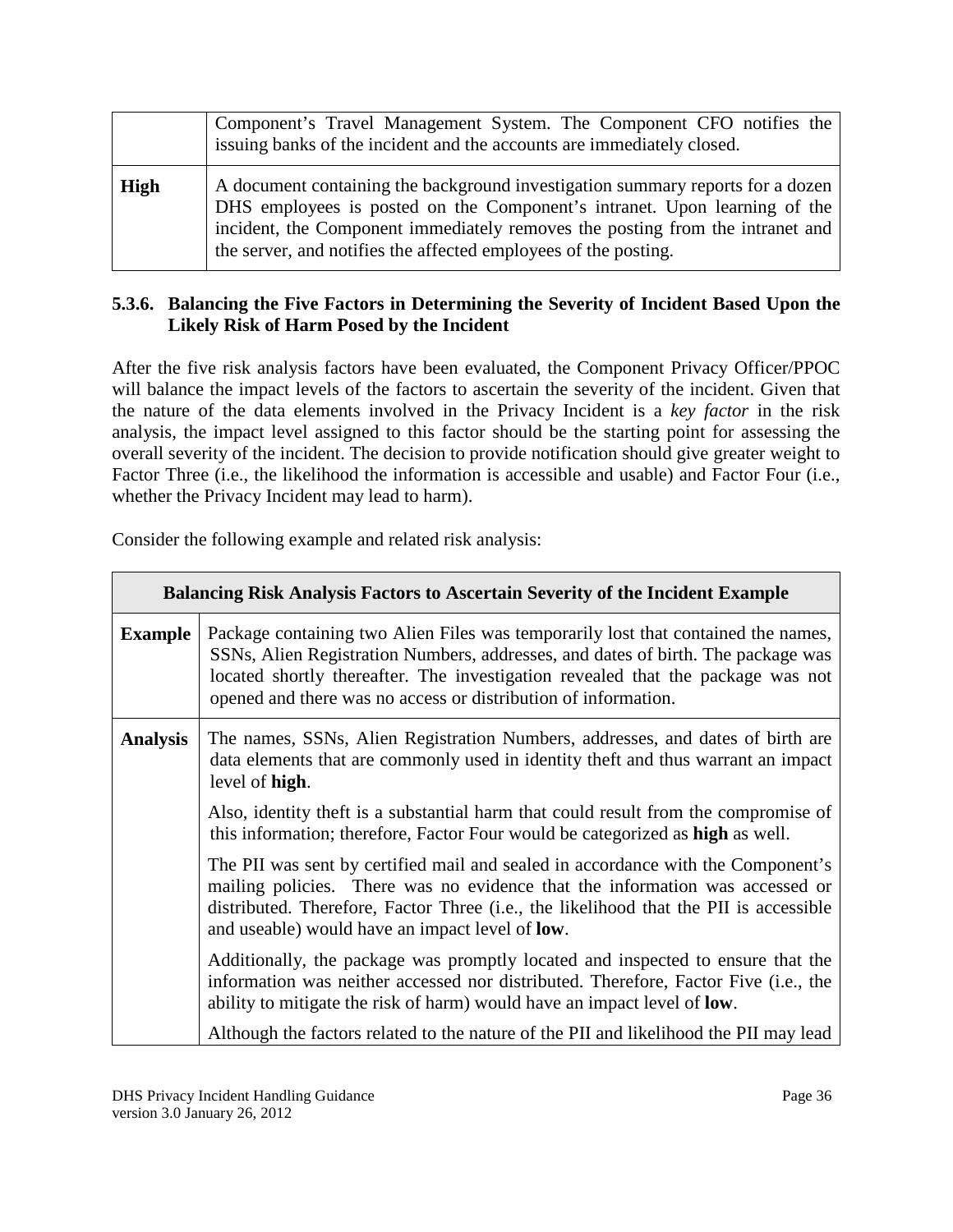| | |
|---|---|
| | Component's Travel Management System. The Component CFO notifies the issuing banks of the incident and the accounts are immediately closed. |
| **High** | A document containing the background investigation summary reports for a dozen DHS employees is posted on the Component's intranet. Upon learning of the incident, the Component immediately removes the posting from the intranet and the server, and notifies the affected employees of the posting. |

### 5.3.6. Balancing the Five Factors in Determining the Severity of Incident Based Upon the Likely Risk of Harm Posed by the Incident

After the five risk analysis factors have been evaluated, the Component Privacy Officer/PPOC will balance the impact levels of the factors to ascertain the severity of the incident. Given that the nature of the data elements involved in the Privacy Incident is a *key factor* in the risk analysis, the impact level assigned to this factor should be the starting point for assessing the overall severity of the incident. The decision to provide notification should give greater weight to Factor Three (i.e., the likelihood the information is accessible and usable) and Factor Four (i.e., whether the Privacy Incident may lead to harm).

Consider the following example and related risk analysis:

| **Balancing Risk Analysis Factors to Ascertain Severity of the Incident Example** | |
|---|---|
| **Example** | Package containing two Alien Files was temporarily lost that contained the names, SSNs, Alien Registration Numbers, addresses, and dates of birth. The package was located shortly thereafter. The investigation revealed that the package was not opened and there was no access or distribution of information. |
| **Analysis** | The names, SSNs, Alien Registration Numbers, addresses, and dates of birth are data elements that are commonly used in identity theft and thus warrant an impact level of **high**.<br><br>Also, identity theft is a substantial harm that could result from the compromise of this information; therefore, Factor Four would be categorized as **high** as well.<br><br>The PII was sent by certified mail and sealed in accordance with the Component's mailing policies. There was no evidence that the information was accessed or distributed. Therefore, Factor Three (i.e., the likelihood that the PII is accessible and useable) would have an impact level of **low**.<br><br>Additionally, the package was promptly located and inspected to ensure that the information was neither accessed nor distributed. Therefore, Factor Five (i.e., the ability to mitigate the risk of harm) would have an impact level of **low**.<br><br>Although the factors related to the nature of the PII and likelihood the PII may lead |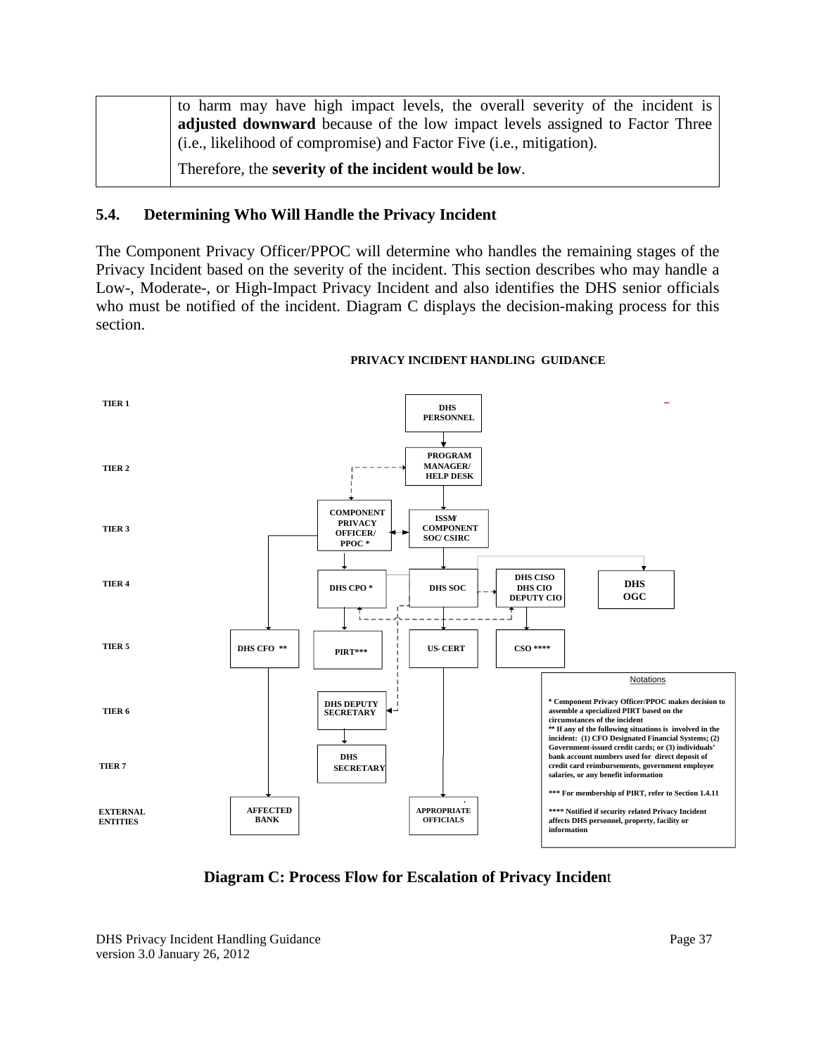| | to harm may have high impact levels, the overall severity of the incident is **adjusted downward** because of the low impact levels assigned to Factor Three (i.e., likelihood of compromise) and Factor Five (i.e., mitigation). Therefore, the **severity of the incident would be low**. |
|---|---|

## 5.4. Determining Who Will Handle the Privacy Incident

The Component Privacy Officer/PPOC will determine who handles the remaining stages of the Privacy Incident based on the severity of the incident. This section describes who may handle a Low-, Moderate-, or High-Impact Privacy Incident and also identifies the DHS senior officials who must be notified of the incident. Diagram C displays the decision-making process for this section.

**PRIVACY INCIDENT HANDLING GUIDANCE**

| Tier | Entities |
|---|---|
| TIER 1 | DHS PERSONNEL |
| TIER 2 | PROGRAM MANAGER/ HELP DESK |
| TIER 3 | COMPONENT PRIVACY OFFICER/ PPOC *; ISSM/ COMPONENT SOC/ CSIRC |
| TIER 4 | DHS CPO *; DHS SOC; DHS CISO DHS CIO DEPUTY CIO; DHS OGC |
| TIER 5 | DHS CFO **; PIRT***; US- CERT; CSO **** |
| TIER 6 | DHS DEPUTY SECRETARY |
| TIER 7 | DHS SECRETARY |
| EXTERNAL ENTITIES | AFFECTED BANK; APPROPRIATE OFFICIALS |

**Notations**

\* Component Privacy Officer/PPOC makes decision to assemble a specialized PIRT based on the circumstances of the incident

\*\* If any of the following situations is involved in the incident: (1) CFO Designated Financial Systems; (2) Government-issued credit cards; or (3) individuals' bank account numbers used for direct deposit of credit card reimbursements, government employee salaries, or any benefit information

\*\*\* For membership of PIRT, refer to Section 1.4.11

\*\*\*\* Notified if security related Privacy Incident affects DHS personnel, property, facility or information

**Diagram C: Process Flow for Escalation of Privacy Incident**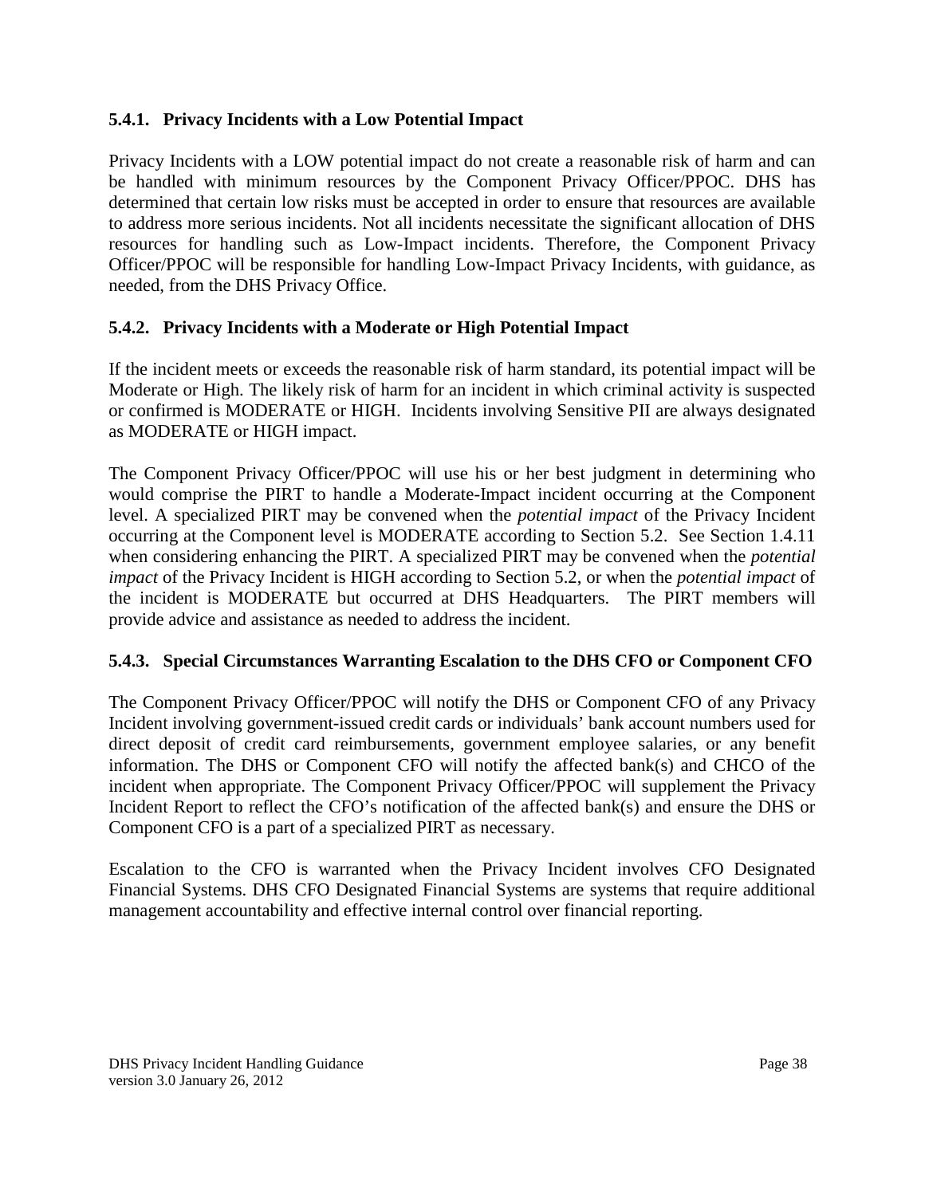### 5.4.1. Privacy Incidents with a Low Potential Impact

Privacy Incidents with a LOW potential impact do not create a reasonable risk of harm and can be handled with minimum resources by the Component Privacy Officer/PPOC. DHS has determined that certain low risks must be accepted in order to ensure that resources are available to address more serious incidents. Not all incidents necessitate the significant allocation of DHS resources for handling such as Low-Impact incidents. Therefore, the Component Privacy Officer/PPOC will be responsible for handling Low-Impact Privacy Incidents, with guidance, as needed, from the DHS Privacy Office.

### 5.4.2. Privacy Incidents with a Moderate or High Potential Impact

If the incident meets or exceeds the reasonable risk of harm standard, its potential impact will be Moderate or High. The likely risk of harm for an incident in which criminal activity is suspected or confirmed is MODERATE or HIGH. Incidents involving Sensitive PII are always designated as MODERATE or HIGH impact.

The Component Privacy Officer/PPOC will use his or her best judgment in determining who would comprise the PIRT to handle a Moderate-Impact incident occurring at the Component level. A specialized PIRT may be convened when the *potential impact* of the Privacy Incident occurring at the Component level is MODERATE according to Section 5.2. See Section 1.4.11 when considering enhancing the PIRT. A specialized PIRT may be convened when the *potential impact* of the Privacy Incident is HIGH according to Section 5.2, or when the *potential impact* of the incident is MODERATE but occurred at DHS Headquarters. The PIRT members will provide advice and assistance as needed to address the incident.

### 5.4.3. Special Circumstances Warranting Escalation to the DHS CFO or Component CFO

The Component Privacy Officer/PPOC will notify the DHS or Component CFO of any Privacy Incident involving government-issued credit cards or individuals' bank account numbers used for direct deposit of credit card reimbursements, government employee salaries, or any benefit information. The DHS or Component CFO will notify the affected bank(s) and CHCO of the incident when appropriate. The Component Privacy Officer/PPOC will supplement the Privacy Incident Report to reflect the CFO's notification of the affected bank(s) and ensure the DHS or Component CFO is a part of a specialized PIRT as necessary.

Escalation to the CFO is warranted when the Privacy Incident involves CFO Designated Financial Systems. DHS CFO Designated Financial Systems are systems that require additional management accountability and effective internal control over financial reporting.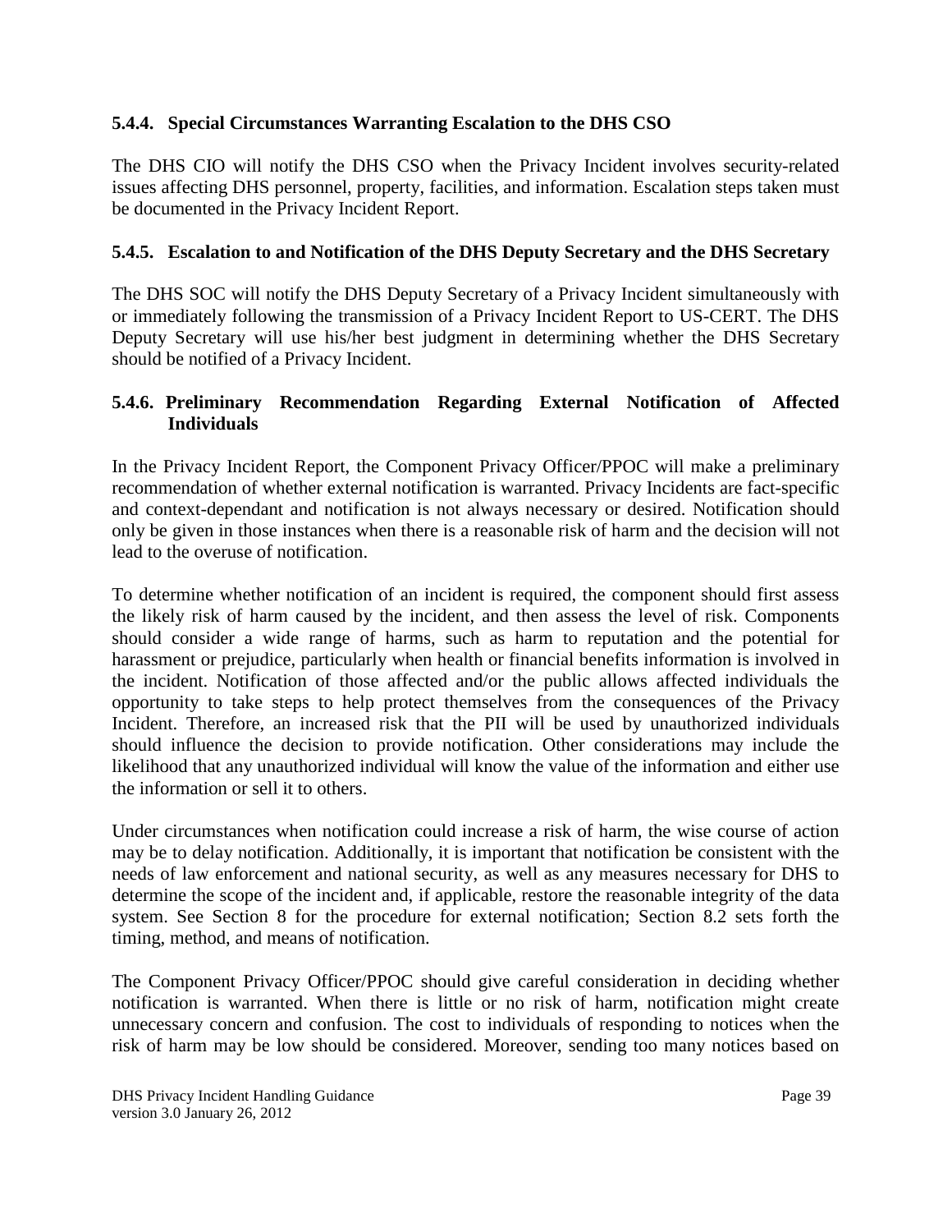#### 5.4.4. Special Circumstances Warranting Escalation to the DHS CSO

The DHS CIO will notify the DHS CSO when the Privacy Incident involves security-related issues affecting DHS personnel, property, facilities, and information. Escalation steps taken must be documented in the Privacy Incident Report.

#### 5.4.5. Escalation to and Notification of the DHS Deputy Secretary and the DHS Secretary

The DHS SOC will notify the DHS Deputy Secretary of a Privacy Incident simultaneously with or immediately following the transmission of a Privacy Incident Report to US-CERT. The DHS Deputy Secretary will use his/her best judgment in determining whether the DHS Secretary should be notified of a Privacy Incident.

#### 5.4.6. Preliminary Recommendation Regarding External Notification of Affected Individuals

In the Privacy Incident Report, the Component Privacy Officer/PPOC will make a preliminary recommendation of whether external notification is warranted. Privacy Incidents are fact-specific and context-dependant and notification is not always necessary or desired. Notification should only be given in those instances when there is a reasonable risk of harm and the decision will not lead to the overuse of notification.

To determine whether notification of an incident is required, the component should first assess the likely risk of harm caused by the incident, and then assess the level of risk. Components should consider a wide range of harms, such as harm to reputation and the potential for harassment or prejudice, particularly when health or financial benefits information is involved in the incident. Notification of those affected and/or the public allows affected individuals the opportunity to take steps to help protect themselves from the consequences of the Privacy Incident. Therefore, an increased risk that the PII will be used by unauthorized individuals should influence the decision to provide notification. Other considerations may include the likelihood that any unauthorized individual will know the value of the information and either use the information or sell it to others.

Under circumstances when notification could increase a risk of harm, the wise course of action may be to delay notification. Additionally, it is important that notification be consistent with the needs of law enforcement and national security, as well as any measures necessary for DHS to determine the scope of the incident and, if applicable, restore the reasonable integrity of the data system. See Section 8 for the procedure for external notification; Section 8.2 sets forth the timing, method, and means of notification.

The Component Privacy Officer/PPOC should give careful consideration in deciding whether notification is warranted. When there is little or no risk of harm, notification might create unnecessary concern and confusion. The cost to individuals of responding to notices when the risk of harm may be low should be considered. Moreover, sending too many notices based on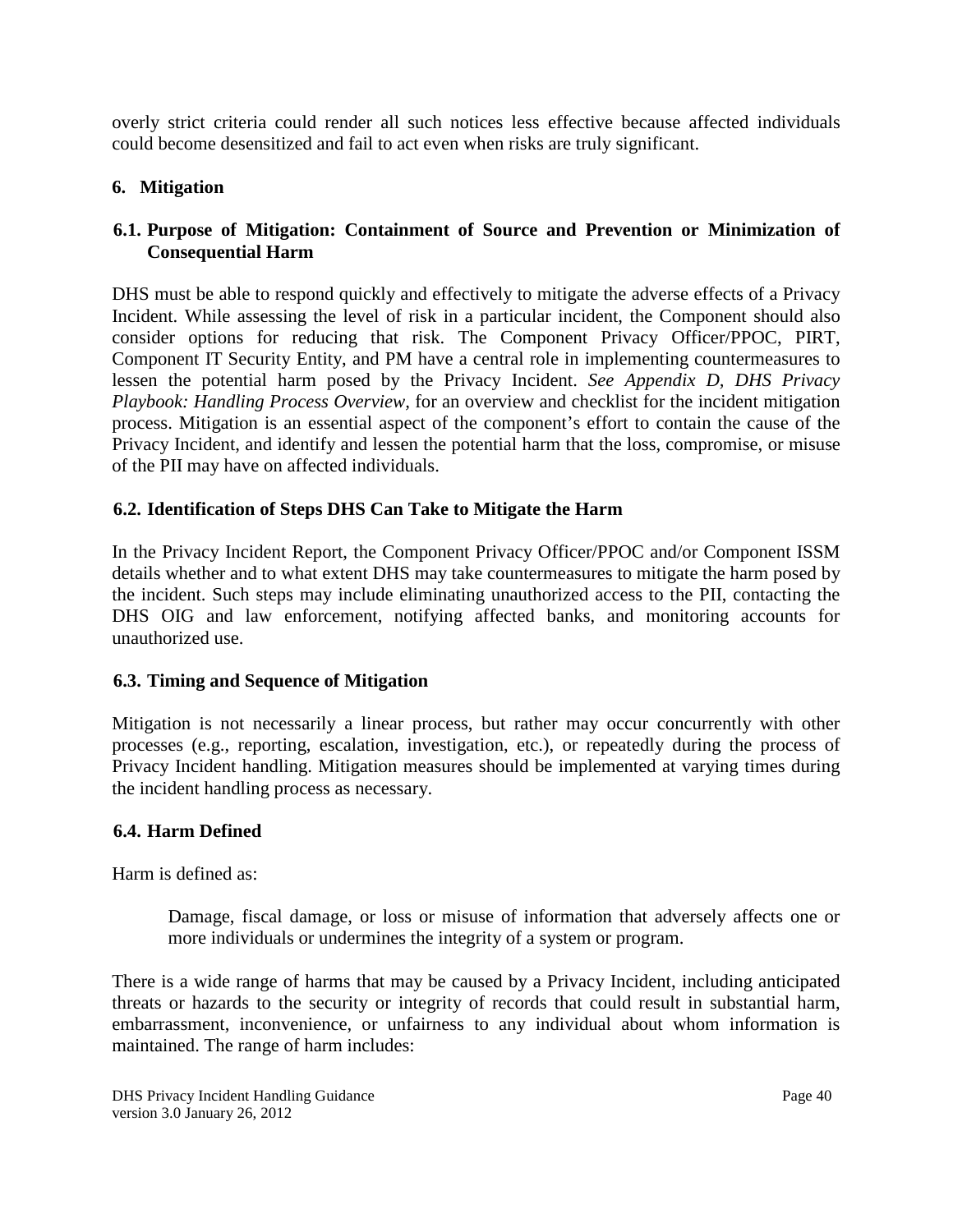overly strict criteria could render all such notices less effective because affected individuals could become desensitized and fail to act even when risks are truly significant.

## 6. Mitigation

### 6.1. Purpose of Mitigation: Containment of Source and Prevention or Minimization of Consequential Harm

DHS must be able to respond quickly and effectively to mitigate the adverse effects of a Privacy Incident. While assessing the level of risk in a particular incident, the Component should also consider options for reducing that risk. The Component Privacy Officer/PPOC, PIRT, Component IT Security Entity, and PM have a central role in implementing countermeasures to lessen the potential harm posed by the Privacy Incident. *See Appendix D, DHS Privacy Playbook: Handling Process Overview,* for an overview and checklist for the incident mitigation process. Mitigation is an essential aspect of the component's effort to contain the cause of the Privacy Incident, and identify and lessen the potential harm that the loss, compromise, or misuse of the PII may have on affected individuals.

### 6.2. Identification of Steps DHS Can Take to Mitigate the Harm

In the Privacy Incident Report, the Component Privacy Officer/PPOC and/or Component ISSM details whether and to what extent DHS may take countermeasures to mitigate the harm posed by the incident. Such steps may include eliminating unauthorized access to the PII, contacting the DHS OIG and law enforcement, notifying affected banks, and monitoring accounts for unauthorized use.

### 6.3. Timing and Sequence of Mitigation

Mitigation is not necessarily a linear process, but rather may occur concurrently with other processes (e.g., reporting, escalation, investigation, etc.), or repeatedly during the process of Privacy Incident handling. Mitigation measures should be implemented at varying times during the incident handling process as necessary.

### 6.4. Harm Defined

Harm is defined as:

> Damage, fiscal damage, or loss or misuse of information that adversely affects one or more individuals or undermines the integrity of a system or program.

There is a wide range of harms that may be caused by a Privacy Incident, including anticipated threats or hazards to the security or integrity of records that could result in substantial harm, embarrassment, inconvenience, or unfairness to any individual about whom information is maintained. The range of harm includes: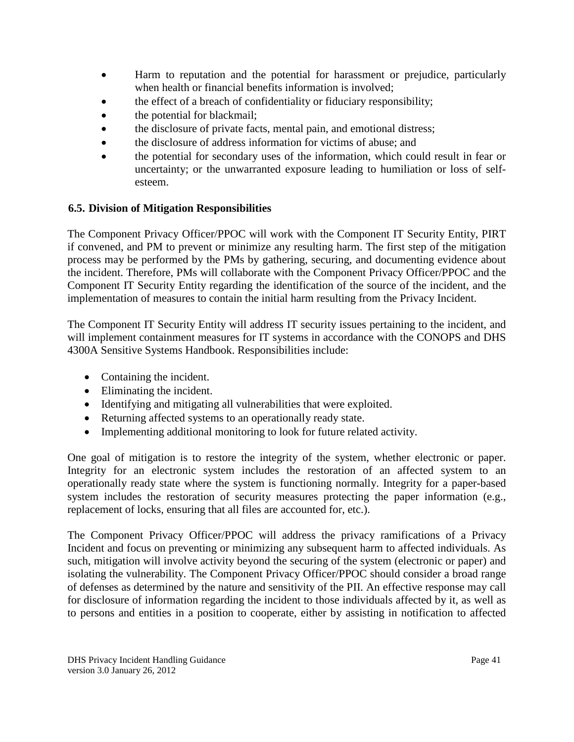- Harm to reputation and the potential for harassment or prejudice, particularly when health or financial benefits information is involved;
- the effect of a breach of confidentiality or fiduciary responsibility;
- the potential for blackmail;
- the disclosure of private facts, mental pain, and emotional distress;
- the disclosure of address information for victims of abuse; and
- the potential for secondary uses of the information, which could result in fear or uncertainty; or the unwarranted exposure leading to humiliation or loss of self-esteem.

### 6.5. Division of Mitigation Responsibilities

The Component Privacy Officer/PPOC will work with the Component IT Security Entity, PIRT if convened, and PM to prevent or minimize any resulting harm. The first step of the mitigation process may be performed by the PMs by gathering, securing, and documenting evidence about the incident. Therefore, PMs will collaborate with the Component Privacy Officer/PPOC and the Component IT Security Entity regarding the identification of the source of the incident, and the implementation of measures to contain the initial harm resulting from the Privacy Incident.

The Component IT Security Entity will address IT security issues pertaining to the incident, and will implement containment measures for IT systems in accordance with the CONOPS and DHS 4300A Sensitive Systems Handbook. Responsibilities include:

- Containing the incident.
- Eliminating the incident.
- Identifying and mitigating all vulnerabilities that were exploited.
- Returning affected systems to an operationally ready state.
- Implementing additional monitoring to look for future related activity.

One goal of mitigation is to restore the integrity of the system, whether electronic or paper. Integrity for an electronic system includes the restoration of an affected system to an operationally ready state where the system is functioning normally. Integrity for a paper-based system includes the restoration of security measures protecting the paper information (e.g., replacement of locks, ensuring that all files are accounted for, etc.).

The Component Privacy Officer/PPOC will address the privacy ramifications of a Privacy Incident and focus on preventing or minimizing any subsequent harm to affected individuals. As such, mitigation will involve activity beyond the securing of the system (electronic or paper) and isolating the vulnerability. The Component Privacy Officer/PPOC should consider a broad range of defenses as determined by the nature and sensitivity of the PII. An effective response may call for disclosure of information regarding the incident to those individuals affected by it, as well as to persons and entities in a position to cooperate, either by assisting in notification to affected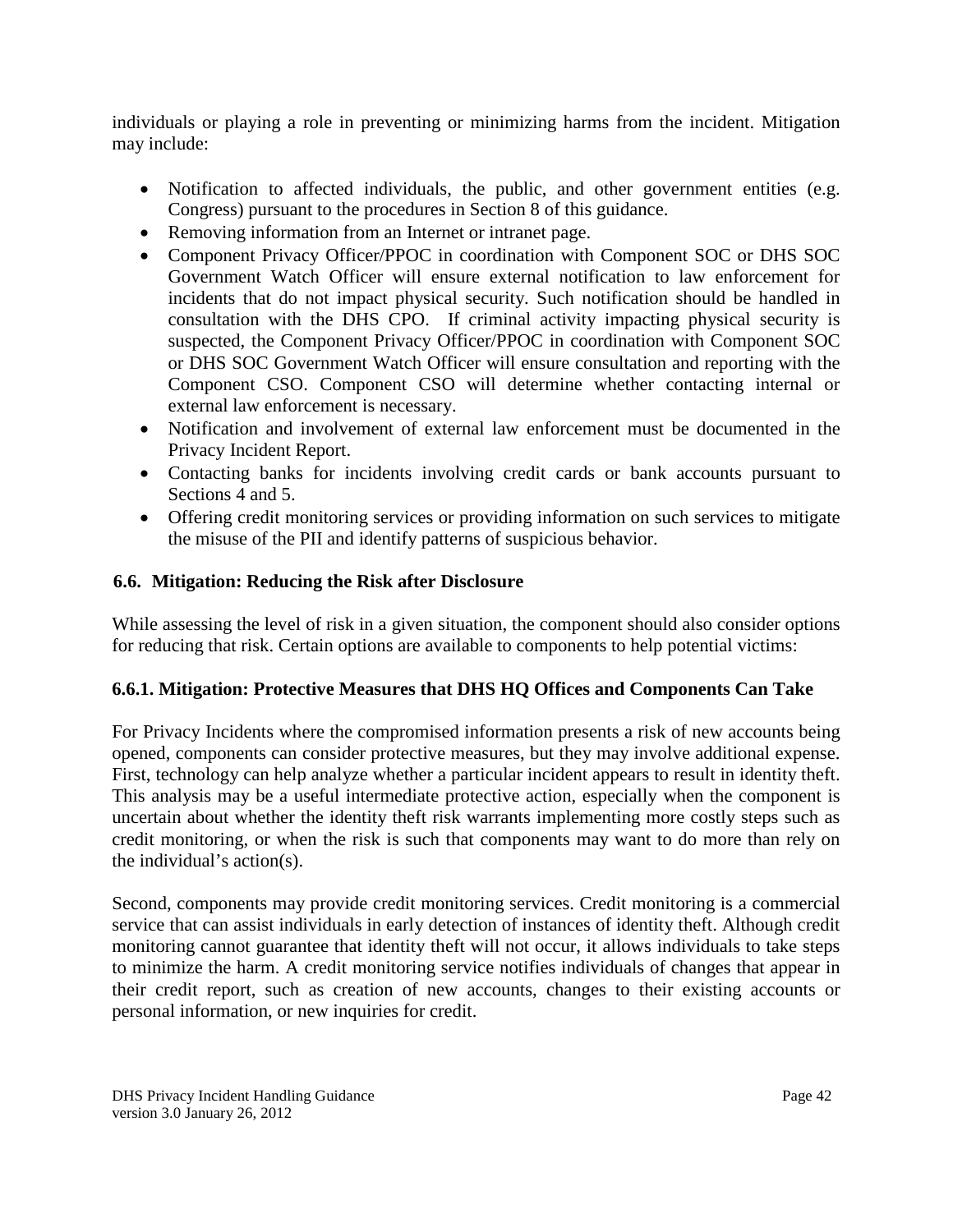individuals or playing a role in preventing or minimizing harms from the incident. Mitigation may include:

- Notification to affected individuals, the public, and other government entities (e.g. Congress) pursuant to the procedures in Section 8 of this guidance.
- Removing information from an Internet or intranet page.
- Component Privacy Officer/PPOC in coordination with Component SOC or DHS SOC Government Watch Officer will ensure external notification to law enforcement for incidents that do not impact physical security. Such notification should be handled in consultation with the DHS CPO. If criminal activity impacting physical security is suspected, the Component Privacy Officer/PPOC in coordination with Component SOC or DHS SOC Government Watch Officer will ensure consultation and reporting with the Component CSO. Component CSO will determine whether contacting internal or external law enforcement is necessary.
- Notification and involvement of external law enforcement must be documented in the Privacy Incident Report.
- Contacting banks for incidents involving credit cards or bank accounts pursuant to Sections 4 and 5.
- Offering credit monitoring services or providing information on such services to mitigate the misuse of the PII and identify patterns of suspicious behavior.

### 6.6. Mitigation: Reducing the Risk after Disclosure

While assessing the level of risk in a given situation, the component should also consider options for reducing that risk. Certain options are available to components to help potential victims:

#### 6.6.1. Mitigation: Protective Measures that DHS HQ Offices and Components Can Take

For Privacy Incidents where the compromised information presents a risk of new accounts being opened, components can consider protective measures, but they may involve additional expense. First, technology can help analyze whether a particular incident appears to result in identity theft. This analysis may be a useful intermediate protective action, especially when the component is uncertain about whether the identity theft risk warrants implementing more costly steps such as credit monitoring, or when the risk is such that components may want to do more than rely on the individual's action(s).

Second, components may provide credit monitoring services. Credit monitoring is a commercial service that can assist individuals in early detection of instances of identity theft. Although credit monitoring cannot guarantee that identity theft will not occur, it allows individuals to take steps to minimize the harm. A credit monitoring service notifies individuals of changes that appear in their credit report, such as creation of new accounts, changes to their existing accounts or personal information, or new inquiries for credit.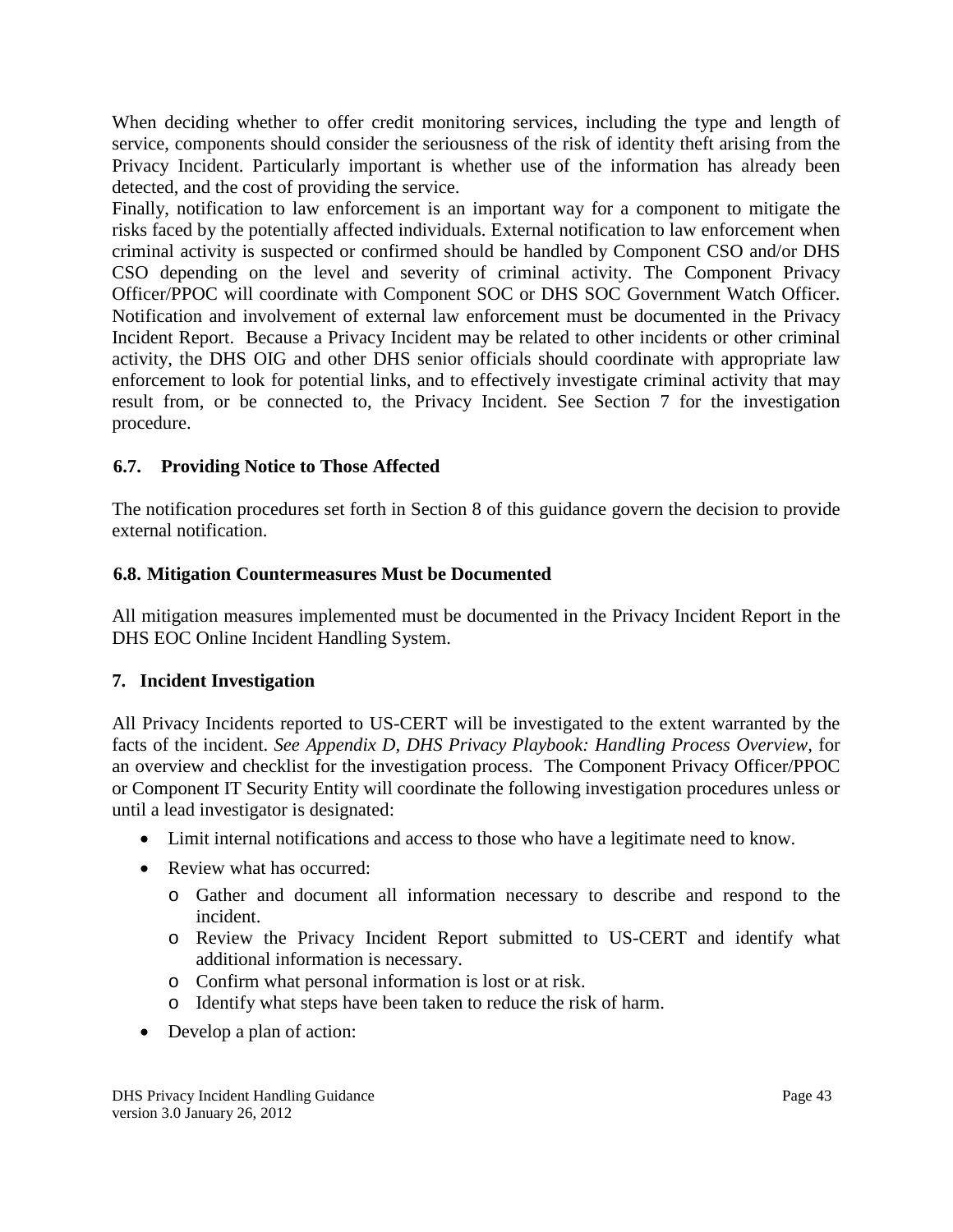When deciding whether to offer credit monitoring services, including the type and length of service, components should consider the seriousness of the risk of identity theft arising from the Privacy Incident. Particularly important is whether use of the information has already been detected, and the cost of providing the service.

Finally, notification to law enforcement is an important way for a component to mitigate the risks faced by the potentially affected individuals. External notification to law enforcement when criminal activity is suspected or confirmed should be handled by Component CSO and/or DHS CSO depending on the level and severity of criminal activity. The Component Privacy Officer/PPOC will coordinate with Component SOC or DHS SOC Government Watch Officer. Notification and involvement of external law enforcement must be documented in the Privacy Incident Report. Because a Privacy Incident may be related to other incidents or other criminal activity, the DHS OIG and other DHS senior officials should coordinate with appropriate law enforcement to look for potential links, and to effectively investigate criminal activity that may result from, or be connected to, the Privacy Incident. See Section 7 for the investigation procedure.

### 6.7. Providing Notice to Those Affected

The notification procedures set forth in Section 8 of this guidance govern the decision to provide external notification.

### 6.8. Mitigation Countermeasures Must be Documented

All mitigation measures implemented must be documented in the Privacy Incident Report in the DHS EOC Online Incident Handling System.

## 7. Incident Investigation

All Privacy Incidents reported to US-CERT will be investigated to the extent warranted by the facts of the incident. *See Appendix D, DHS Privacy Playbook: Handling Process Overview*, for an overview and checklist for the investigation process. The Component Privacy Officer/PPOC or Component IT Security Entity will coordinate the following investigation procedures unless or until a lead investigator is designated:

- Limit internal notifications and access to those who have a legitimate need to know.
- Review what has occurred:
  - Gather and document all information necessary to describe and respond to the incident.
  - Review the Privacy Incident Report submitted to US-CERT and identify what additional information is necessary.
  - Confirm what personal information is lost or at risk.
  - Identify what steps have been taken to reduce the risk of harm.
- Develop a plan of action: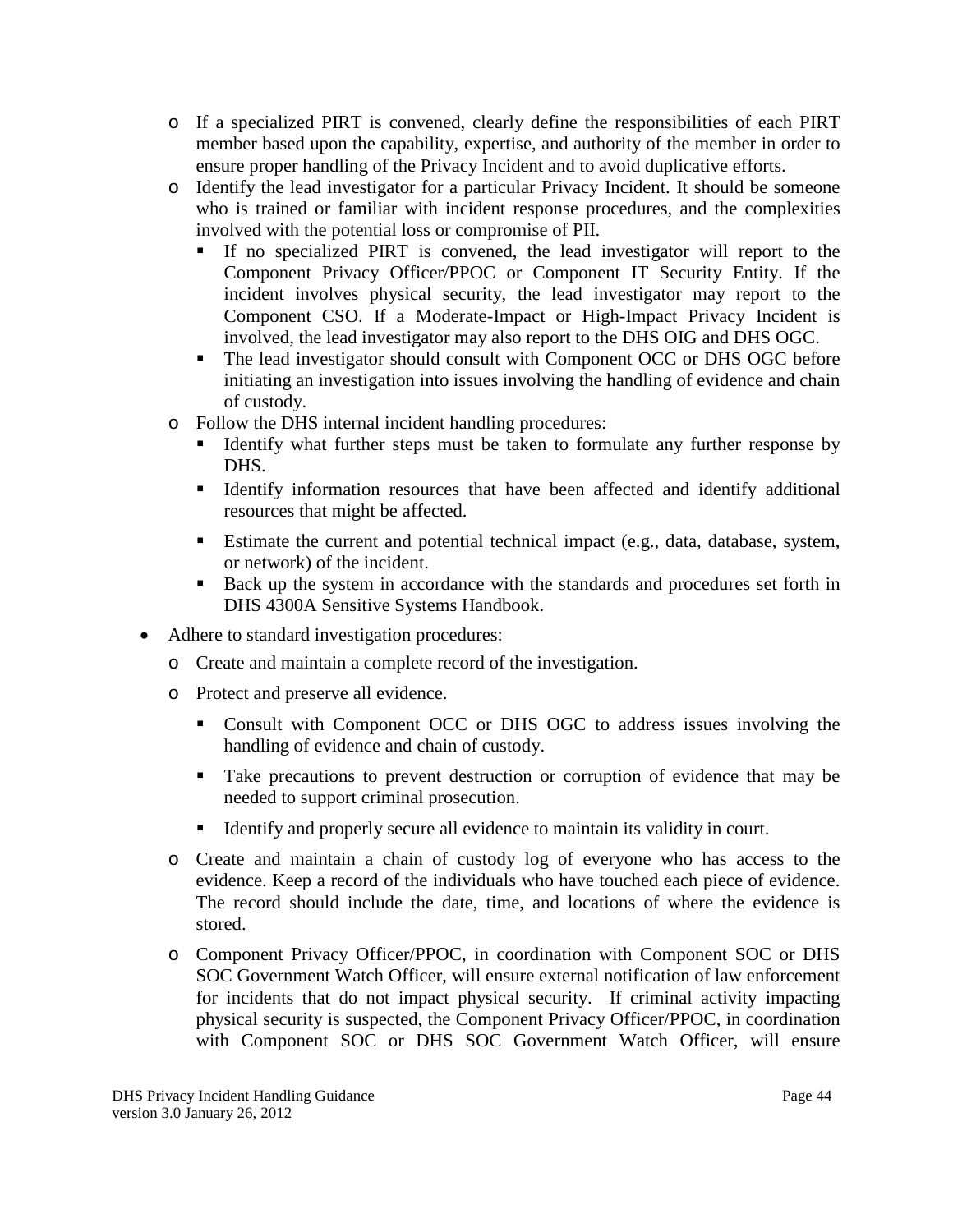- If a specialized PIRT is convened, clearly define the responsibilities of each PIRT member based upon the capability, expertise, and authority of the member in order to ensure proper handling of the Privacy Incident and to avoid duplicative efforts.
  - Identify the lead investigator for a particular Privacy Incident. It should be someone who is trained or familiar with incident response procedures, and the complexities involved with the potential loss or compromise of PII.
    - If no specialized PIRT is convened, the lead investigator will report to the Component Privacy Officer/PPOC or Component IT Security Entity. If the incident involves physical security, the lead investigator may report to the Component CSO. If a Moderate-Impact or High-Impact Privacy Incident is involved, the lead investigator may also report to the DHS OIG and DHS OGC.
    - The lead investigator should consult with Component OCC or DHS OGC before initiating an investigation into issues involving the handling of evidence and chain of custody.
  - Follow the DHS internal incident handling procedures:
    - Identify what further steps must be taken to formulate any further response by DHS.
    - Identify information resources that have been affected and identify additional resources that might be affected.
    - Estimate the current and potential technical impact (e.g., data, database, system, or network) of the incident.
    - Back up the system in accordance with the standards and procedures set forth in DHS 4300A Sensitive Systems Handbook.
- Adhere to standard investigation procedures:
  - Create and maintain a complete record of the investigation.
  - Protect and preserve all evidence.
    - Consult with Component OCC or DHS OGC to address issues involving the handling of evidence and chain of custody.
    - Take precautions to prevent destruction or corruption of evidence that may be needed to support criminal prosecution.
    - Identify and properly secure all evidence to maintain its validity in court.
  - Create and maintain a chain of custody log of everyone who has access to the evidence. Keep a record of the individuals who have touched each piece of evidence. The record should include the date, time, and locations of where the evidence is stored.
  - Component Privacy Officer/PPOC, in coordination with Component SOC or DHS SOC Government Watch Officer, will ensure external notification of law enforcement for incidents that do not impact physical security. If criminal activity impacting physical security is suspected, the Component Privacy Officer/PPOC, in coordination with Component SOC or DHS SOC Government Watch Officer, will ensure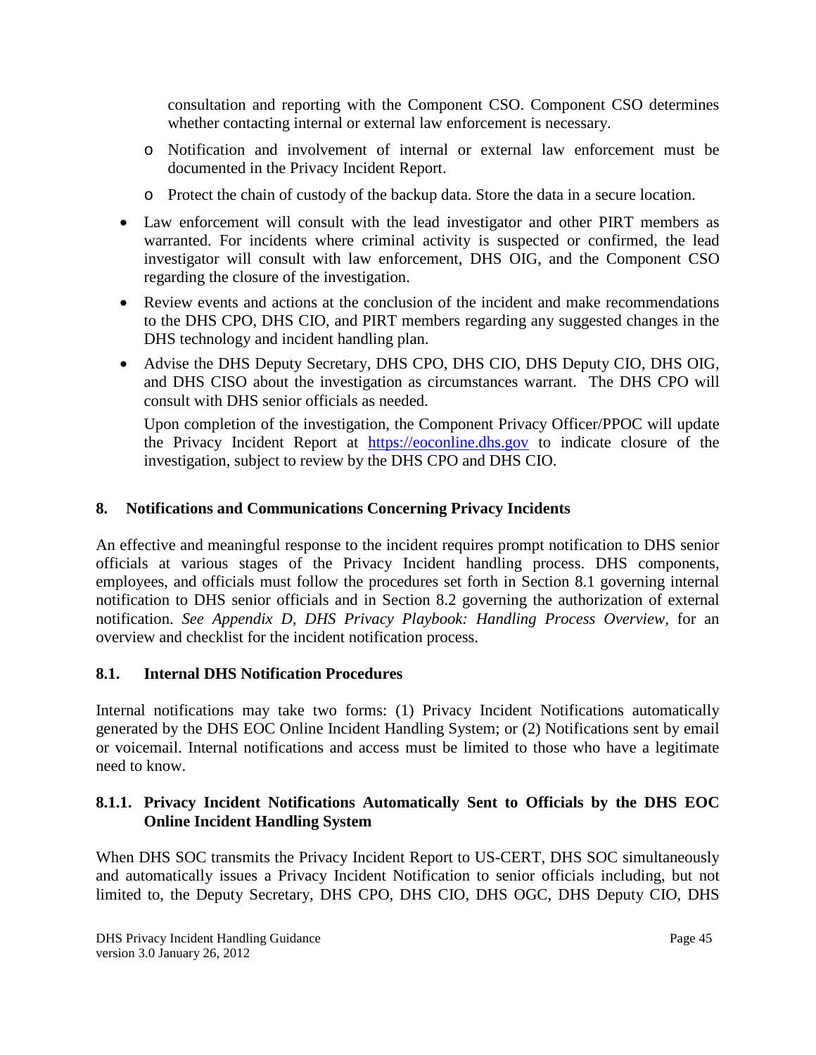consultation and reporting with the Component CSO. Component CSO determines whether contacting internal or external law enforcement is necessary.

  - Notification and involvement of internal or external law enforcement must be documented in the Privacy Incident Report.
  - Protect the chain of custody of the backup data. Store the data in a secure location.

- Law enforcement will consult with the lead investigator and other PIRT members as warranted. For incidents where criminal activity is suspected or confirmed, the lead investigator will consult with law enforcement, DHS OIG, and the Component CSO regarding the closure of the investigation.
- Review events and actions at the conclusion of the incident and make recommendations to the DHS CPO, DHS CIO, and PIRT members regarding any suggested changes in the DHS technology and incident handling plan.
- Advise the DHS Deputy Secretary, DHS CPO, DHS CIO, DHS Deputy CIO, DHS OIG, and DHS CISO about the investigation as circumstances warrant. The DHS CPO will consult with DHS senior officials as needed.

  Upon completion of the investigation, the Component Privacy Officer/PPOC will update the Privacy Incident Report at https://eoconline.dhs.gov to indicate closure of the investigation, subject to review by the DHS CPO and DHS CIO.

## 8. Notifications and Communications Concerning Privacy Incidents

An effective and meaningful response to the incident requires prompt notification to DHS senior officials at various stages of the Privacy Incident handling process. DHS components, employees, and officials must follow the procedures set forth in Section 8.1 governing internal notification to DHS senior officials and in Section 8.2 governing the authorization of external notification. *See Appendix D, DHS Privacy Playbook: Handling Process Overview,* for an overview and checklist for the incident notification process.

### 8.1. Internal DHS Notification Procedures

Internal notifications may take two forms: (1) Privacy Incident Notifications automatically generated by the DHS EOC Online Incident Handling System; or (2) Notifications sent by email or voicemail. Internal notifications and access must be limited to those who have a legitimate need to know.

#### 8.1.1. Privacy Incident Notifications Automatically Sent to Officials by the DHS EOC Online Incident Handling System

When DHS SOC transmits the Privacy Incident Report to US-CERT, DHS SOC simultaneously and automatically issues a Privacy Incident Notification to senior officials including, but not limited to, the Deputy Secretary, DHS CPO, DHS CIO, DHS OGC, DHS Deputy CIO, DHS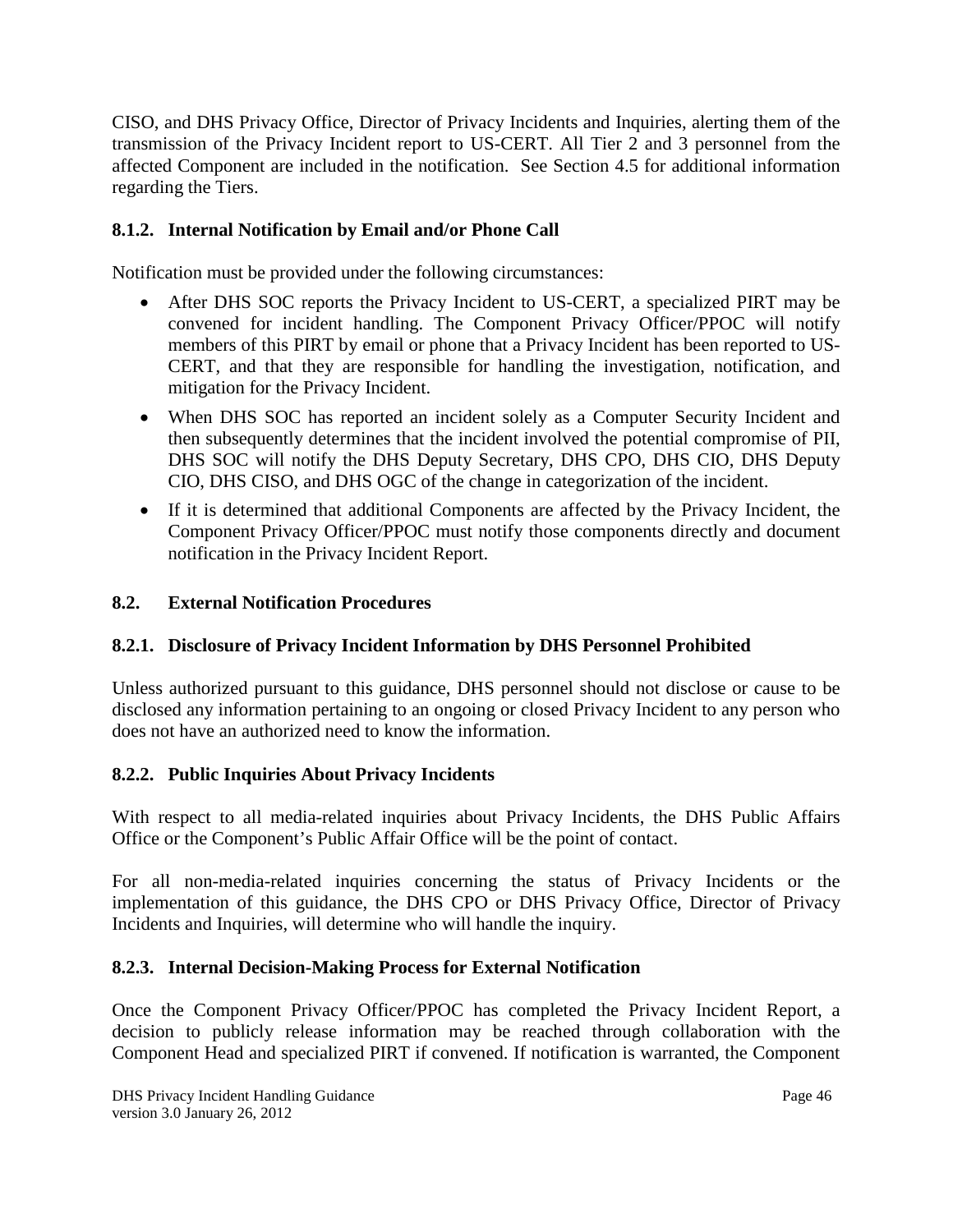CISO, and DHS Privacy Office, Director of Privacy Incidents and Inquiries, alerting them of the transmission of the Privacy Incident report to US-CERT. All Tier 2 and 3 personnel from the affected Component are included in the notification. See Section 4.5 for additional information regarding the Tiers.

### 8.1.2. Internal Notification by Email and/or Phone Call

Notification must be provided under the following circumstances:

- After DHS SOC reports the Privacy Incident to US-CERT, a specialized PIRT may be convened for incident handling. The Component Privacy Officer/PPOC will notify members of this PIRT by email or phone that a Privacy Incident has been reported to US-CERT, and that they are responsible for handling the investigation, notification, and mitigation for the Privacy Incident.
- When DHS SOC has reported an incident solely as a Computer Security Incident and then subsequently determines that the incident involved the potential compromise of PII, DHS SOC will notify the DHS Deputy Secretary, DHS CPO, DHS CIO, DHS Deputy CIO, DHS CISO, and DHS OGC of the change in categorization of the incident.
- If it is determined that additional Components are affected by the Privacy Incident, the Component Privacy Officer/PPOC must notify those components directly and document notification in the Privacy Incident Report.

## 8.2. External Notification Procedures

### 8.2.1. Disclosure of Privacy Incident Information by DHS Personnel Prohibited

Unless authorized pursuant to this guidance, DHS personnel should not disclose or cause to be disclosed any information pertaining to an ongoing or closed Privacy Incident to any person who does not have an authorized need to know the information.

### 8.2.2. Public Inquiries About Privacy Incidents

With respect to all media-related inquiries about Privacy Incidents, the DHS Public Affairs Office or the Component's Public Affair Office will be the point of contact.

For all non-media-related inquiries concerning the status of Privacy Incidents or the implementation of this guidance, the DHS CPO or DHS Privacy Office, Director of Privacy Incidents and Inquiries, will determine who will handle the inquiry.

### 8.2.3. Internal Decision-Making Process for External Notification

Once the Component Privacy Officer/PPOC has completed the Privacy Incident Report, a decision to publicly release information may be reached through collaboration with the Component Head and specialized PIRT if convened. If notification is warranted, the Component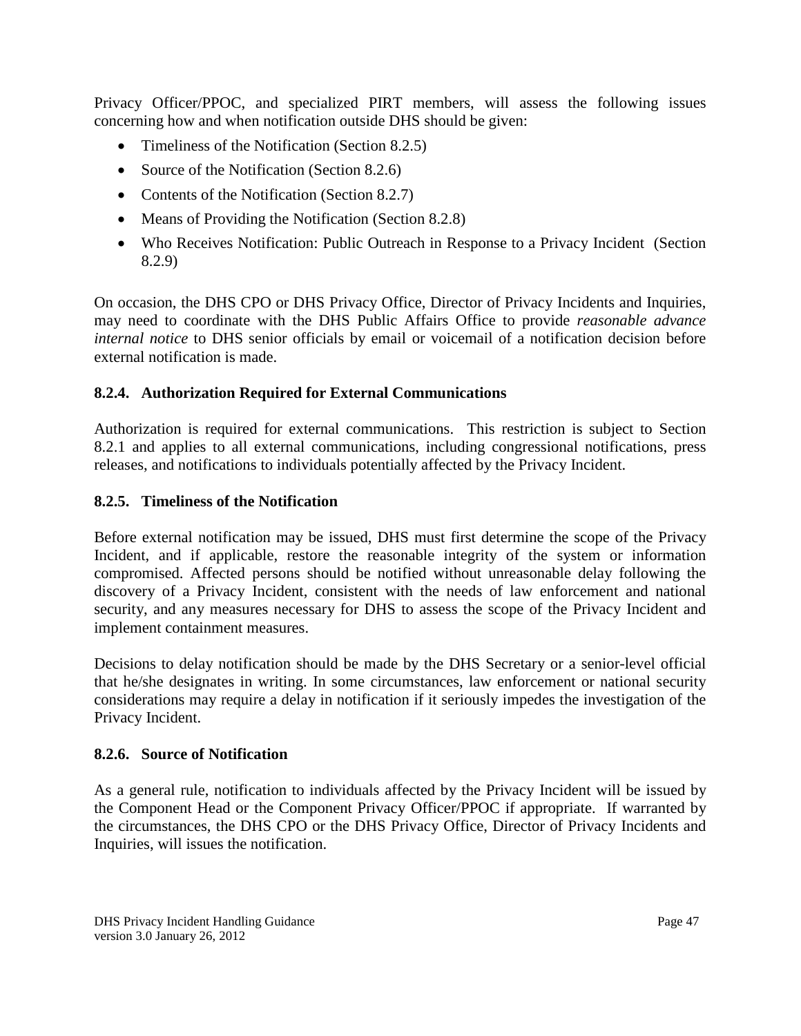Privacy Officer/PPOC, and specialized PIRT members, will assess the following issues concerning how and when notification outside DHS should be given:

- Timeliness of the Notification (Section 8.2.5)
- Source of the Notification (Section 8.2.6)
- Contents of the Notification (Section 8.2.7)
- Means of Providing the Notification (Section 8.2.8)
- Who Receives Notification: Public Outreach in Response to a Privacy Incident (Section 8.2.9)

On occasion, the DHS CPO or DHS Privacy Office, Director of Privacy Incidents and Inquiries, may need to coordinate with the DHS Public Affairs Office to provide *reasonable advance internal notice* to DHS senior officials by email or voicemail of a notification decision before external notification is made.

### 8.2.4. Authorization Required for External Communications

Authorization is required for external communications. This restriction is subject to Section 8.2.1 and applies to all external communications, including congressional notifications, press releases, and notifications to individuals potentially affected by the Privacy Incident.

### 8.2.5. Timeliness of the Notification

Before external notification may be issued, DHS must first determine the scope of the Privacy Incident, and if applicable, restore the reasonable integrity of the system or information compromised. Affected persons should be notified without unreasonable delay following the discovery of a Privacy Incident, consistent with the needs of law enforcement and national security, and any measures necessary for DHS to assess the scope of the Privacy Incident and implement containment measures.

Decisions to delay notification should be made by the DHS Secretary or a senior-level official that he/she designates in writing. In some circumstances, law enforcement or national security considerations may require a delay in notification if it seriously impedes the investigation of the Privacy Incident.

### 8.2.6. Source of Notification

As a general rule, notification to individuals affected by the Privacy Incident will be issued by the Component Head or the Component Privacy Officer/PPOC if appropriate. If warranted by the circumstances, the DHS CPO or the DHS Privacy Office, Director of Privacy Incidents and Inquiries, will issues the notification.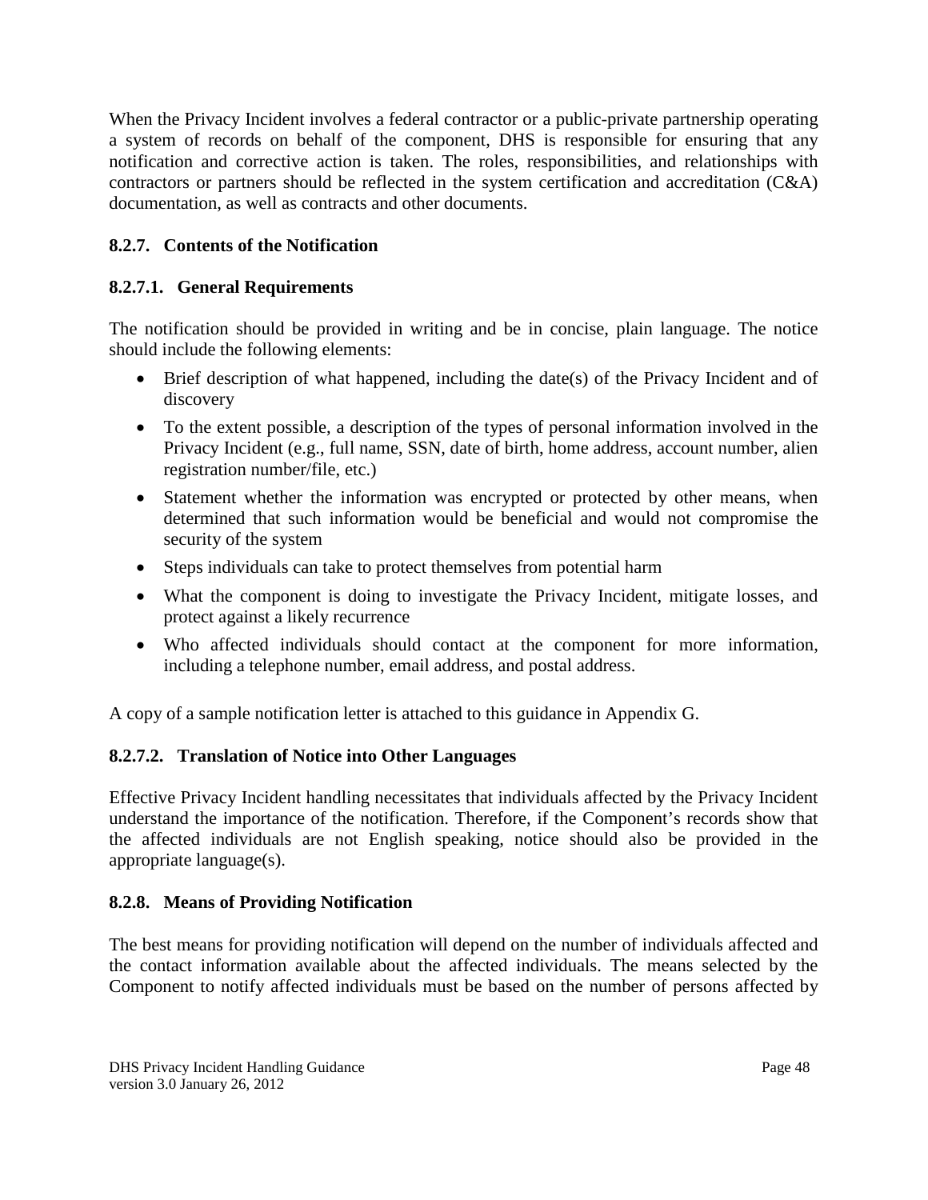When the Privacy Incident involves a federal contractor or a public-private partnership operating a system of records on behalf of the component, DHS is responsible for ensuring that any notification and corrective action is taken. The roles, responsibilities, and relationships with contractors or partners should be reflected in the system certification and accreditation (C&A) documentation, as well as contracts and other documents.

### 8.2.7. Contents of the Notification

#### 8.2.7.1. General Requirements

The notification should be provided in writing and be in concise, plain language. The notice should include the following elements:

- Brief description of what happened, including the date(s) of the Privacy Incident and of discovery
- To the extent possible, a description of the types of personal information involved in the Privacy Incident (e.g., full name, SSN, date of birth, home address, account number, alien registration number/file, etc.)
- Statement whether the information was encrypted or protected by other means, when determined that such information would be beneficial and would not compromise the security of the system
- Steps individuals can take to protect themselves from potential harm
- What the component is doing to investigate the Privacy Incident, mitigate losses, and protect against a likely recurrence
- Who affected individuals should contact at the component for more information, including a telephone number, email address, and postal address.

A copy of a sample notification letter is attached to this guidance in Appendix G.

#### 8.2.7.2. Translation of Notice into Other Languages

Effective Privacy Incident handling necessitates that individuals affected by the Privacy Incident understand the importance of the notification. Therefore, if the Component's records show that the affected individuals are not English speaking, notice should also be provided in the appropriate language(s).

### 8.2.8. Means of Providing Notification

The best means for providing notification will depend on the number of individuals affected and the contact information available about the affected individuals. The means selected by the Component to notify affected individuals must be based on the number of persons affected by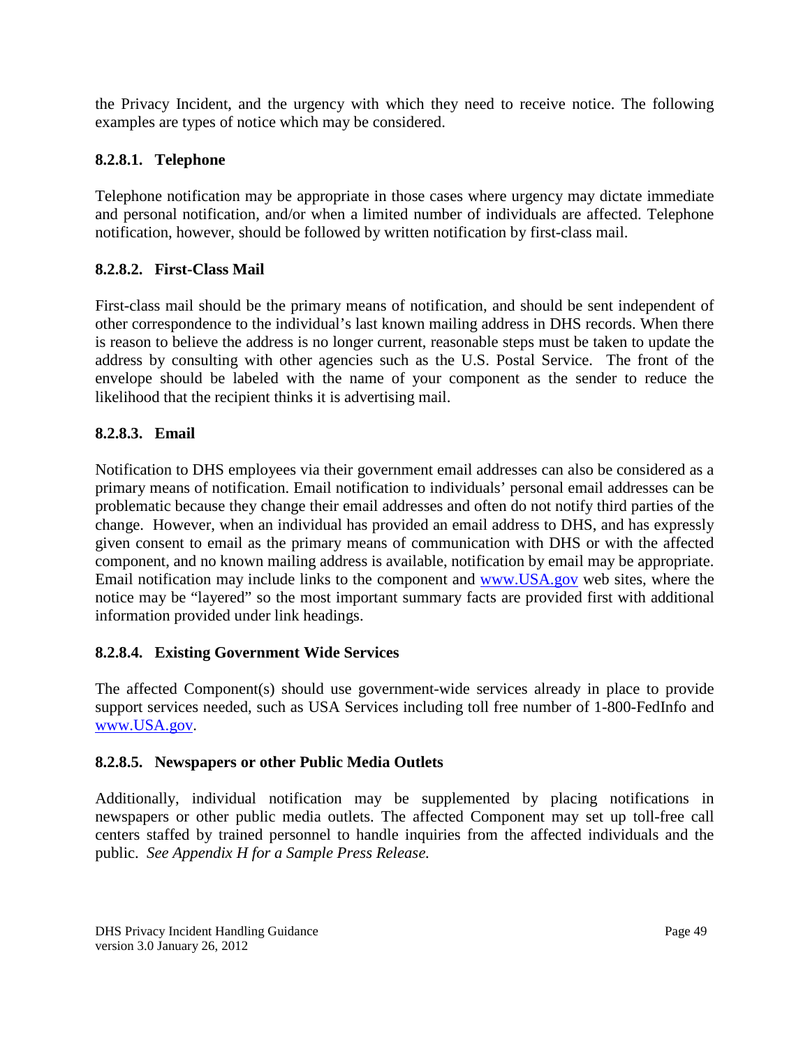the Privacy Incident, and the urgency with which they need to receive notice. The following examples are types of notice which may be considered.

#### 8.2.8.1. Telephone

Telephone notification may be appropriate in those cases where urgency may dictate immediate and personal notification, and/or when a limited number of individuals are affected. Telephone notification, however, should be followed by written notification by first-class mail.

#### 8.2.8.2. First-Class Mail

First-class mail should be the primary means of notification, and should be sent independent of other correspondence to the individual's last known mailing address in DHS records. When there is reason to believe the address is no longer current, reasonable steps must be taken to update the address by consulting with other agencies such as the U.S. Postal Service. The front of the envelope should be labeled with the name of your component as the sender to reduce the likelihood that the recipient thinks it is advertising mail.

#### 8.2.8.3. Email

Notification to DHS employees via their government email addresses can also be considered as a primary means of notification. Email notification to individuals' personal email addresses can be problematic because they change their email addresses and often do not notify third parties of the change. However, when an individual has provided an email address to DHS, and has expressly given consent to email as the primary means of communication with DHS or with the affected component, and no known mailing address is available, notification by email may be appropriate. Email notification may include links to the component and [www.USA.gov](www.USA.gov) web sites, where the notice may be "layered" so the most important summary facts are provided first with additional information provided under link headings.

#### 8.2.8.4. Existing Government Wide Services

The affected Component(s) should use government-wide services already in place to provide support services needed, such as USA Services including toll free number of 1-800-FedInfo and [www.USA.gov](www.USA.gov).

#### 8.2.8.5. Newspapers or other Public Media Outlets

Additionally, individual notification may be supplemented by placing notifications in newspapers or other public media outlets. The affected Component may set up toll-free call centers staffed by trained personnel to handle inquiries from the affected individuals and the public. *See Appendix H for a Sample Press Release.*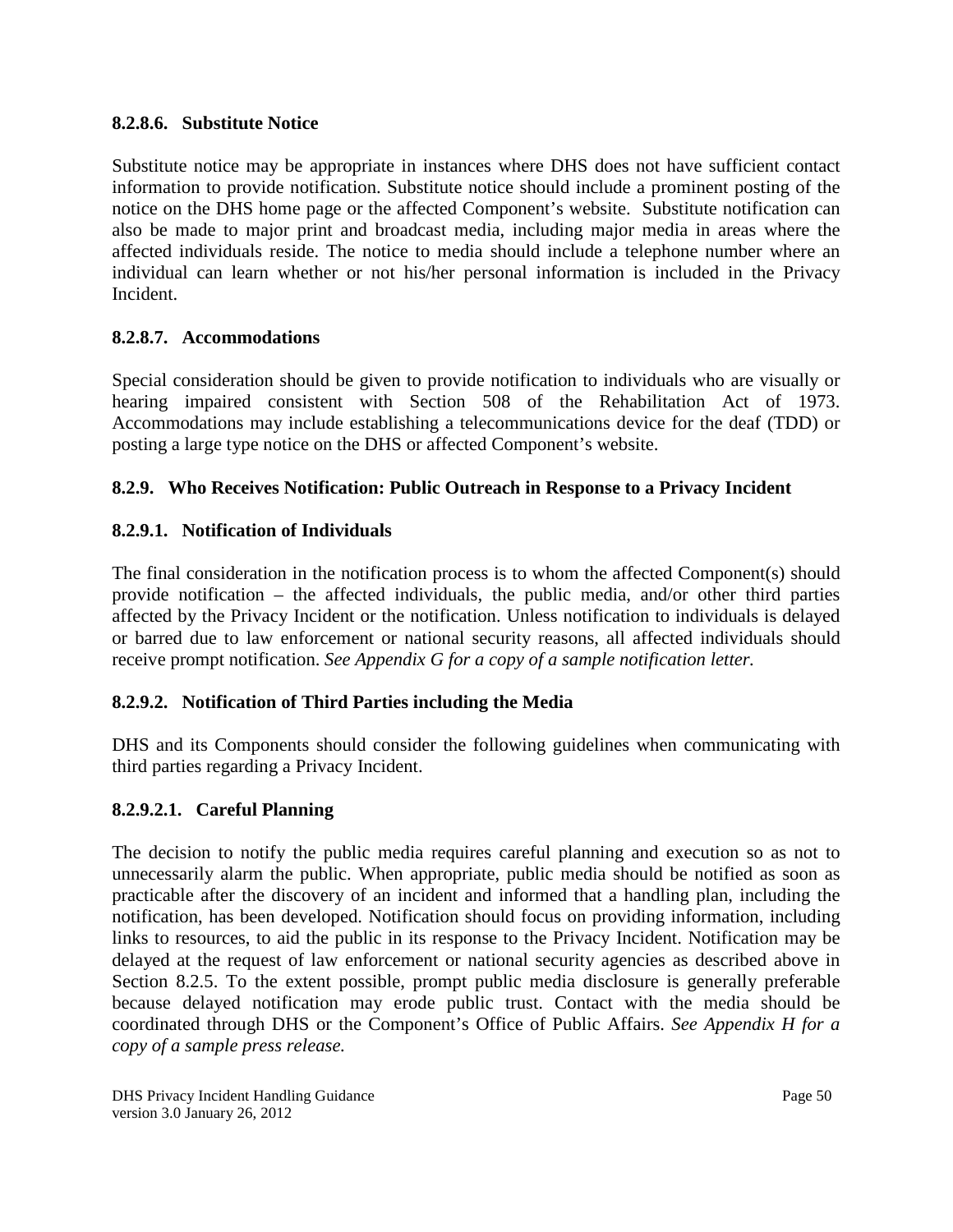#### 8.2.8.6. Substitute Notice

Substitute notice may be appropriate in instances where DHS does not have sufficient contact information to provide notification. Substitute notice should include a prominent posting of the notice on the DHS home page or the affected Component's website. Substitute notification can also be made to major print and broadcast media, including major media in areas where the affected individuals reside. The notice to media should include a telephone number where an individual can learn whether or not his/her personal information is included in the Privacy Incident.

#### 8.2.8.7. Accommodations

Special consideration should be given to provide notification to individuals who are visually or hearing impaired consistent with Section 508 of the Rehabilitation Act of 1973. Accommodations may include establishing a telecommunications device for the deaf (TDD) or posting a large type notice on the DHS or affected Component's website.

### 8.2.9. Who Receives Notification: Public Outreach in Response to a Privacy Incident

#### 8.2.9.1. Notification of Individuals

The final consideration in the notification process is to whom the affected Component(s) should provide notification – the affected individuals, the public media, and/or other third parties affected by the Privacy Incident or the notification. Unless notification to individuals is delayed or barred due to law enforcement or national security reasons, all affected individuals should receive prompt notification. *See Appendix G for a copy of a sample notification letter.*

#### 8.2.9.2. Notification of Third Parties including the Media

DHS and its Components should consider the following guidelines when communicating with third parties regarding a Privacy Incident.

##### 8.2.9.2.1. Careful Planning

The decision to notify the public media requires careful planning and execution so as not to unnecessarily alarm the public. When appropriate, public media should be notified as soon as practicable after the discovery of an incident and informed that a handling plan, including the notification, has been developed. Notification should focus on providing information, including links to resources, to aid the public in its response to the Privacy Incident. Notification may be delayed at the request of law enforcement or national security agencies as described above in Section 8.2.5. To the extent possible, prompt public media disclosure is generally preferable because delayed notification may erode public trust. Contact with the media should be coordinated through DHS or the Component's Office of Public Affairs. *See Appendix H for a copy of a sample press release.*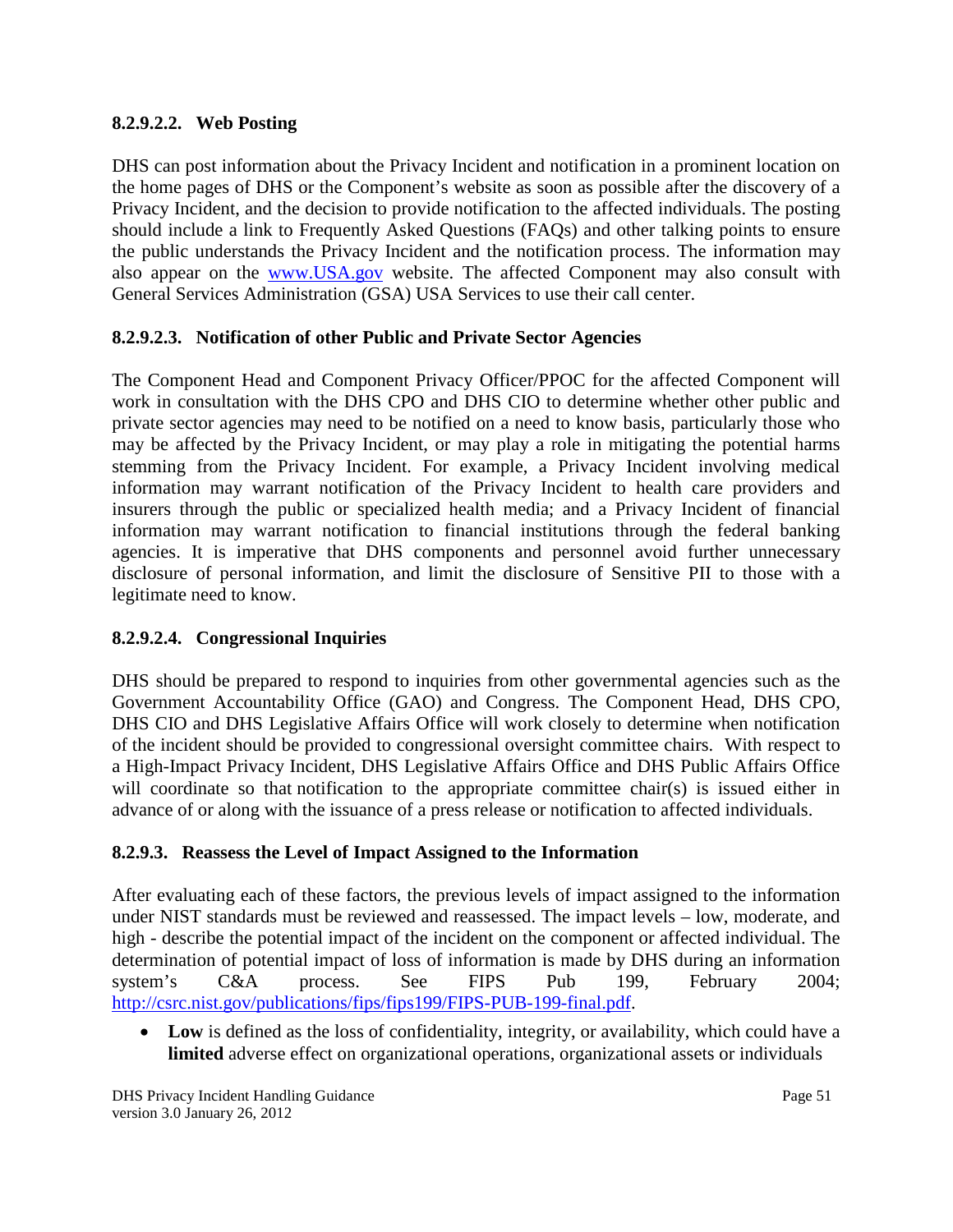#### 8.2.9.2.2. Web Posting

DHS can post information about the Privacy Incident and notification in a prominent location on the home pages of DHS or the Component's website as soon as possible after the discovery of a Privacy Incident, and the decision to provide notification to the affected individuals. The posting should include a link to Frequently Asked Questions (FAQs) and other talking points to ensure the public understands the Privacy Incident and the notification process. The information may also appear on the [www.USA.gov](http://www.USA.gov) website. The affected Component may also consult with General Services Administration (GSA) USA Services to use their call center.

#### 8.2.9.2.3. Notification of other Public and Private Sector Agencies

The Component Head and Component Privacy Officer/PPOC for the affected Component will work in consultation with the DHS CPO and DHS CIO to determine whether other public and private sector agencies may need to be notified on a need to know basis, particularly those who may be affected by the Privacy Incident, or may play a role in mitigating the potential harms stemming from the Privacy Incident. For example, a Privacy Incident involving medical information may warrant notification of the Privacy Incident to health care providers and insurers through the public or specialized health media; and a Privacy Incident of financial information may warrant notification to financial institutions through the federal banking agencies. It is imperative that DHS components and personnel avoid further unnecessary disclosure of personal information, and limit the disclosure of Sensitive PII to those with a legitimate need to know.

#### 8.2.9.2.4. Congressional Inquiries

DHS should be prepared to respond to inquiries from other governmental agencies such as the Government Accountability Office (GAO) and Congress. The Component Head, DHS CPO, DHS CIO and DHS Legislative Affairs Office will work closely to determine when notification of the incident should be provided to congressional oversight committee chairs. With respect to a High-Impact Privacy Incident, DHS Legislative Affairs Office and DHS Public Affairs Office will coordinate so that notification to the appropriate committee chair(s) is issued either in advance of or along with the issuance of a press release or notification to affected individuals.

### 8.2.9.3. Reassess the Level of Impact Assigned to the Information

After evaluating each of these factors, the previous levels of impact assigned to the information under NIST standards must be reviewed and reassessed. The impact levels – low, moderate, and high - describe the potential impact of the incident on the component or affected individual. The determination of potential impact of loss of information is made by DHS during an information system's C&A process. See FIPS Pub 199, February 2004; [http://csrc.nist.gov/publications/fips/fips199/FIPS-PUB-199-final.pdf](http://csrc.nist.gov/publications/fips/fips199/FIPS-PUB-199-final.pdf).

- **Low** is defined as the loss of confidentiality, integrity, or availability, which could have a **limited** adverse effect on organizational operations, organizational assets or individuals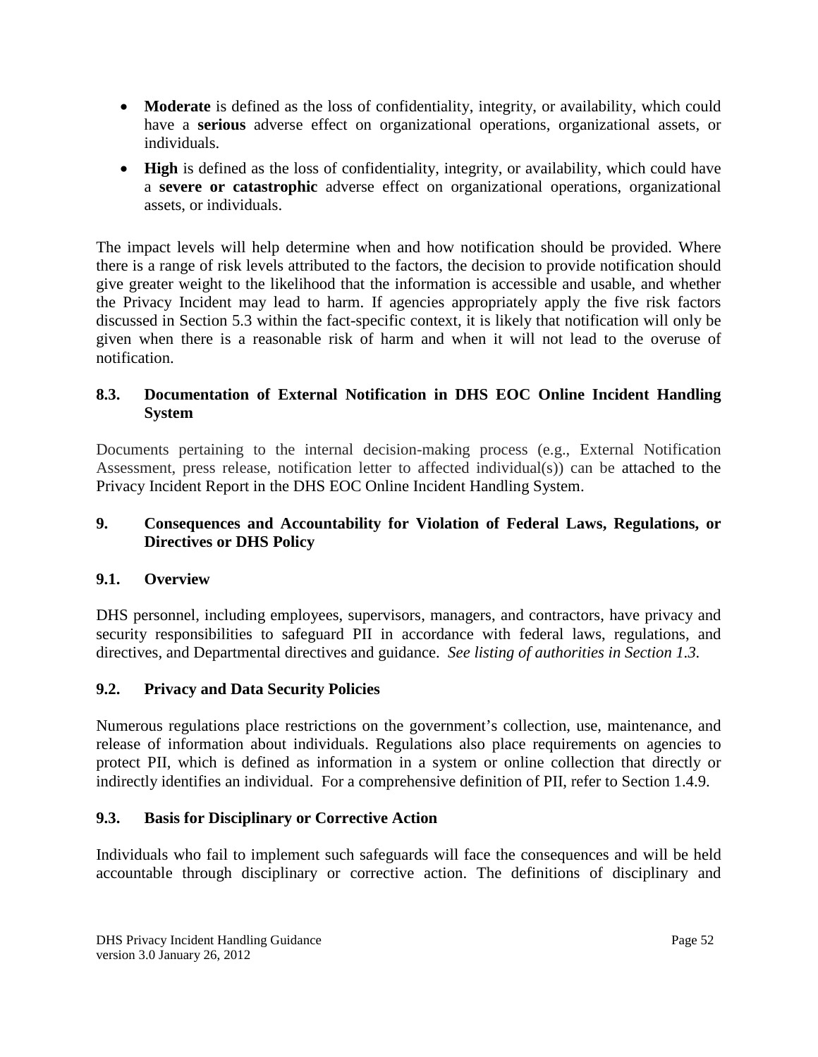- **Moderate** is defined as the loss of confidentiality, integrity, or availability, which could have a **serious** adverse effect on organizational operations, organizational assets, or individuals.
- **High** is defined as the loss of confidentiality, integrity, or availability, which could have a **severe or catastrophic** adverse effect on organizational operations, organizational assets, or individuals.

The impact levels will help determine when and how notification should be provided. Where there is a range of risk levels attributed to the factors, the decision to provide notification should give greater weight to the likelihood that the information is accessible and usable, and whether the Privacy Incident may lead to harm. If agencies appropriately apply the five risk factors discussed in Section 5.3 within the fact-specific context, it is likely that notification will only be given when there is a reasonable risk of harm and when it will not lead to the overuse of notification.

### 8.3. Documentation of External Notification in DHS EOC Online Incident Handling System

Documents pertaining to the internal decision-making process (e.g., External Notification Assessment, press release, notification letter to affected individual(s)) can be attached to the Privacy Incident Report in the DHS EOC Online Incident Handling System.

## 9. Consequences and Accountability for Violation of Federal Laws, Regulations, or Directives or DHS Policy

### 9.1. Overview

DHS personnel, including employees, supervisors, managers, and contractors, have privacy and security responsibilities to safeguard PII in accordance with federal laws, regulations, and directives, and Departmental directives and guidance. *See listing of authorities in Section 1.3.*

### 9.2. Privacy and Data Security Policies

Numerous regulations place restrictions on the government's collection, use, maintenance, and release of information about individuals. Regulations also place requirements on agencies to protect PII, which is defined as information in a system or online collection that directly or indirectly identifies an individual. For a comprehensive definition of PII, refer to Section 1.4.9.

### 9.3. Basis for Disciplinary or Corrective Action

Individuals who fail to implement such safeguards will face the consequences and will be held accountable through disciplinary or corrective action. The definitions of disciplinary and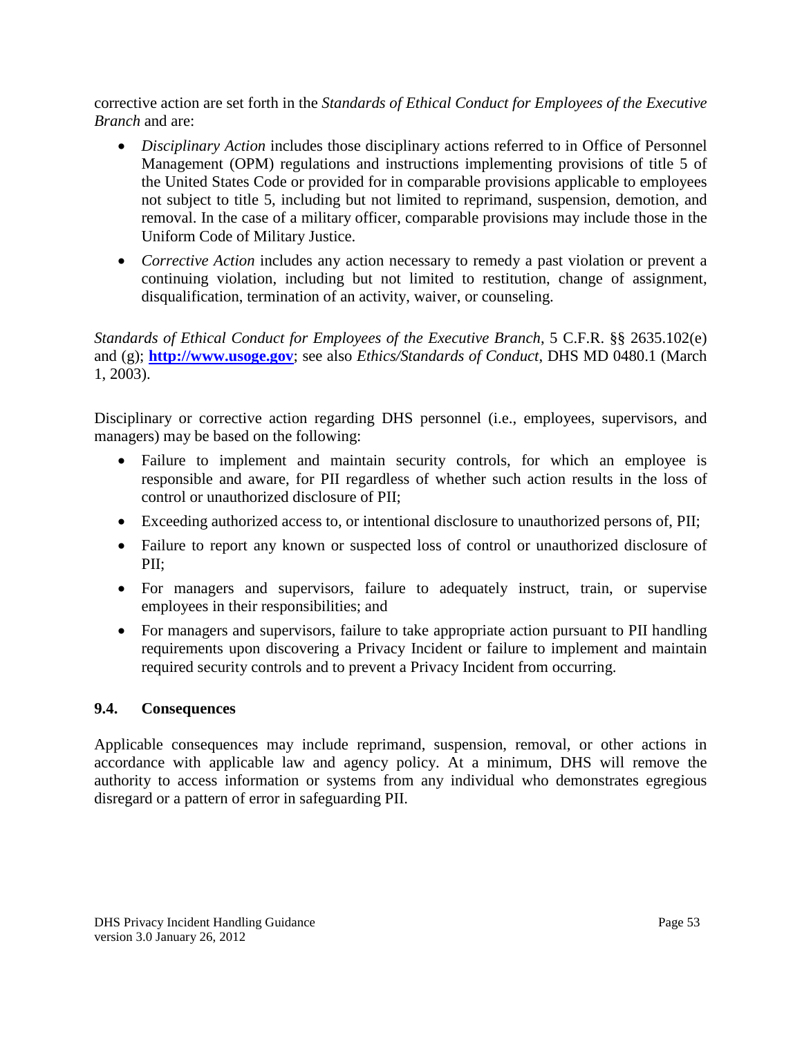corrective action are set forth in the *Standards of Ethical Conduct for Employees of the Executive Branch* and are:

- *Disciplinary Action* includes those disciplinary actions referred to in Office of Personnel Management (OPM) regulations and instructions implementing provisions of title 5 of the United States Code or provided for in comparable provisions applicable to employees not subject to title 5, including but not limited to reprimand, suspension, demotion, and removal. In the case of a military officer, comparable provisions may include those in the Uniform Code of Military Justice.
- *Corrective Action* includes any action necessary to remedy a past violation or prevent a continuing violation, including but not limited to restitution, change of assignment, disqualification, termination of an activity, waiver, or counseling.

*Standards of Ethical Conduct for Employees of the Executive Branch*, 5 C.F.R. §§ 2635.102(e) and (g); **http://www.usoge.gov**; see also *Ethics/Standards of Conduct*, DHS MD 0480.1 (March 1, 2003).

Disciplinary or corrective action regarding DHS personnel (i.e., employees, supervisors, and managers) may be based on the following:

- Failure to implement and maintain security controls, for which an employee is responsible and aware, for PII regardless of whether such action results in the loss of control or unauthorized disclosure of PII;
- Exceeding authorized access to, or intentional disclosure to unauthorized persons of, PII;
- Failure to report any known or suspected loss of control or unauthorized disclosure of PII;
- For managers and supervisors, failure to adequately instruct, train, or supervise employees in their responsibilities; and
- For managers and supervisors, failure to take appropriate action pursuant to PII handling requirements upon discovering a Privacy Incident or failure to implement and maintain required security controls and to prevent a Privacy Incident from occurring.

### 9.4. Consequences

Applicable consequences may include reprimand, suspension, removal, or other actions in accordance with applicable law and agency policy. At a minimum, DHS will remove the authority to access information or systems from any individual who demonstrates egregious disregard or a pattern of error in safeguarding PII.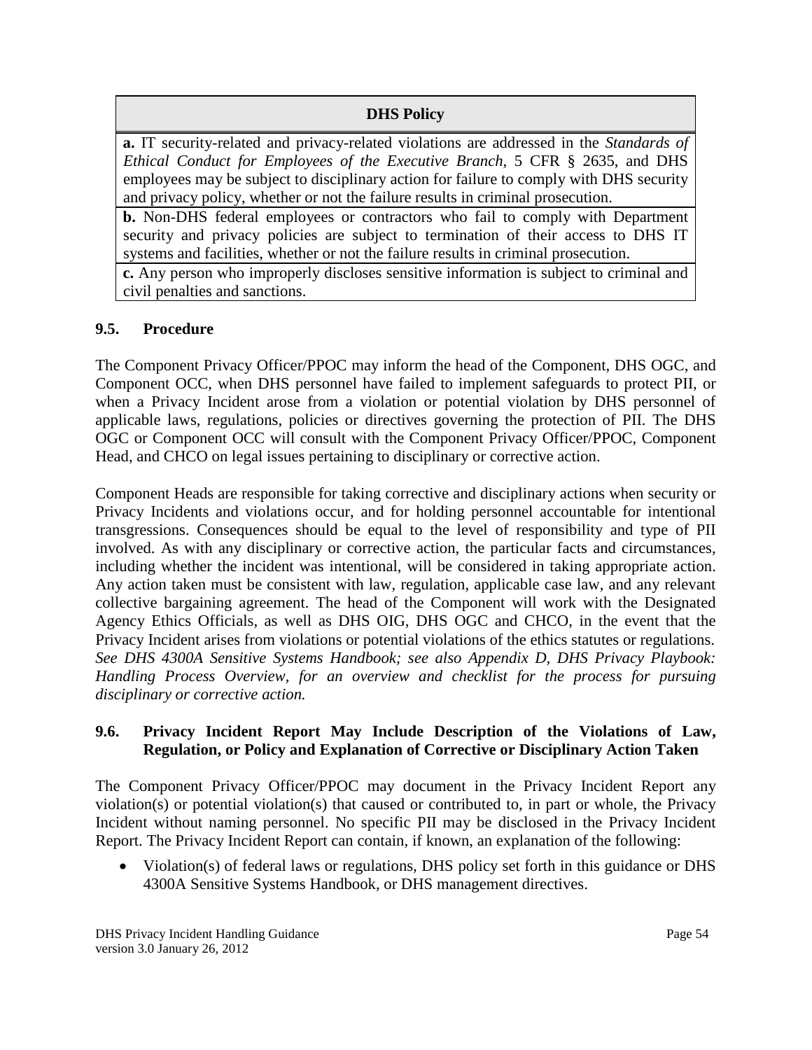| DHS Policy |
|---|
| **a.** IT security-related and privacy-related violations are addressed in the *Standards of Ethical Conduct for Employees of the Executive Branch*, 5 CFR § 2635, and DHS employees may be subject to disciplinary action for failure to comply with DHS security and privacy policy, whether or not the failure results in criminal prosecution. |
| **b.** Non-DHS federal employees or contractors who fail to comply with Department security and privacy policies are subject to termination of their access to DHS IT systems and facilities, whether or not the failure results in criminal prosecution. |
| **c.** Any person who improperly discloses sensitive information is subject to criminal and civil penalties and sanctions. |

### 9.5. Procedure

The Component Privacy Officer/PPOC may inform the head of the Component, DHS OGC, and Component OCC, when DHS personnel have failed to implement safeguards to protect PII, or when a Privacy Incident arose from a violation or potential violation by DHS personnel of applicable laws, regulations, policies or directives governing the protection of PII. The DHS OGC or Component OCC will consult with the Component Privacy Officer/PPOC, Component Head, and CHCO on legal issues pertaining to disciplinary or corrective action.

Component Heads are responsible for taking corrective and disciplinary actions when security or Privacy Incidents and violations occur, and for holding personnel accountable for intentional transgressions. Consequences should be equal to the level of responsibility and type of PII involved. As with any disciplinary or corrective action, the particular facts and circumstances, including whether the incident was intentional, will be considered in taking appropriate action. Any action taken must be consistent with law, regulation, applicable case law, and any relevant collective bargaining agreement. The head of the Component will work with the Designated Agency Ethics Officials, as well as DHS OIG, DHS OGC and CHCO, in the event that the Privacy Incident arises from violations or potential violations of the ethics statutes or regulations. *See DHS 4300A Sensitive Systems Handbook; see also Appendix D, DHS Privacy Playbook: Handling Process Overview, for an overview and checklist for the process for pursuing disciplinary or corrective action.*

### 9.6. Privacy Incident Report May Include Description of the Violations of Law, Regulation, or Policy and Explanation of Corrective or Disciplinary Action Taken

The Component Privacy Officer/PPOC may document in the Privacy Incident Report any violation(s) or potential violation(s) that caused or contributed to, in part or whole, the Privacy Incident without naming personnel. No specific PII may be disclosed in the Privacy Incident Report. The Privacy Incident Report can contain, if known, an explanation of the following:

- Violation(s) of federal laws or regulations, DHS policy set forth in this guidance or DHS 4300A Sensitive Systems Handbook, or DHS management directives.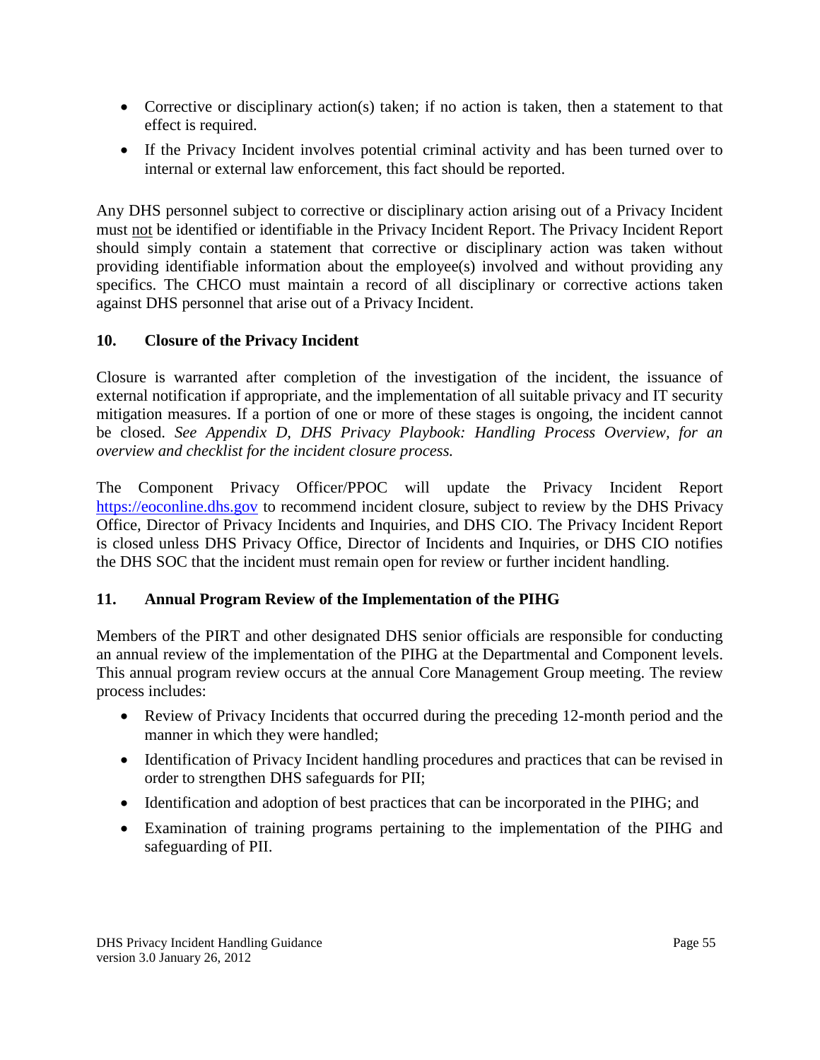- Corrective or disciplinary action(s) taken; if no action is taken, then a statement to that effect is required.
- If the Privacy Incident involves potential criminal activity and has been turned over to internal or external law enforcement, this fact should be reported.

Any DHS personnel subject to corrective or disciplinary action arising out of a Privacy Incident must not be identified or identifiable in the Privacy Incident Report. The Privacy Incident Report should simply contain a statement that corrective or disciplinary action was taken without providing identifiable information about the employee(s) involved and without providing any specifics. The CHCO must maintain a record of all disciplinary or corrective actions taken against DHS personnel that arise out of a Privacy Incident.

### 10. Closure of the Privacy Incident

Closure is warranted after completion of the investigation of the incident, the issuance of external notification if appropriate, and the implementation of all suitable privacy and IT security mitigation measures. If a portion of one or more of these stages is ongoing, the incident cannot be closed. *See Appendix D, DHS Privacy Playbook: Handling Process Overview, for an overview and checklist for the incident closure process.*

The Component Privacy Officer/PPOC will update the Privacy Incident Report https://eoconline.dhs.gov to recommend incident closure, subject to review by the DHS Privacy Office, Director of Privacy Incidents and Inquiries, and DHS CIO. The Privacy Incident Report is closed unless DHS Privacy Office, Director of Incidents and Inquiries, or DHS CIO notifies the DHS SOC that the incident must remain open for review or further incident handling.

### 11. Annual Program Review of the Implementation of the PIHG

Members of the PIRT and other designated DHS senior officials are responsible for conducting an annual review of the implementation of the PIHG at the Departmental and Component levels. This annual program review occurs at the annual Core Management Group meeting. The review process includes:

- Review of Privacy Incidents that occurred during the preceding 12-month period and the manner in which they were handled;
- Identification of Privacy Incident handling procedures and practices that can be revised in order to strengthen DHS safeguards for PII;
- Identification and adoption of best practices that can be incorporated in the PIHG; and
- Examination of training programs pertaining to the implementation of the PIHG and safeguarding of PII.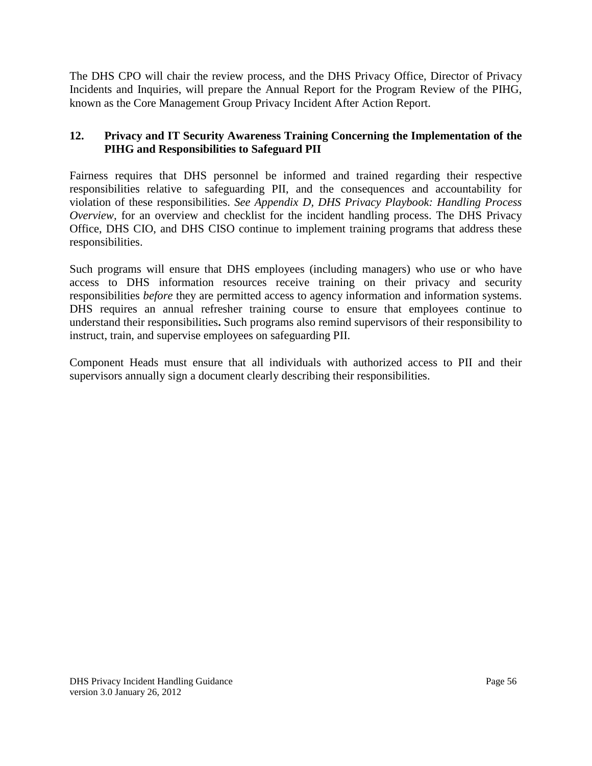The DHS CPO will chair the review process, and the DHS Privacy Office, Director of Privacy Incidents and Inquiries, will prepare the Annual Report for the Program Review of the PIHG, known as the Core Management Group Privacy Incident After Action Report.

## 12. Privacy and IT Security Awareness Training Concerning the Implementation of the PIHG and Responsibilities to Safeguard PII

Fairness requires that DHS personnel be informed and trained regarding their respective responsibilities relative to safeguarding PII, and the consequences and accountability for violation of these responsibilities. *See Appendix D, DHS Privacy Playbook: Handling Process Overview,* for an overview and checklist for the incident handling process. The DHS Privacy Office, DHS CIO, and DHS CISO continue to implement training programs that address these responsibilities.

Such programs will ensure that DHS employees (including managers) who use or who have access to DHS information resources receive training on their privacy and security responsibilities *before* they are permitted access to agency information and information systems. DHS requires an annual refresher training course to ensure that employees continue to understand their responsibilities**.** Such programs also remind supervisors of their responsibility to instruct, train, and supervise employees on safeguarding PII.

Component Heads must ensure that all individuals with authorized access to PII and their supervisors annually sign a document clearly describing their responsibilities.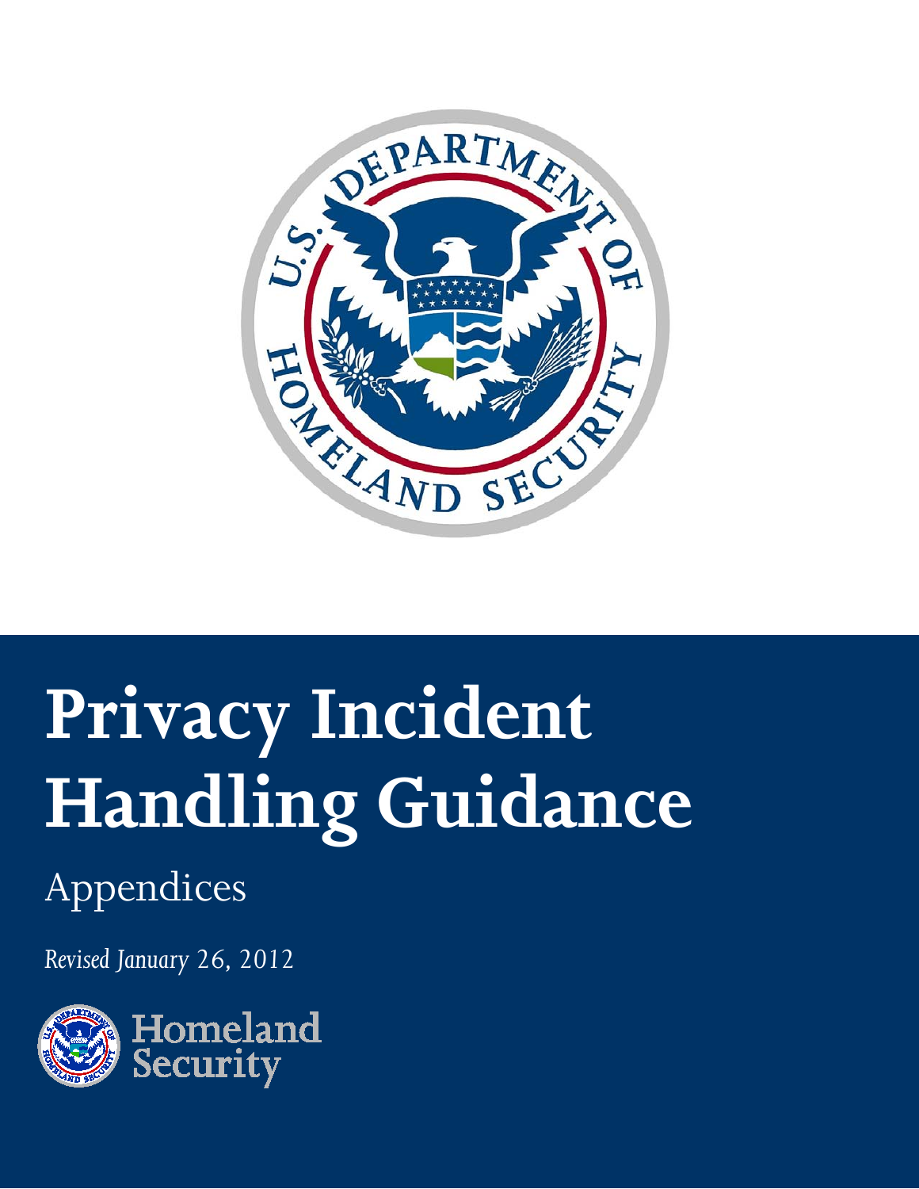# Privacy Incident Handling Guidance

Appendices

*Revised January 26, 2012*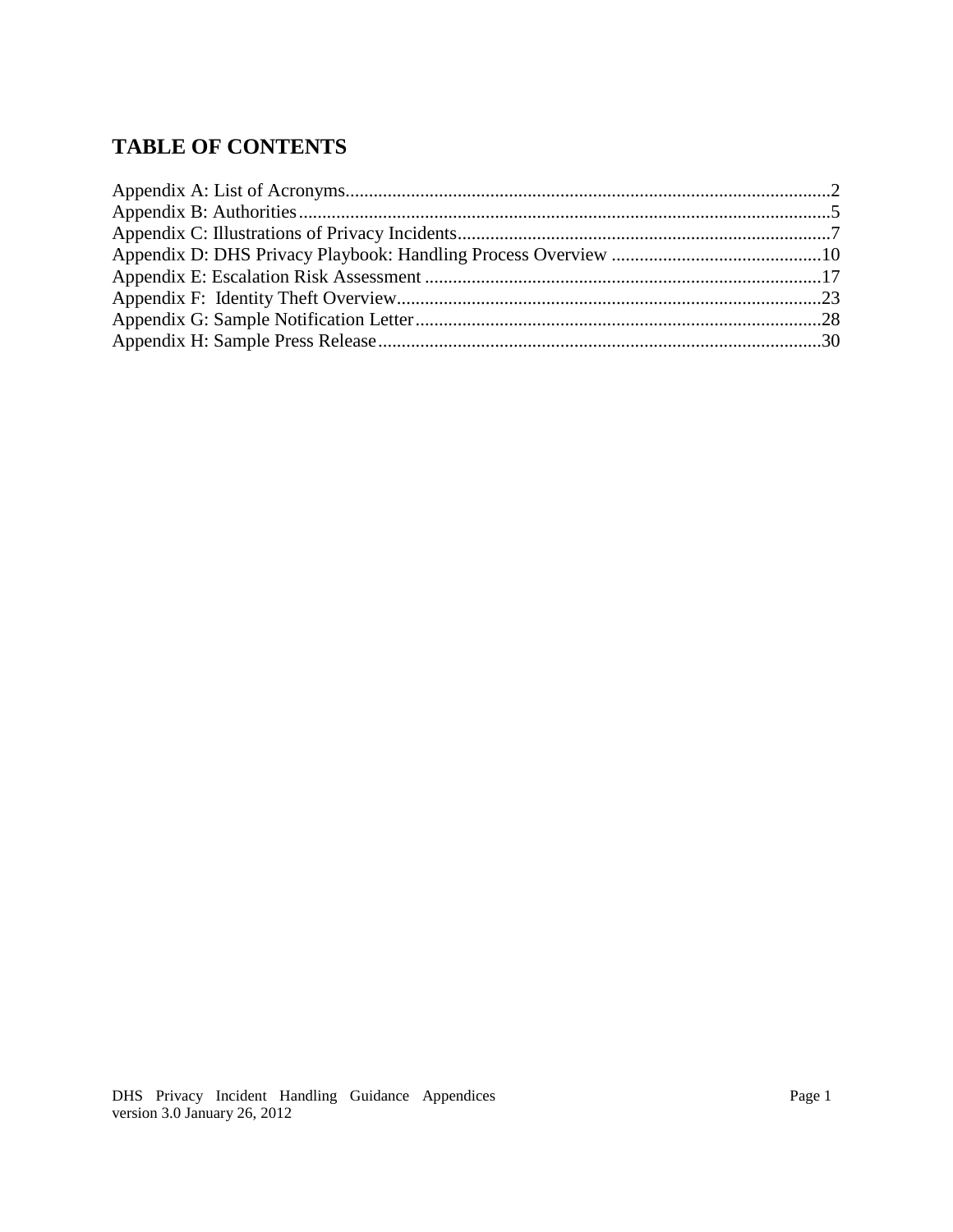## TABLE OF CONTENTS

Appendix A: List of Acronyms....................................................................................................2
Appendix B: Authorities..............................................................................................................5
Appendix C: Illustrations of Privacy Incidents...........................................................................7
Appendix D: DHS Privacy Playbook: Handling Process Overview .........................................10
Appendix E: Escalation Risk Assessment ................................................................................17
Appendix F: Identity Theft Overview.......................................................................................23
Appendix G: Sample Notification Letter..................................................................................28
Appendix H: Sample Press Release..........................................................................................30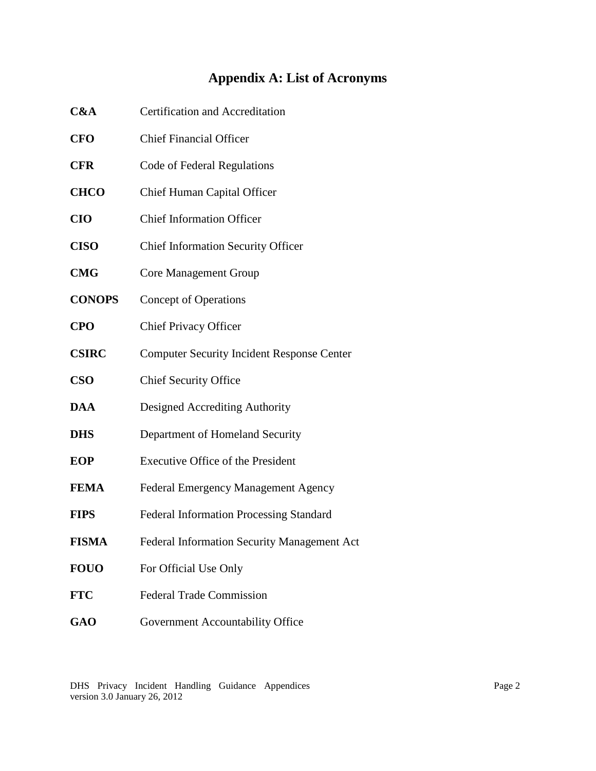# Appendix A: List of Acronyms

| | |
|---|---|
| **C&A** | Certification and Accreditation |
| **CFO** | Chief Financial Officer |
| **CFR** | Code of Federal Regulations |
| **CHCO** | Chief Human Capital Officer |
| **CIO** | Chief Information Officer |
| **CISO** | Chief Information Security Officer |
| **CMG** | Core Management Group |
| **CONOPS** | Concept of Operations |
| **CPO** | Chief Privacy Officer |
| **CSIRC** | Computer Security Incident Response Center |
| **CSO** | Chief Security Office |
| **DAA** | Designed Accrediting Authority |
| **DHS** | Department of Homeland Security |
| **EOP** | Executive Office of the President |
| **FEMA** | Federal Emergency Management Agency |
| **FIPS** | Federal Information Processing Standard |
| **FISMA** | Federal Information Security Management Act |
| **FOUO** | For Official Use Only |
| **FTC** | Federal Trade Commission |
| **GAO** | Government Accountability Office |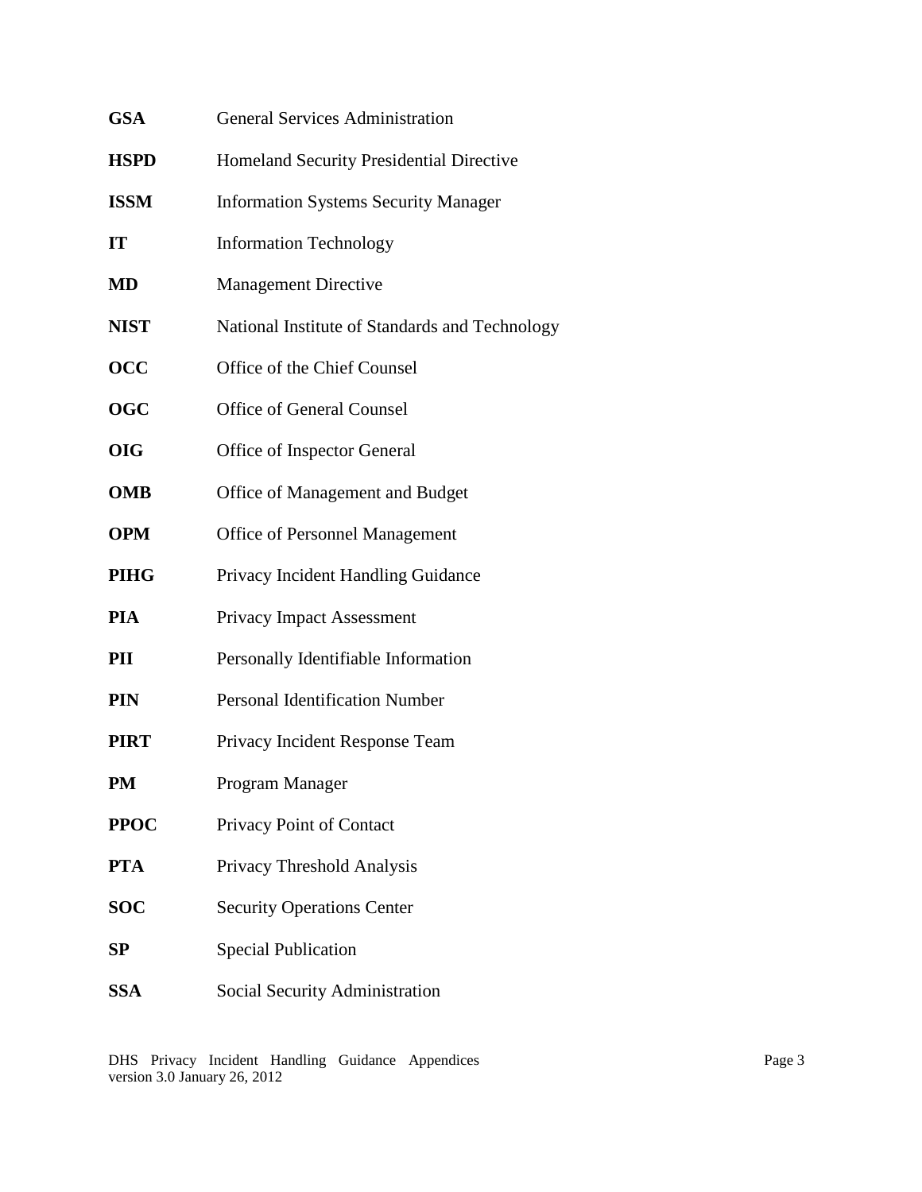**GSA** General Services Administration

**HSPD** Homeland Security Presidential Directive

**ISSM** Information Systems Security Manager

**IT** Information Technology

**MD** Management Directive

**NIST** National Institute of Standards and Technology

**OCC** Office of the Chief Counsel

**OGC** Office of General Counsel

**OIG** Office of Inspector General

**OMB** Office of Management and Budget

**OPM** Office of Personnel Management

**PIHG** Privacy Incident Handling Guidance

**PIA** Privacy Impact Assessment

**PII** Personally Identifiable Information

**PIN** Personal Identification Number

**PIRT** Privacy Incident Response Team

**PM** Program Manager

**PPOC** Privacy Point of Contact

**PTA** Privacy Threshold Analysis

**SOC** Security Operations Center

**SP** Special Publication

**SSA** Social Security Administration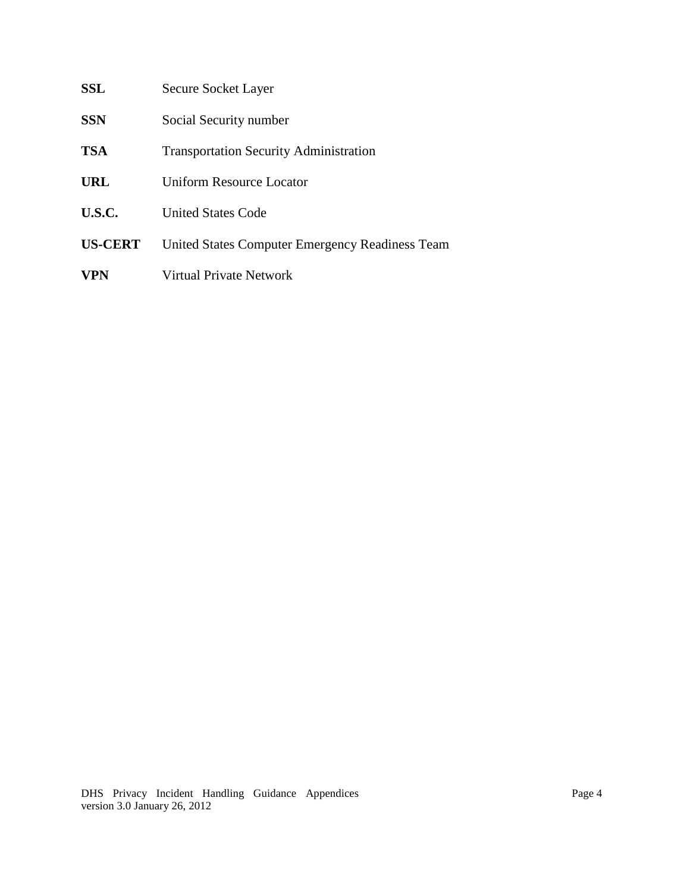| | |
|---|---|
| **SSL** | Secure Socket Layer |
| **SSN** | Social Security number |
| **TSA** | Transportation Security Administration |
| **URL** | Uniform Resource Locator |
| **U.S.C.** | United States Code |
| **US-CERT** | United States Computer Emergency Readiness Team |
| **VPN** | Virtual Private Network |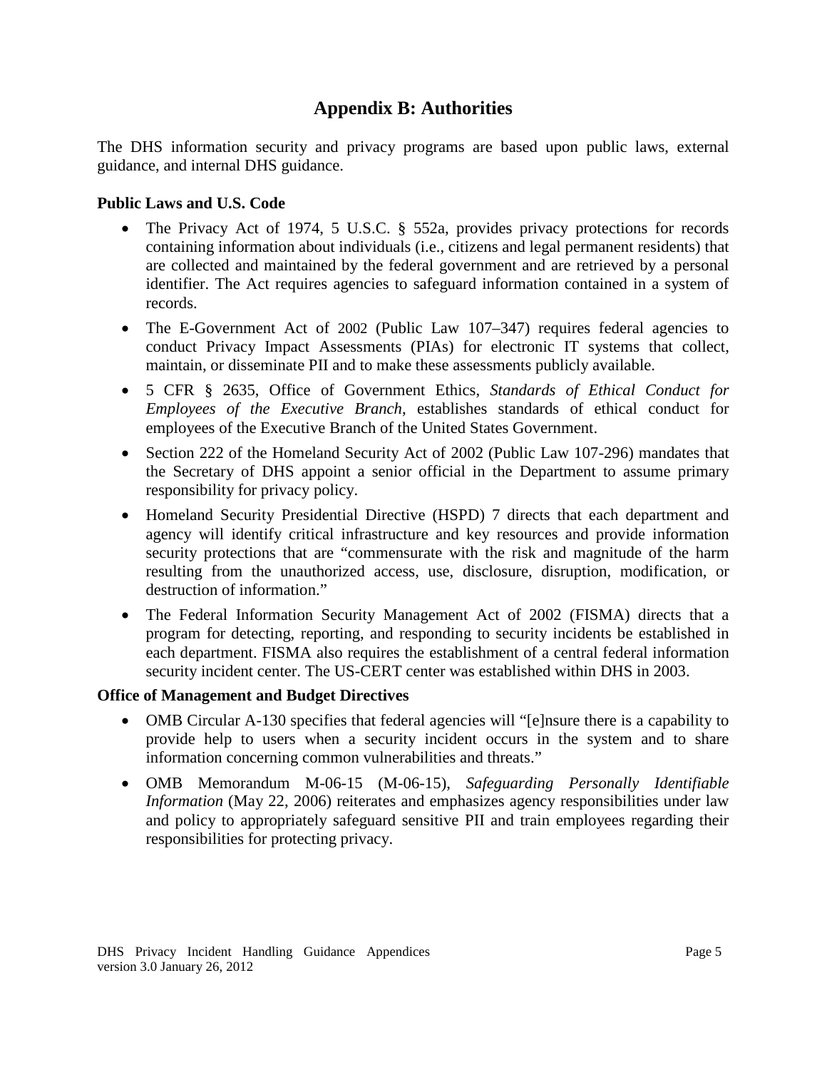# Appendix B: Authorities

The DHS information security and privacy programs are based upon public laws, external guidance, and internal DHS guidance.

**Public Laws and U.S. Code**

- The Privacy Act of 1974, 5 U.S.C. § 552a, provides privacy protections for records containing information about individuals (i.e., citizens and legal permanent residents) that are collected and maintained by the federal government and are retrieved by a personal identifier. The Act requires agencies to safeguard information contained in a system of records.
- The E-Government Act of 2002 (Public Law 107–347) requires federal agencies to conduct Privacy Impact Assessments (PIAs) for electronic IT systems that collect, maintain, or disseminate PII and to make these assessments publicly available.
- 5 CFR § 2635, Office of Government Ethics, *Standards of Ethical Conduct for Employees of the Executive Branch*, establishes standards of ethical conduct for employees of the Executive Branch of the United States Government.
- Section 222 of the Homeland Security Act of 2002 (Public Law 107-296) mandates that the Secretary of DHS appoint a senior official in the Department to assume primary responsibility for privacy policy.
- Homeland Security Presidential Directive (HSPD) 7 directs that each department and agency will identify critical infrastructure and key resources and provide information security protections that are "commensurate with the risk and magnitude of the harm resulting from the unauthorized access, use, disclosure, disruption, modification, or destruction of information."
- The Federal Information Security Management Act of 2002 (FISMA) directs that a program for detecting, reporting, and responding to security incidents be established in each department. FISMA also requires the establishment of a central federal information security incident center. The US-CERT center was established within DHS in 2003.

**Office of Management and Budget Directives**

- OMB Circular A-130 specifies that federal agencies will "[e]nsure there is a capability to provide help to users when a security incident occurs in the system and to share information concerning common vulnerabilities and threats."
- OMB Memorandum M-06-15 (M-06-15), *Safeguarding Personally Identifiable Information* (May 22, 2006) reiterates and emphasizes agency responsibilities under law and policy to appropriately safeguard sensitive PII and train employees regarding their responsibilities for protecting privacy.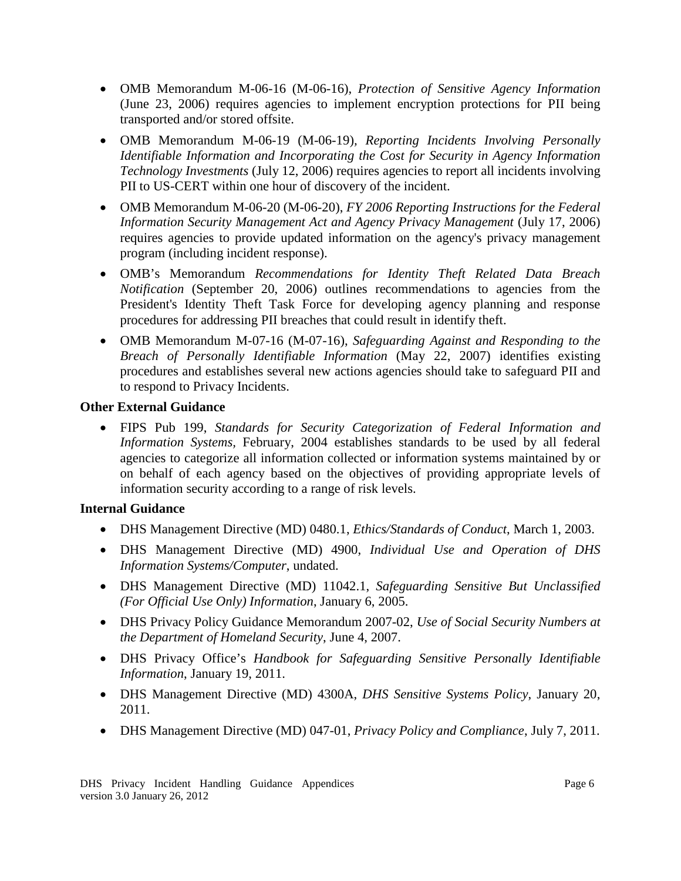- OMB Memorandum M-06-16 (M-06-16), *Protection of Sensitive Agency Information* (June 23, 2006) requires agencies to implement encryption protections for PII being transported and/or stored offsite.
- OMB Memorandum M-06-19 (M-06-19), *Reporting Incidents Involving Personally Identifiable Information and Incorporating the Cost for Security in Agency Information Technology Investments* (July 12, 2006) requires agencies to report all incidents involving PII to US-CERT within one hour of discovery of the incident.
- OMB Memorandum M-06-20 (M-06-20), *FY 2006 Reporting Instructions for the Federal Information Security Management Act and Agency Privacy Management* (July 17, 2006) requires agencies to provide updated information on the agency's privacy management program (including incident response).
- OMB's Memorandum *Recommendations for Identity Theft Related Data Breach Notification* (September 20, 2006) outlines recommendations to agencies from the President's Identity Theft Task Force for developing agency planning and response procedures for addressing PII breaches that could result in identify theft.
- OMB Memorandum M-07-16 (M-07-16), *Safeguarding Against and Responding to the Breach of Personally Identifiable Information* (May 22, 2007) identifies existing procedures and establishes several new actions agencies should take to safeguard PII and to respond to Privacy Incidents.

**Other External Guidance**

- FIPS Pub 199, *Standards for Security Categorization of Federal Information and Information Systems,* February, 2004 establishes standards to be used by all federal agencies to categorize all information collected or information systems maintained by or on behalf of each agency based on the objectives of providing appropriate levels of information security according to a range of risk levels.

**Internal Guidance**

- DHS Management Directive (MD) 0480.1, *Ethics/Standards of Conduct*, March 1, 2003.
- DHS Management Directive (MD) 4900, *Individual Use and Operation of DHS Information Systems/Computer*, undated.
- DHS Management Directive (MD) 11042.1, *Safeguarding Sensitive But Unclassified (For Official Use Only) Information*, January 6, 2005.
- DHS Privacy Policy Guidance Memorandum 2007-02, *Use of Social Security Numbers at the Department of Homeland Security*, June 4, 2007.
- DHS Privacy Office's *Handbook for Safeguarding Sensitive Personally Identifiable Information*, January 19, 2011.
- DHS Management Directive (MD) 4300A, *DHS Sensitive Systems Policy*, January 20, 2011.
- DHS Management Directive (MD) 047-01, *Privacy Policy and Compliance*, July 7, 2011.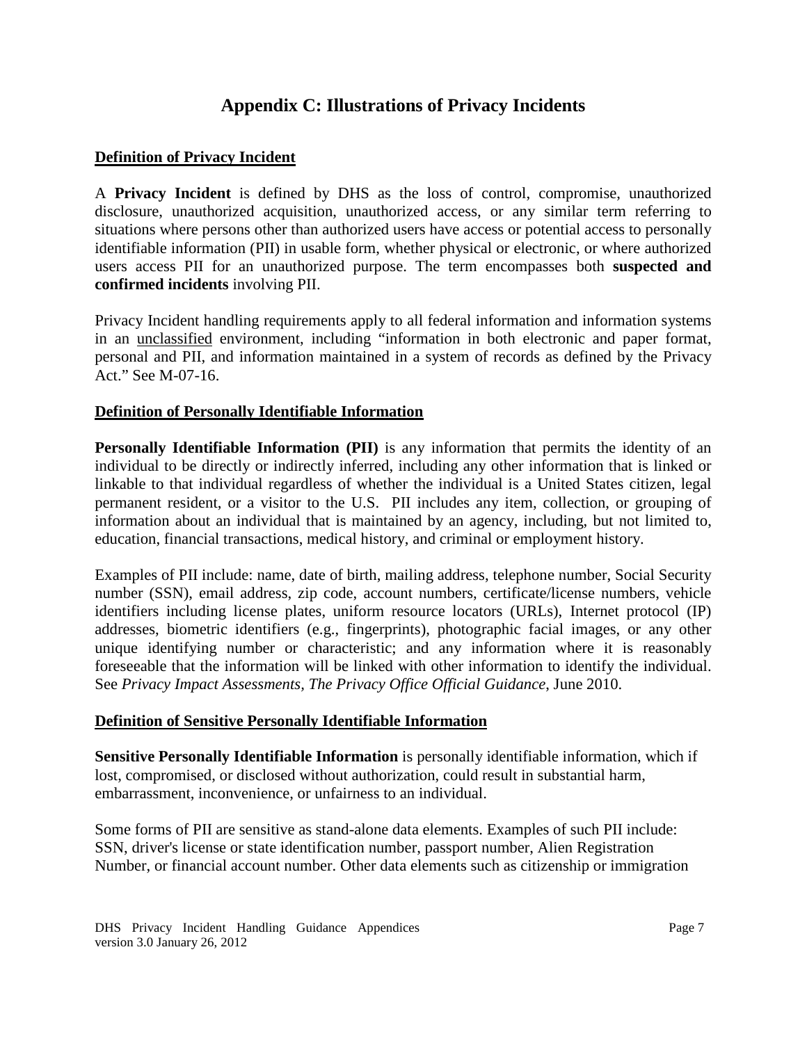# Appendix C: Illustrations of Privacy Incidents

**Definition of Privacy Incident**

A **Privacy Incident** is defined by DHS as the loss of control, compromise, unauthorized disclosure, unauthorized acquisition, unauthorized access, or any similar term referring to situations where persons other than authorized users have access or potential access to personally identifiable information (PII) in usable form, whether physical or electronic, or where authorized users access PII for an unauthorized purpose. The term encompasses both **suspected and confirmed incidents** involving PII.

Privacy Incident handling requirements apply to all federal information and information systems in an unclassified environment, including "information in both electronic and paper format, personal and PII, and information maintained in a system of records as defined by the Privacy Act." See M-07-16.

**Definition of Personally Identifiable Information**

**Personally Identifiable Information (PII)** is any information that permits the identity of an individual to be directly or indirectly inferred, including any other information that is linked or linkable to that individual regardless of whether the individual is a United States citizen, legal permanent resident, or a visitor to the U.S. PII includes any item, collection, or grouping of information about an individual that is maintained by an agency, including, but not limited to, education, financial transactions, medical history, and criminal or employment history.

Examples of PII include: name, date of birth, mailing address, telephone number, Social Security number (SSN), email address, zip code, account numbers, certificate/license numbers, vehicle identifiers including license plates, uniform resource locators (URLs), Internet protocol (IP) addresses, biometric identifiers (e.g., fingerprints), photographic facial images, or any other unique identifying number or characteristic; and any information where it is reasonably foreseeable that the information will be linked with other information to identify the individual. See *Privacy Impact Assessments, The Privacy Office Official Guidance*, June 2010.

**Definition of Sensitive Personally Identifiable Information**

**Sensitive Personally Identifiable Information** is personally identifiable information, which if lost, compromised, or disclosed without authorization, could result in substantial harm, embarrassment, inconvenience, or unfairness to an individual.

Some forms of PII are sensitive as stand-alone data elements. Examples of such PII include: SSN, driver's license or state identification number, passport number, Alien Registration Number, or financial account number. Other data elements such as citizenship or immigration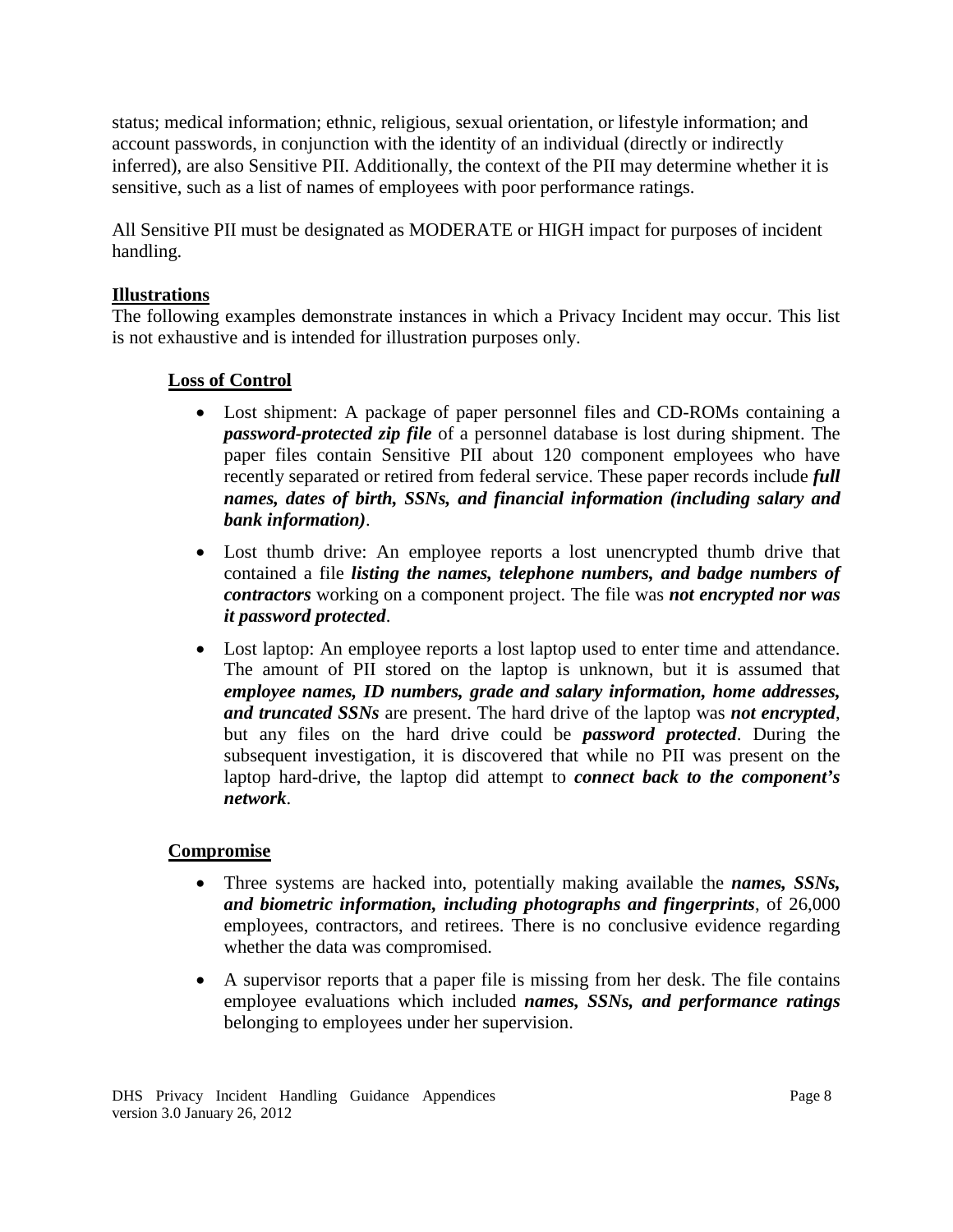status; medical information; ethnic, religious, sexual orientation, or lifestyle information; and account passwords, in conjunction with the identity of an individual (directly or indirectly inferred), are also Sensitive PII. Additionally, the context of the PII may determine whether it is sensitive, such as a list of names of employees with poor performance ratings.

All Sensitive PII must be designated as MODERATE or HIGH impact for purposes of incident handling.

**Illustrations**

The following examples demonstrate instances in which a Privacy Incident may occur. This list is not exhaustive and is intended for illustration purposes only.

**Loss of Control**

- Lost shipment: A package of paper personnel files and CD-ROMs containing a ***password-protected zip file*** of a personnel database is lost during shipment. The paper files contain Sensitive PII about 120 component employees who have recently separated or retired from federal service. These paper records include ***full names, dates of birth, SSNs, and financial information (including salary and bank information)***.
- Lost thumb drive: An employee reports a lost unencrypted thumb drive that contained a file ***listing the names, telephone numbers, and badge numbers of contractors*** working on a component project. The file was ***not encrypted nor was it password protected***.
- Lost laptop: An employee reports a lost laptop used to enter time and attendance. The amount of PII stored on the laptop is unknown, but it is assumed that ***employee names, ID numbers, grade and salary information, home addresses, and truncated SSNs*** are present. The hard drive of the laptop was ***not encrypted***, but any files on the hard drive could be ***password protected***. During the subsequent investigation, it is discovered that while no PII was present on the laptop hard-drive, the laptop did attempt to ***connect back to the component's network***.

**Compromise**

- Three systems are hacked into, potentially making available the ***names, SSNs, and biometric information, including photographs and fingerprints***, of 26,000 employees, contractors, and retirees. There is no conclusive evidence regarding whether the data was compromised.
- A supervisor reports that a paper file is missing from her desk. The file contains employee evaluations which included ***names, SSNs, and performance ratings*** belonging to employees under her supervision.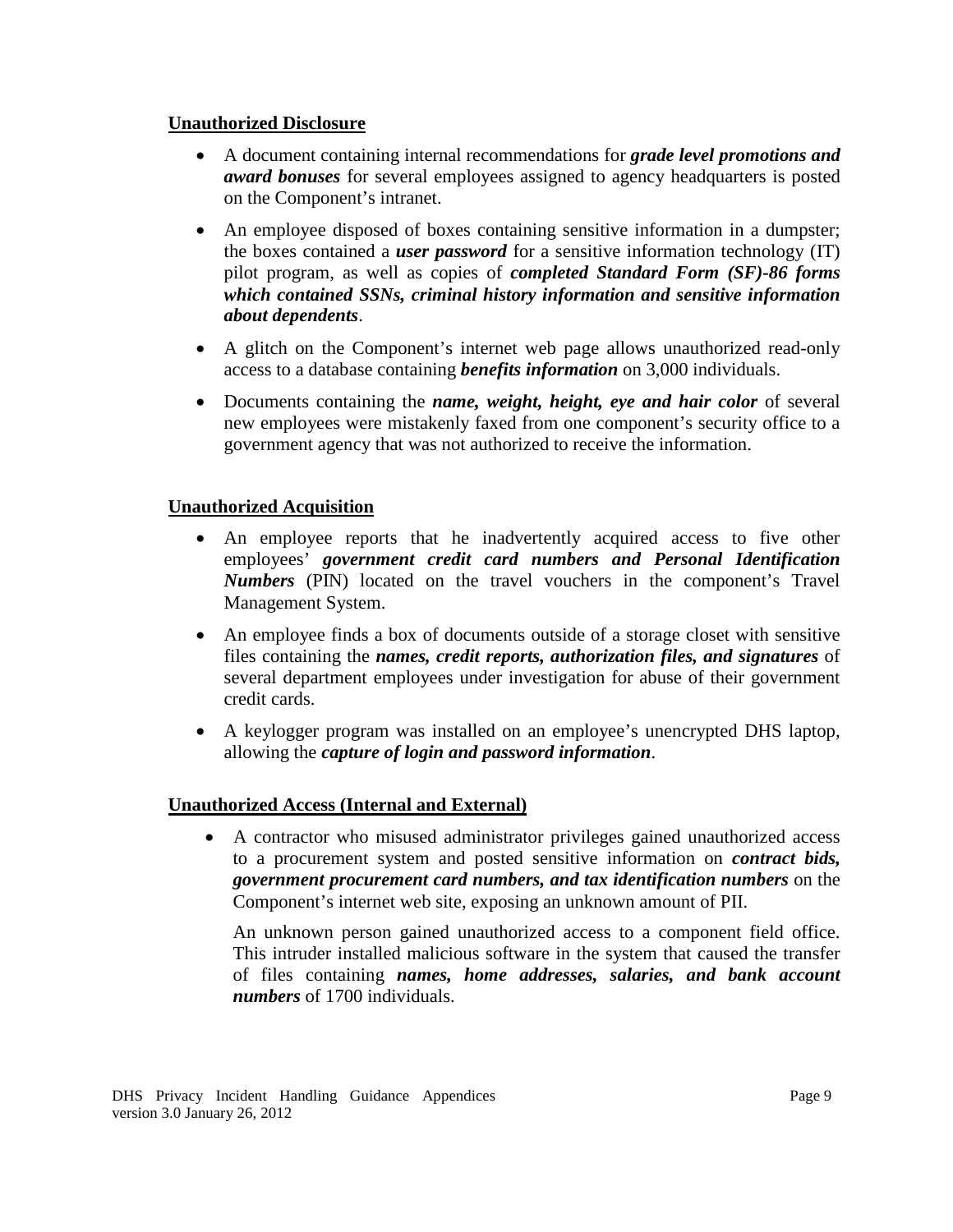**Unauthorized Disclosure**

- A document containing internal recommendations for ***grade level promotions and award bonuses*** for several employees assigned to agency headquarters is posted on the Component's intranet.
- An employee disposed of boxes containing sensitive information in a dumpster; the boxes contained a ***user password*** for a sensitive information technology (IT) pilot program, as well as copies of ***completed Standard Form (SF)-86 forms which contained SSNs, criminal history information and sensitive information about dependents***.
- A glitch on the Component's internet web page allows unauthorized read-only access to a database containing ***benefits information*** on 3,000 individuals.
- Documents containing the ***name, weight, height, eye and hair color*** of several new employees were mistakenly faxed from one component's security office to a government agency that was not authorized to receive the information.

**Unauthorized Acquisition**

- An employee reports that he inadvertently acquired access to five other employees' ***government credit card numbers and Personal Identification Numbers*** (PIN) located on the travel vouchers in the component's Travel Management System.
- An employee finds a box of documents outside of a storage closet with sensitive files containing the ***names, credit reports, authorization files, and signatures*** of several department employees under investigation for abuse of their government credit cards.
- A keylogger program was installed on an employee's unencrypted DHS laptop, allowing the ***capture of login and password information***.

**Unauthorized Access (Internal and External)**

- A contractor who misused administrator privileges gained unauthorized access to a procurement system and posted sensitive information on ***contract bids, government procurement card numbers, and tax identification numbers*** on the Component's internet web site, exposing an unknown amount of PII.

  An unknown person gained unauthorized access to a component field office. This intruder installed malicious software in the system that caused the transfer of files containing ***names, home addresses, salaries, and bank account numbers*** of 1700 individuals.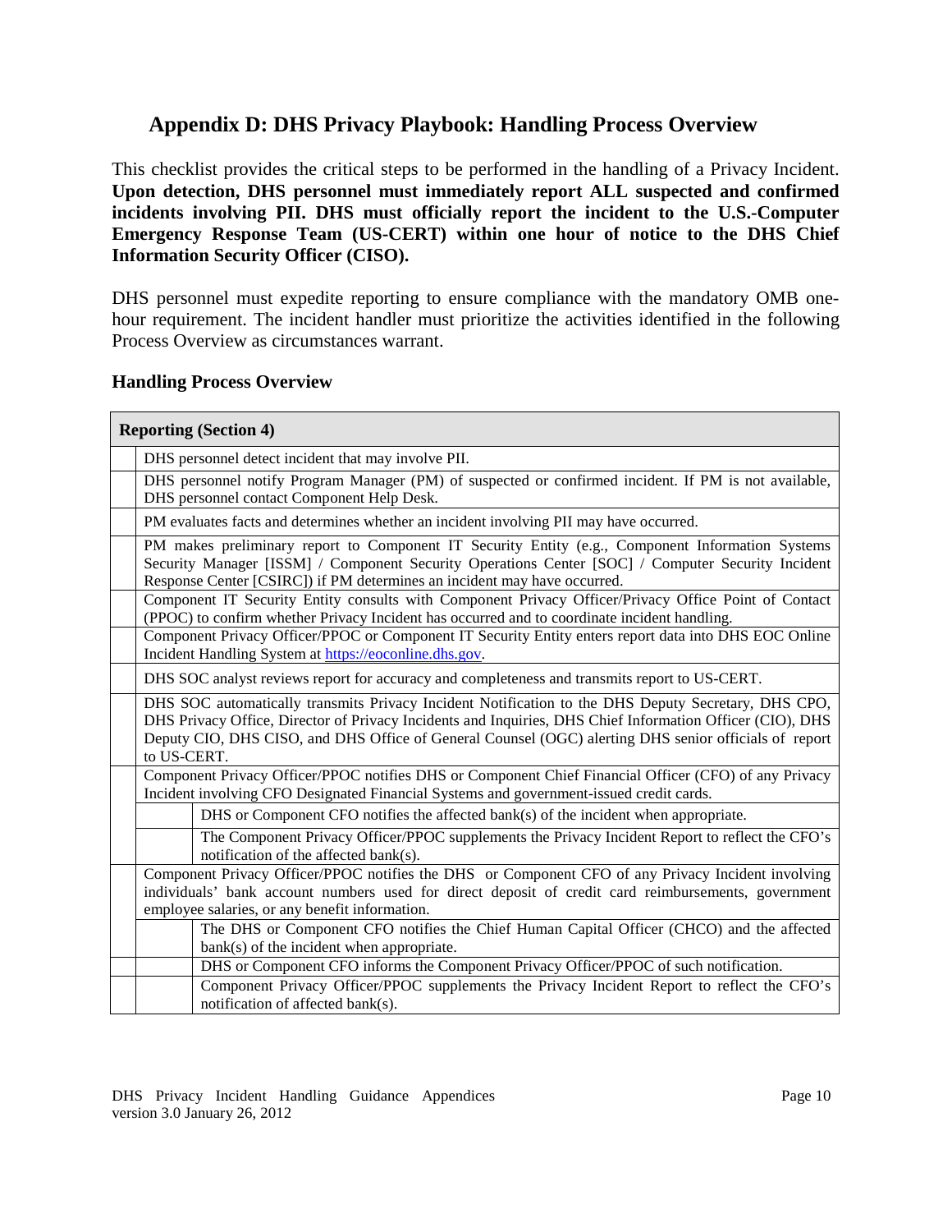## Appendix D: DHS Privacy Playbook: Handling Process Overview

This checklist provides the critical steps to be performed in the handling of a Privacy Incident. **Upon detection, DHS personnel must immediately report ALL suspected and confirmed incidents involving PII. DHS must officially report the incident to the U.S.-Computer Emergency Response Team (US-CERT) within one hour of notice to the DHS Chief Information Security Officer (CISO).**

DHS personnel must expedite reporting to ensure compliance with the mandatory OMB one-hour requirement. The incident handler must prioritize the activities identified in the following Process Overview as circumstances warrant.

### Handling Process Overview

| | | **Reporting (Section 4)** |
|---|---|---|
| | DHS personnel detect incident that may involve PII. | |
| | DHS personnel notify Program Manager (PM) of suspected or confirmed incident. If PM is not available, DHS personnel contact Component Help Desk. | |
| | PM evaluates facts and determines whether an incident involving PII may have occurred. | |
| | PM makes preliminary report to Component IT Security Entity (e.g., Component Information Systems Security Manager [ISSM] / Component Security Operations Center [SOC] / Computer Security Incident Response Center [CSIRC]) if PM determines an incident may have occurred. | |
| | Component IT Security Entity consults with Component Privacy Officer/Privacy Office Point of Contact (PPOC) to confirm whether Privacy Incident has occurred and to coordinate incident handling. | |
| | Component Privacy Officer/PPOC or Component IT Security Entity enters report data into DHS EOC Online Incident Handling System at https://eoconline.dhs.gov. | |
| | DHS SOC analyst reviews report for accuracy and completeness and transmits report to US-CERT. | |
| | DHS SOC automatically transmits Privacy Incident Notification to the DHS Deputy Secretary, DHS CPO, DHS Privacy Office, Director of Privacy Incidents and Inquiries, DHS Chief Information Officer (CIO), DHS Deputy CIO, DHS CISO, and DHS Office of General Counsel (OGC) alerting DHS senior officials of report to US-CERT. | |
| | Component Privacy Officer/PPOC notifies DHS or Component Chief Financial Officer (CFO) of any Privacy Incident involving CFO Designated Financial Systems and government-issued credit cards. | |
| | | DHS or Component CFO notifies the affected bank(s) of the incident when appropriate. |
| | | The Component Privacy Officer/PPOC supplements the Privacy Incident Report to reflect the CFO's notification of the affected bank(s). |
| | Component Privacy Officer/PPOC notifies the DHS or Component CFO of any Privacy Incident involving individuals' bank account numbers used for direct deposit of credit card reimbursements, government employee salaries, or any benefit information. | |
| | | The DHS or Component CFO notifies the Chief Human Capital Officer (CHCO) and the affected bank(s) of the incident when appropriate. |
| | | DHS or Component CFO informs the Component Privacy Officer/PPOC of such notification. |
| | | Component Privacy Officer/PPOC supplements the Privacy Incident Report to reflect the CFO's notification of affected bank(s). |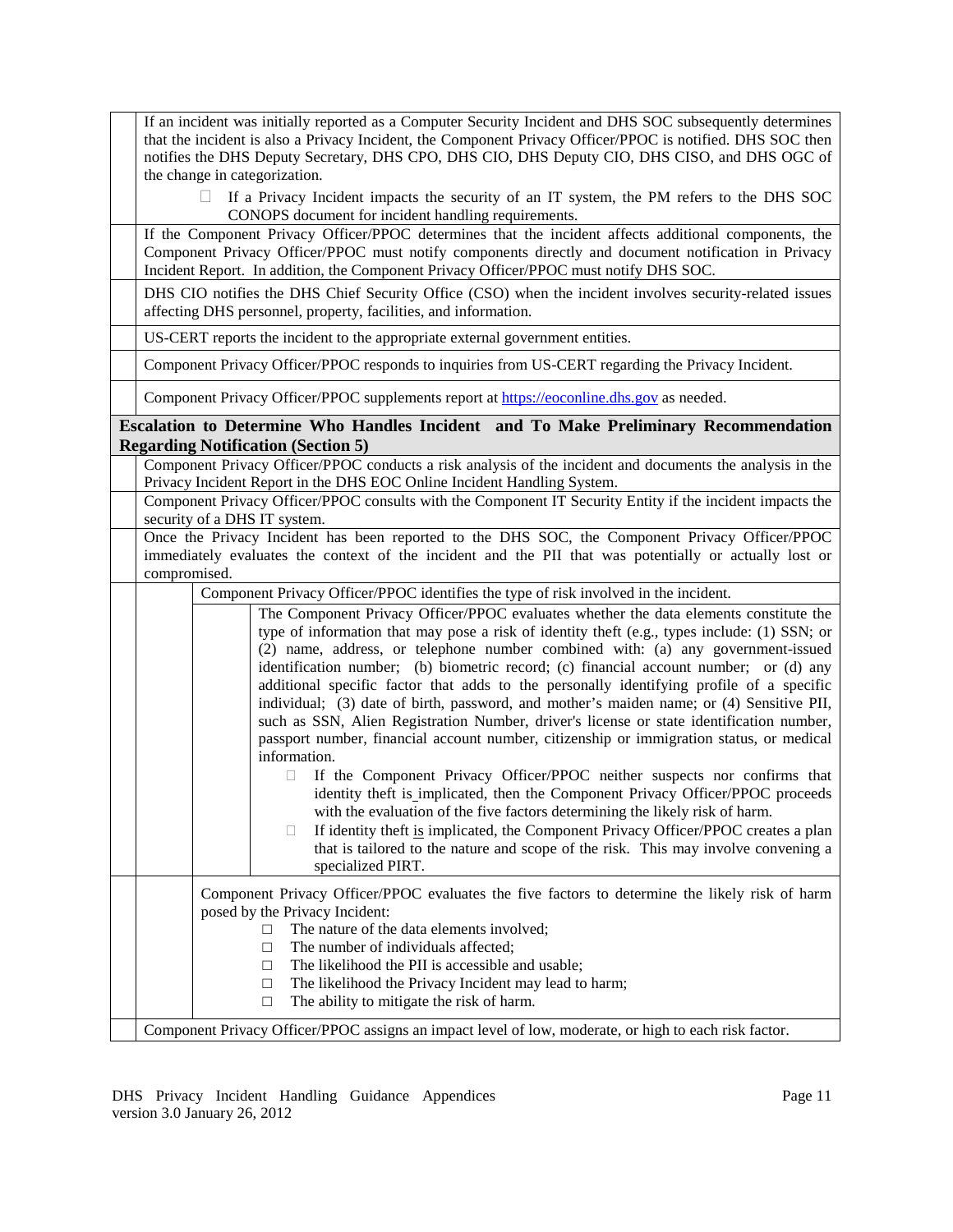| | |
|---|---|
| | If an incident was initially reported as a Computer Security Incident and DHS SOC subsequently determines that the incident is also a Privacy Incident, the Component Privacy Officer/PPOC is notified. DHS SOC then notifies the DHS Deputy Secretary, DHS CPO, DHS CIO, DHS Deputy CIO, DHS CISO, and DHS OGC of the change in categorization.<br>□ If a Privacy Incident impacts the security of an IT system, the PM refers to the DHS SOC CONOPS document for incident handling requirements. |
| | If the Component Privacy Officer/PPOC determines that the incident affects additional components, the Component Privacy Officer/PPOC must notify components directly and document notification in Privacy Incident Report. In addition, the Component Privacy Officer/PPOC must notify DHS SOC. |
| | DHS CIO notifies the DHS Chief Security Office (CSO) when the incident involves security-related issues affecting DHS personnel, property, facilities, and information. |
| | US-CERT reports the incident to the appropriate external government entities. |
| | Component Privacy Officer/PPOC responds to inquiries from US-CERT regarding the Privacy Incident. |
| | Component Privacy Officer/PPOC supplements report at [https://eoconline.dhs.gov](https://eoconline.dhs.gov) as needed. |
| **Escalation to Determine Who Handles Incident and To Make Preliminary Recommendation Regarding Notification (Section 5)** | |
| | Component Privacy Officer/PPOC conducts a risk analysis of the incident and documents the analysis in the Privacy Incident Report in the DHS EOC Online Incident Handling System. |
| | Component Privacy Officer/PPOC consults with the Component IT Security Entity if the incident impacts the security of a DHS IT system. |
| | Once the Privacy Incident has been reported to the DHS SOC, the Component Privacy Officer/PPOC immediately evaluates the context of the incident and the PII that was potentially or actually lost or compromised. |
| | Component Privacy Officer/PPOC identifies the type of risk involved in the incident. |
| | The Component Privacy Officer/PPOC evaluates whether the data elements constitute the type of information that may pose a risk of identity theft (e.g., types include: (1) SSN; or (2) name, address, or telephone number combined with: (a) any government-issued identification number; (b) biometric record; (c) financial account number; or (d) any additional specific factor that adds to the personally identifying profile of a specific individual; (3) date of birth, password, and mother's maiden name; or (4) Sensitive PII, such as SSN, Alien Registration Number, driver's license or state identification number, passport number, financial account number, citizenship or immigration status, or medical information.<br>□ If the Component Privacy Officer/PPOC neither suspects nor confirms that identity theft is implicated, then the Component Privacy Officer/PPOC proceeds with the evaluation of the five factors determining the likely risk of harm.<br>□ If identity theft is implicated, the Component Privacy Officer/PPOC creates a plan that is tailored to the nature and scope of the risk. This may involve convening a specialized PIRT. |
| | Component Privacy Officer/PPOC evaluates the five factors to determine the likely risk of harm posed by the Privacy Incident:<br>□ The nature of the data elements involved;<br>□ The number of individuals affected;<br>□ The likelihood the PII is accessible and usable;<br>□ The likelihood the Privacy Incident may lead to harm;<br>□ The ability to mitigate the risk of harm. |
| | Component Privacy Officer/PPOC assigns an impact level of low, moderate, or high to each risk factor. |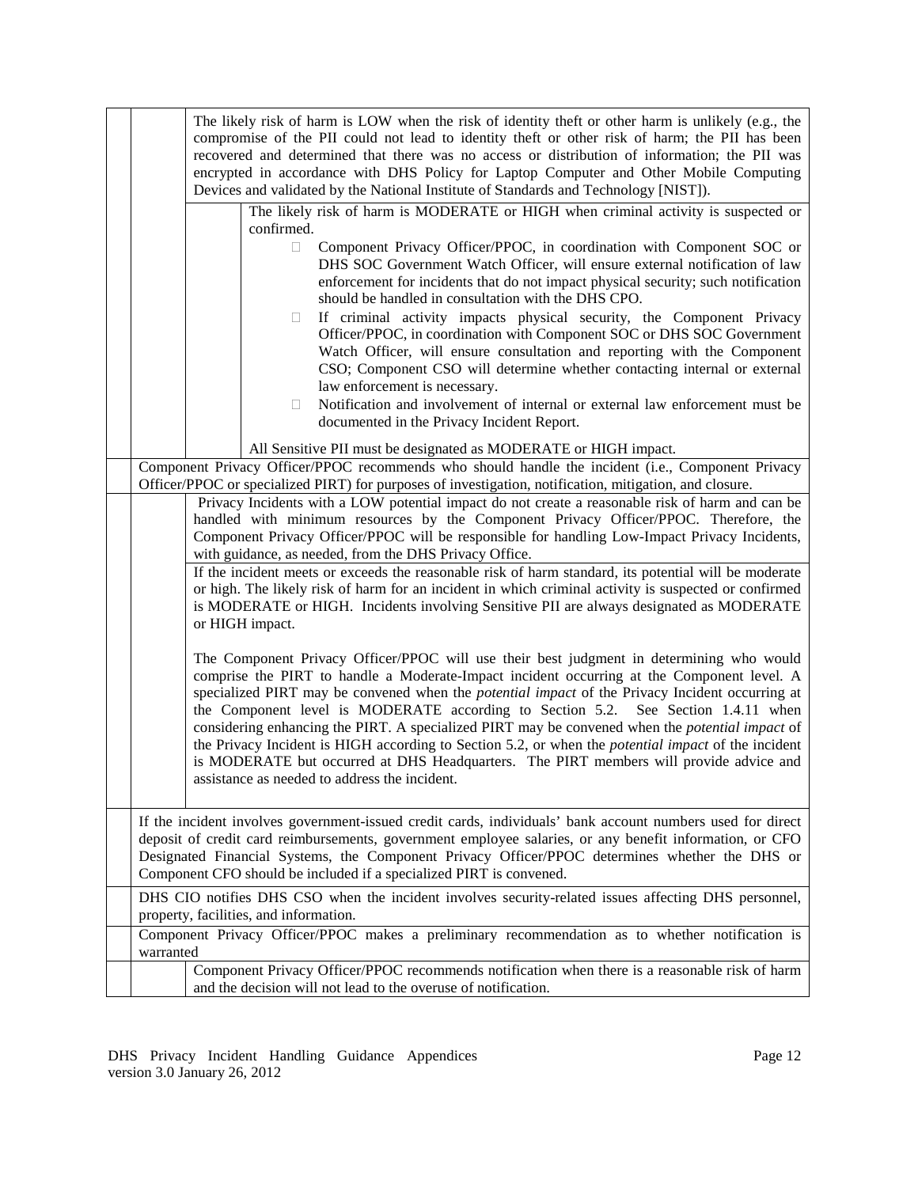The likely risk of harm is LOW when the risk of identity theft or other harm is unlikely (e.g., the compromise of the PII could not lead to identity theft or other risk of harm; the PII has been recovered and determined that there was no access or distribution of information; the PII was encrypted in accordance with DHS Policy for Laptop Computer and Other Mobile Computing Devices and validated by the National Institute of Standards and Technology [NIST]).

The likely risk of harm is MODERATE or HIGH when criminal activity is suspected or confirmed.

- Component Privacy Officer/PPOC, in coordination with Component SOC or DHS SOC Government Watch Officer, will ensure external notification of law enforcement for incidents that do not impact physical security; such notification should be handled in consultation with the DHS CPO.
- If criminal activity impacts physical security, the Component Privacy Officer/PPOC, in coordination with Component SOC or DHS SOC Government Watch Officer, will ensure consultation and reporting with the Component CSO; Component CSO will determine whether contacting internal or external law enforcement is necessary.
- Notification and involvement of internal or external law enforcement must be documented in the Privacy Incident Report.

All Sensitive PII must be designated as MODERATE or HIGH impact.

Component Privacy Officer/PPOC recommends who should handle the incident (i.e., Component Privacy Officer/PPOC or specialized PIRT) for purposes of investigation, notification, mitigation, and closure.

Privacy Incidents with a LOW potential impact do not create a reasonable risk of harm and can be handled with minimum resources by the Component Privacy Officer/PPOC. Therefore, the Component Privacy Officer/PPOC will be responsible for handling Low-Impact Privacy Incidents, with guidance, as needed, from the DHS Privacy Office.

If the incident meets or exceeds the reasonable risk of harm standard, its potential will be moderate or high. The likely risk of harm for an incident in which criminal activity is suspected or confirmed is MODERATE or HIGH. Incidents involving Sensitive PII are always designated as MODERATE or HIGH impact.

The Component Privacy Officer/PPOC will use their best judgment in determining who would comprise the PIRT to handle a Moderate-Impact incident occurring at the Component level. A specialized PIRT may be convened when the *potential impact* of the Privacy Incident occurring at the Component level is MODERATE according to Section 5.2. See Section 1.4.11 when considering enhancing the PIRT. A specialized PIRT may be convened when the *potential impact* of the Privacy Incident is HIGH according to Section 5.2, or when the *potential impact* of the incident is MODERATE but occurred at DHS Headquarters. The PIRT members will provide advice and assistance as needed to address the incident.

If the incident involves government-issued credit cards, individuals' bank account numbers used for direct deposit of credit card reimbursements, government employee salaries, or any benefit information, or CFO Designated Financial Systems, the Component Privacy Officer/PPOC determines whether the DHS or Component CFO should be included if a specialized PIRT is convened.

DHS CIO notifies DHS CSO when the incident involves security-related issues affecting DHS personnel, property, facilities, and information.

Component Privacy Officer/PPOC makes a preliminary recommendation as to whether notification is warranted

Component Privacy Officer/PPOC recommends notification when there is a reasonable risk of harm and the decision will not lead to the overuse of notification.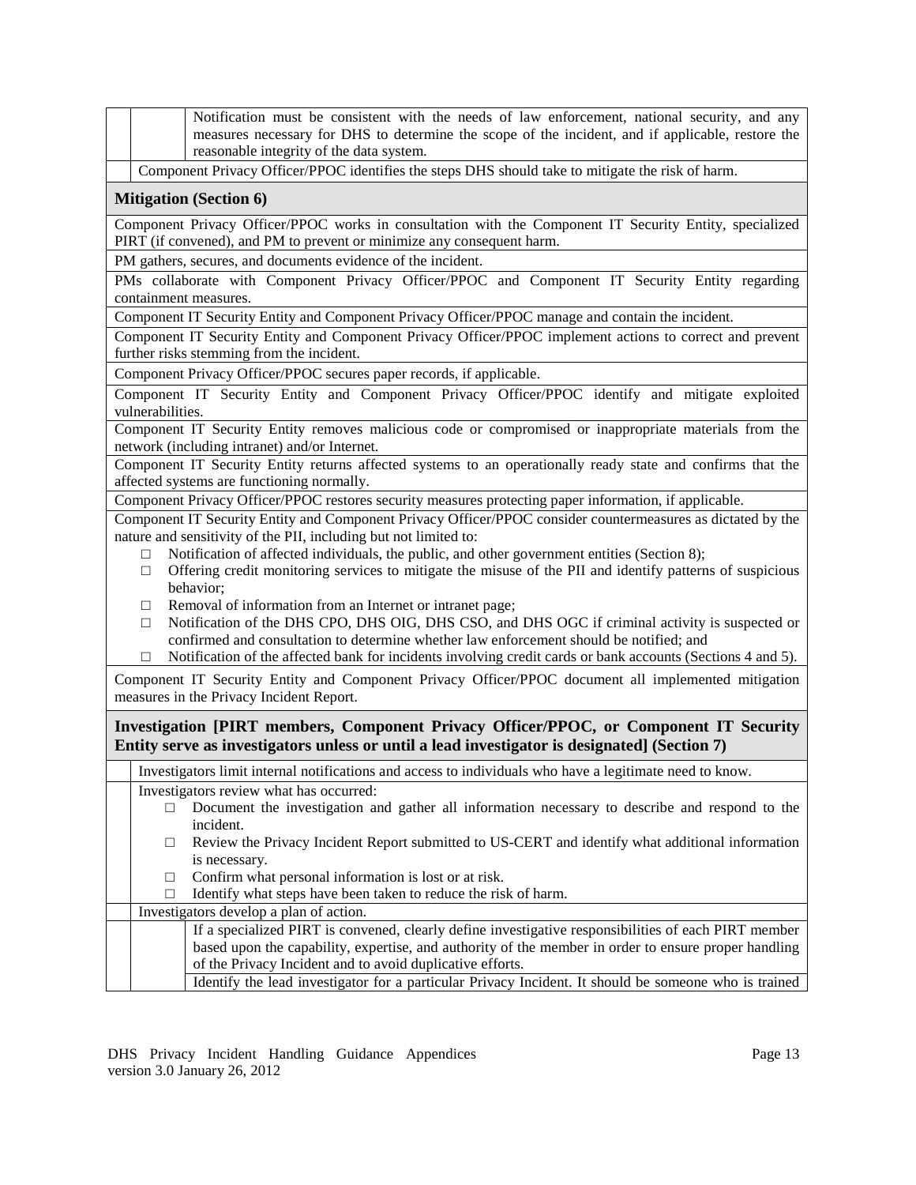| | | |
|---|---|---|
| | | Notification must be consistent with the needs of law enforcement, national security, and any measures necessary for DHS to determine the scope of the incident, and if applicable, restore the reasonable integrity of the data system. |
| | Component Privacy Officer/PPOC identifies the steps DHS should take to mitigate the risk of harm. | |

**Mitigation (Section 6)**

| |
|---|
| Component Privacy Officer/PPOC works in consultation with the Component IT Security Entity, specialized PIRT (if convened), and PM to prevent or minimize any consequent harm. |
| PM gathers, secures, and documents evidence of the incident. |
| PMs collaborate with Component Privacy Officer/PPOC and Component IT Security Entity regarding containment measures. |
| Component IT Security Entity and Component Privacy Officer/PPOC manage and contain the incident. |
| Component IT Security Entity and Component Privacy Officer/PPOC implement actions to correct and prevent further risks stemming from the incident. |
| Component Privacy Officer/PPOC secures paper records, if applicable. |
| Component IT Security Entity and Component Privacy Officer/PPOC identify and mitigate exploited vulnerabilities. |
| Component IT Security Entity removes malicious code or compromised or inappropriate materials from the network (including intranet) and/or Internet. |
| Component IT Security Entity returns affected systems to an operationally ready state and confirms that the affected systems are functioning normally. |
| Component Privacy Officer/PPOC restores security measures protecting paper information, if applicable. |
| Component IT Security Entity and Component Privacy Officer/PPOC consider countermeasures as dictated by the nature and sensitivity of the PII, including but not limited to:<br>□ Notification of affected individuals, the public, and other government entities (Section 8);<br>□ Offering credit monitoring services to mitigate the misuse of the PII and identify patterns of suspicious behavior;<br>□ Removal of information from an Internet or intranet page;<br>□ Notification of the DHS CPO, DHS OIG, DHS CSO, and DHS OGC if criminal activity is suspected or confirmed and consultation to determine whether law enforcement should be notified; and<br>□ Notification of the affected bank for incidents involving credit cards or bank accounts (Sections 4 and 5). |
| Component IT Security Entity and Component Privacy Officer/PPOC document all implemented mitigation measures in the Privacy Incident Report. |

**Investigation [PIRT members, Component Privacy Officer/PPOC, or Component IT Security Entity serve as investigators unless or until a lead investigator is designated] (Section 7)**

| | | |
|---|---|---|
| | Investigators limit internal notifications and access to individuals who have a legitimate need to know. | |
| | Investigators review what has occurred:<br>□ Document the investigation and gather all information necessary to describe and respond to the incident.<br>□ Review the Privacy Incident Report submitted to US-CERT and identify what additional information is necessary.<br>□ Confirm what personal information is lost or at risk.<br>□ Identify what steps have been taken to reduce the risk of harm. | |
| | Investigators develop a plan of action. | |
| | | If a specialized PIRT is convened, clearly define investigative responsibilities of each PIRT member based upon the capability, expertise, and authority of the member in order to ensure proper handling of the Privacy Incident and to avoid duplicative efforts. |
| | | Identify the lead investigator for a particular Privacy Incident. It should be someone who is trained |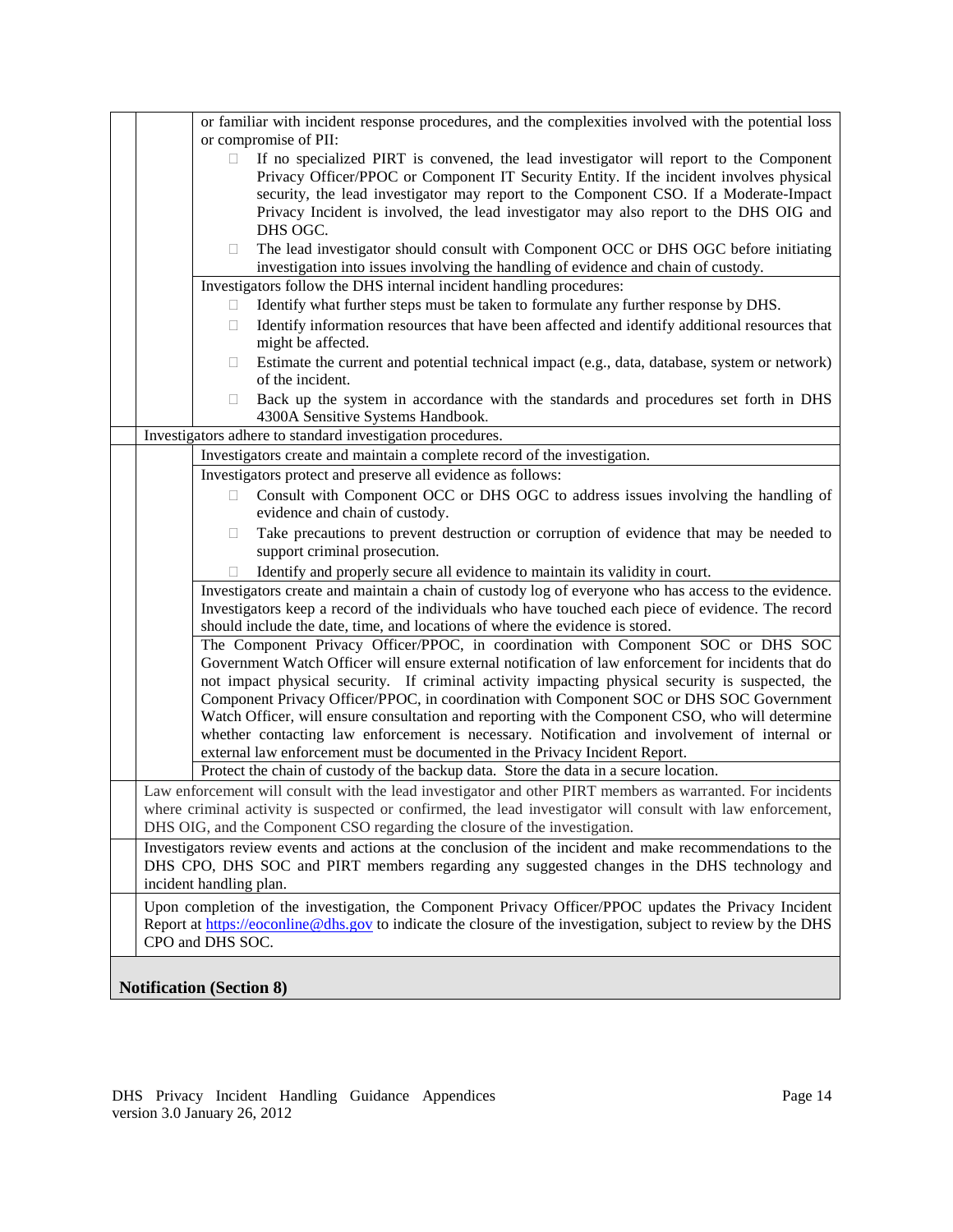| | | |
|---|---|---|
| | | or familiar with incident response procedures, and the complexities involved with the potential loss or compromise of PII:<br>- If no specialized PIRT is convened, the lead investigator will report to the Component Privacy Officer/PPOC or Component IT Security Entity. If the incident involves physical security, the lead investigator may report to the Component CSO. If a Moderate-Impact Privacy Incident is involved, the lead investigator may also report to the DHS OIG and DHS OGC.<br>- The lead investigator should consult with Component OCC or DHS OGC before initiating investigation into issues involving the handling of evidence and chain of custody. |
| | | Investigators follow the DHS internal incident handling procedures:<br>- Identify what further steps must be taken to formulate any further response by DHS.<br>- Identify information resources that have been affected and identify additional resources that might be affected.<br>- Estimate the current and potential technical impact (e.g., data, database, system or network) of the incident.<br>- Back up the system in accordance with the standards and procedures set forth in DHS 4300A Sensitive Systems Handbook. |
| | Investigators adhere to standard investigation procedures. | |
| | | Investigators create and maintain a complete record of the investigation. |
| | | Investigators protect and preserve all evidence as follows:<br>- Consult with Component OCC or DHS OGC to address issues involving the handling of evidence and chain of custody.<br>- Take precautions to prevent destruction or corruption of evidence that may be needed to support criminal prosecution.<br>- Identify and properly secure all evidence to maintain its validity in court. |
| | | Investigators create and maintain a chain of custody log of everyone who has access to the evidence. Investigators keep a record of the individuals who have touched each piece of evidence. The record should include the date, time, and locations of where the evidence is stored. |
| | | The Component Privacy Officer/PPOC, in coordination with Component SOC or DHS SOC Government Watch Officer will ensure external notification of law enforcement for incidents that do not impact physical security. If criminal activity impacting physical security is suspected, the Component Privacy Officer/PPOC, in coordination with Component SOC or DHS SOC Government Watch Officer, will ensure consultation and reporting with the Component CSO, who will determine whether contacting law enforcement is necessary. Notification and involvement of internal or external law enforcement must be documented in the Privacy Incident Report. |
| | | Protect the chain of custody of the backup data. Store the data in a secure location. |
| | Law enforcement will consult with the lead investigator and other PIRT members as warranted. For incidents where criminal activity is suspected or confirmed, the lead investigator will consult with law enforcement, DHS OIG, and the Component CSO regarding the closure of the investigation. | |
| | Investigators review events and actions at the conclusion of the incident and make recommendations to the DHS CPO, DHS SOC and PIRT members regarding any suggested changes in the DHS technology and incident handling plan. | |
| | Upon completion of the investigation, the Component Privacy Officer/PPOC updates the Privacy Incident Report at https://eoconline@dhs.gov to indicate the closure of the investigation, subject to review by the DHS CPO and DHS SOC. | |
| **Notification (Section 8)** | | |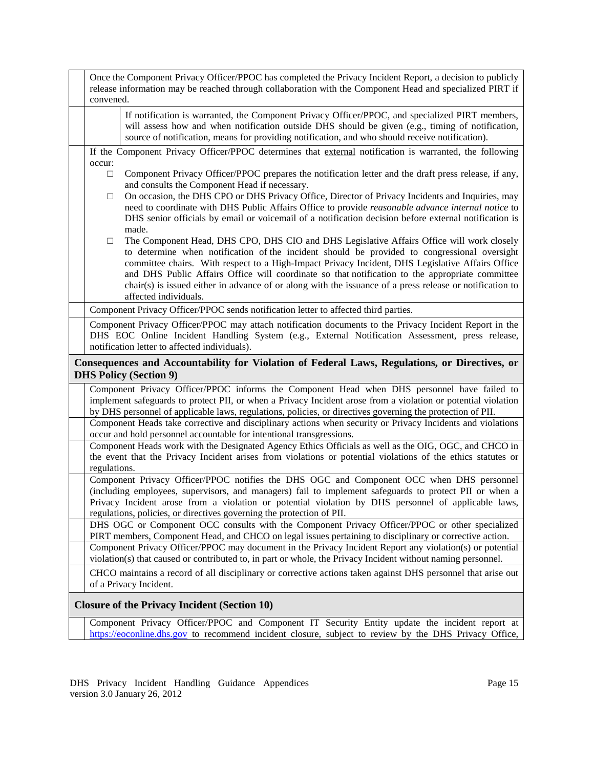| | |
|---|---|
| | Once the Component Privacy Officer/PPOC has completed the Privacy Incident Report, a decision to publicly release information may be reached through collaboration with the Component Head and specialized PIRT if convened. |
| | If notification is warranted, the Component Privacy Officer/PPOC, and specialized PIRT members, will assess how and when notification outside DHS should be given (e.g., timing of notification, source of notification, means for providing notification, and who should receive notification). |
| | If the Component Privacy Officer/PPOC determines that <u>external</u> notification is warranted, the following occur:<br>☐ Component Privacy Officer/PPOC prepares the notification letter and the draft press release, if any, and consults the Component Head if necessary.<br>☐ On occasion, the DHS CPO or DHS Privacy Office, Director of Privacy Incidents and Inquiries, may need to coordinate with DHS Public Affairs Office to provide *reasonable advance internal notice* to DHS senior officials by email or voicemail of a notification decision before external notification is made.<br>☐ The Component Head, DHS CPO, DHS CIO and DHS Legislative Affairs Office will work closely to determine when notification of the incident should be provided to congressional oversight committee chairs. With respect to a High-Impact Privacy Incident, DHS Legislative Affairs Office and DHS Public Affairs Office will coordinate so that notification to the appropriate committee chair(s) is issued either in advance of or along with the issuance of a press release or notification to affected individuals. |
| | Component Privacy Officer/PPOC sends notification letter to affected third parties. |
| | Component Privacy Officer/PPOC may attach notification documents to the Privacy Incident Report in the DHS EOC Online Incident Handling System (e.g., External Notification Assessment, press release, notification letter to affected individuals). |
| **Consequences and Accountability for Violation of Federal Laws, Regulations, or Directives, or DHS Policy (Section 9)** | |
| | Component Privacy Officer/PPOC informs the Component Head when DHS personnel have failed to implement safeguards to protect PII, or when a Privacy Incident arose from a violation or potential violation by DHS personnel of applicable laws, regulations, policies, or directives governing the protection of PII. |
| | Component Heads take corrective and disciplinary actions when security or Privacy Incidents and violations occur and hold personnel accountable for intentional transgressions. |
| | Component Heads work with the Designated Agency Ethics Officials as well as the OIG, OGC, and CHCO in the event that the Privacy Incident arises from violations or potential violations of the ethics statutes or regulations. |
| | Component Privacy Officer/PPOC notifies the DHS OGC and Component OCC when DHS personnel (including employees, supervisors, and managers) fail to implement safeguards to protect PII or when a Privacy Incident arose from a violation or potential violation by DHS personnel of applicable laws, regulations, policies, or directives governing the protection of PII. |
| | DHS OGC or Component OCC consults with the Component Privacy Officer/PPOC or other specialized PIRT members, Component Head, and CHCO on legal issues pertaining to disciplinary or corrective action. |
| | Component Privacy Officer/PPOC may document in the Privacy Incident Report any violation(s) or potential violation(s) that caused or contributed to, in part or whole, the Privacy Incident without naming personnel. |
| | CHCO maintains a record of all disciplinary or corrective actions taken against DHS personnel that arise out of a Privacy Incident. |
| **Closure of the Privacy Incident (Section 10)** | |
| | Component Privacy Officer/PPOC and Component IT Security Entity update the incident report at https://eoconline.dhs.gov to recommend incident closure, subject to review by the DHS Privacy Office, |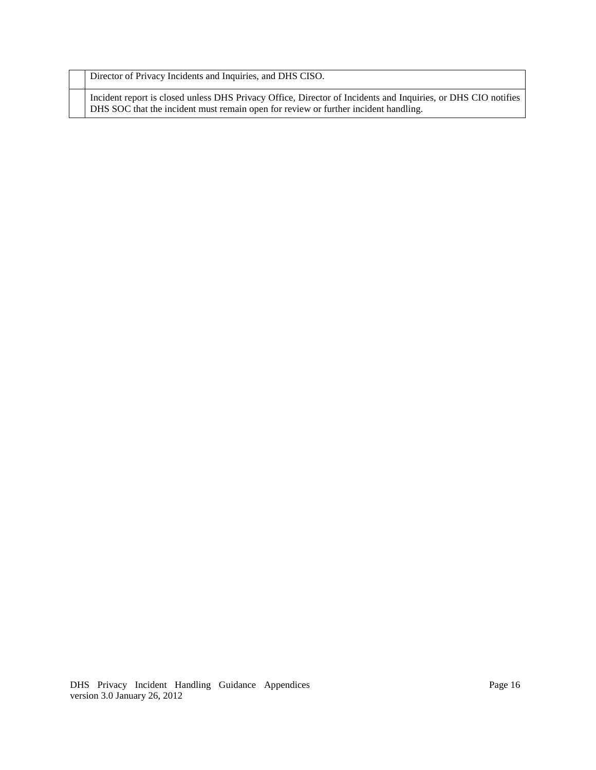| | |
|---|---|
| | Director of Privacy Incidents and Inquiries, and DHS CISO. |
| | Incident report is closed unless DHS Privacy Office, Director of Incidents and Inquiries, or DHS CIO notifies DHS SOC that the incident must remain open for review or further incident handling. |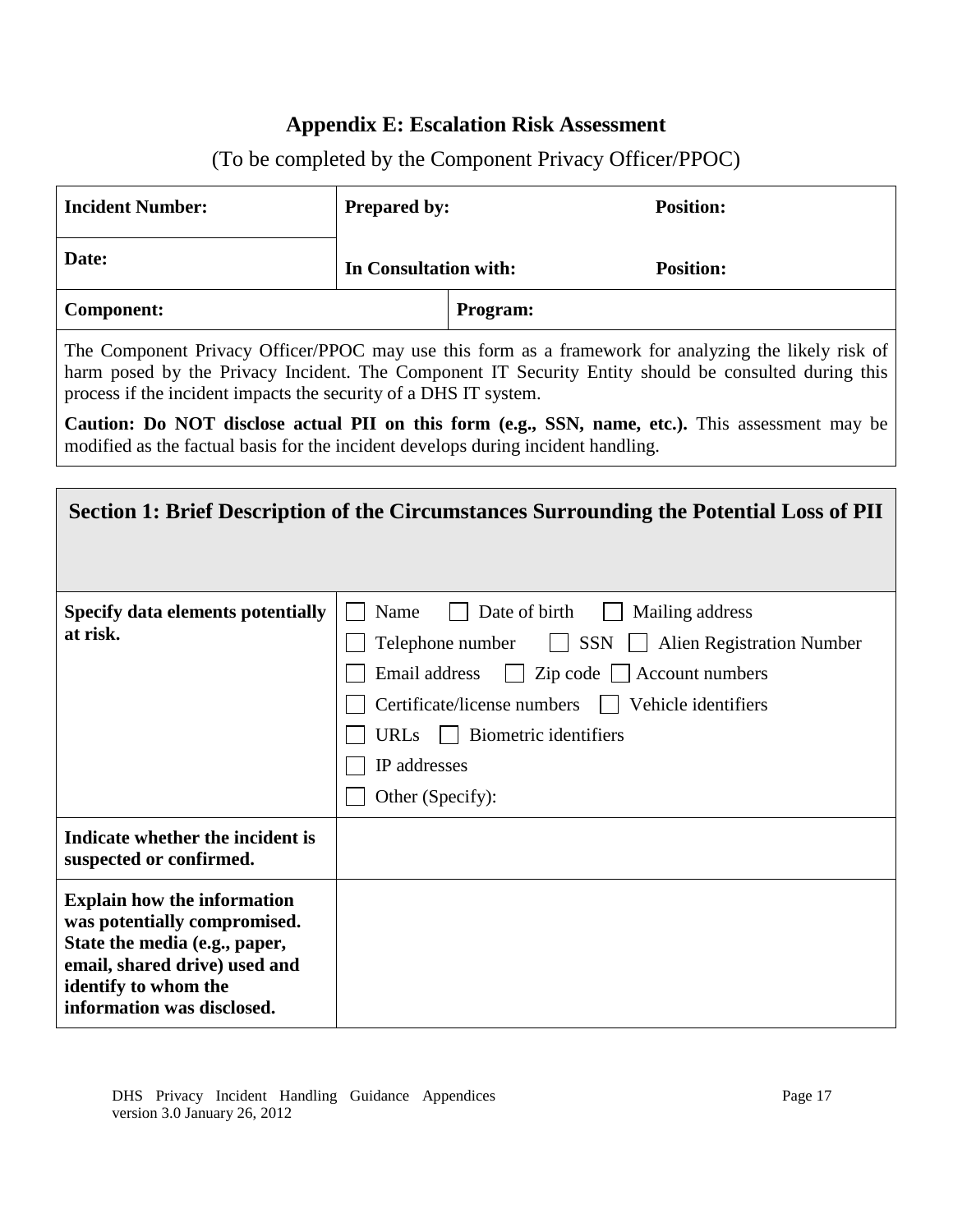## Appendix E: Escalation Risk Assessment

(To be completed by the Component Privacy Officer/PPOC)

| **Incident Number:** | **Prepared by:** | **Position:** |
|---|---|---|
| **Date:** | **In Consultation with:** | **Position:** |
| **Component:** | **Program:** | |

The Component Privacy Officer/PPOC may use this form as a framework for analyzing the likely risk of harm posed by the Privacy Incident. The Component IT Security Entity should be consulted during this process if the incident impacts the security of a DHS IT system.

**Caution: Do NOT disclose actual PII on this form (e.g., SSN, name, etc.).** This assessment may be modified as the factual basis for the incident develops during incident handling.

| **Section 1: Brief Description of the Circumstances Surrounding the Potential Loss of PII** | |
|---|---|
| **Specify data elements potentially at risk.** | ☐ Name ☐ Date of birth ☐ Mailing address<br>☐ Telephone number ☐ SSN ☐ Alien Registration Number<br>☐ Email address ☐ Zip code ☐ Account numbers<br>☐ Certificate/license numbers ☐ Vehicle identifiers<br>☐ URLs ☐ Biometric identifiers<br>☐ IP addresses<br>☐ Other (Specify): |
| **Indicate whether the incident is suspected or confirmed.** | |
| **Explain how the information was potentially compromised. State the media (e.g., paper, email, shared drive) used and identify to whom the information was disclosed.** | |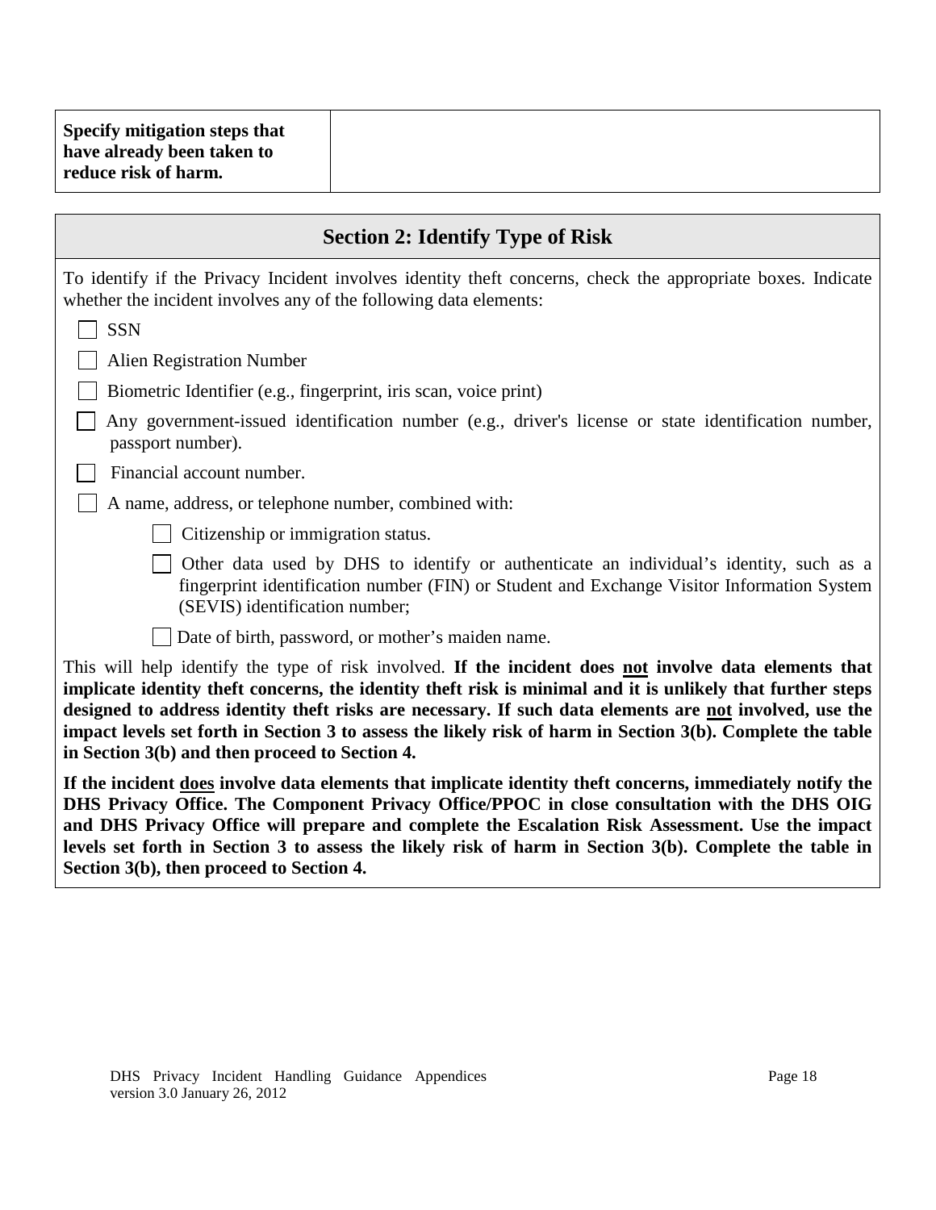| **Specify mitigation steps that have already been taken to reduce risk of harm.** | |
|---|---|

## Section 2: Identify Type of Risk

To identify if the Privacy Incident involves identity theft concerns, check the appropriate boxes. Indicate whether the incident involves any of the following data elements:

- ☐ SSN
- ☐ Alien Registration Number
- ☐ Biometric Identifier (e.g., fingerprint, iris scan, voice print)
- ☐ Any government-issued identification number (e.g., driver's license or state identification number, passport number).
- ☐ Financial account number.
- ☐ A name, address, or telephone number, combined with:
  - ☐ Citizenship or immigration status.
  - ☐ Other data used by DHS to identify or authenticate an individual's identity, such as a fingerprint identification number (FIN) or Student and Exchange Visitor Information System (SEVIS) identification number;
  - ☐ Date of birth, password, or mother's maiden name.

This will help identify the type of risk involved. **If the incident does <u>not</u> involve data elements that implicate identity theft concerns, the identity theft risk is minimal and it is unlikely that further steps designed to address identity theft risks are necessary. If such data elements are <u>not</u> involved, use the impact levels set forth in Section 3 to assess the likely risk of harm in Section 3(b). Complete the table in Section 3(b) and then proceed to Section 4.**

**If the incident <u>does</u> involve data elements that implicate identity theft concerns, immediately notify the DHS Privacy Office. The Component Privacy Office/PPOC in close consultation with the DHS OIG and DHS Privacy Office will prepare and complete the Escalation Risk Assessment. Use the impact levels set forth in Section 3 to assess the likely risk of harm in Section 3(b). Complete the table in Section 3(b), then proceed to Section 4.**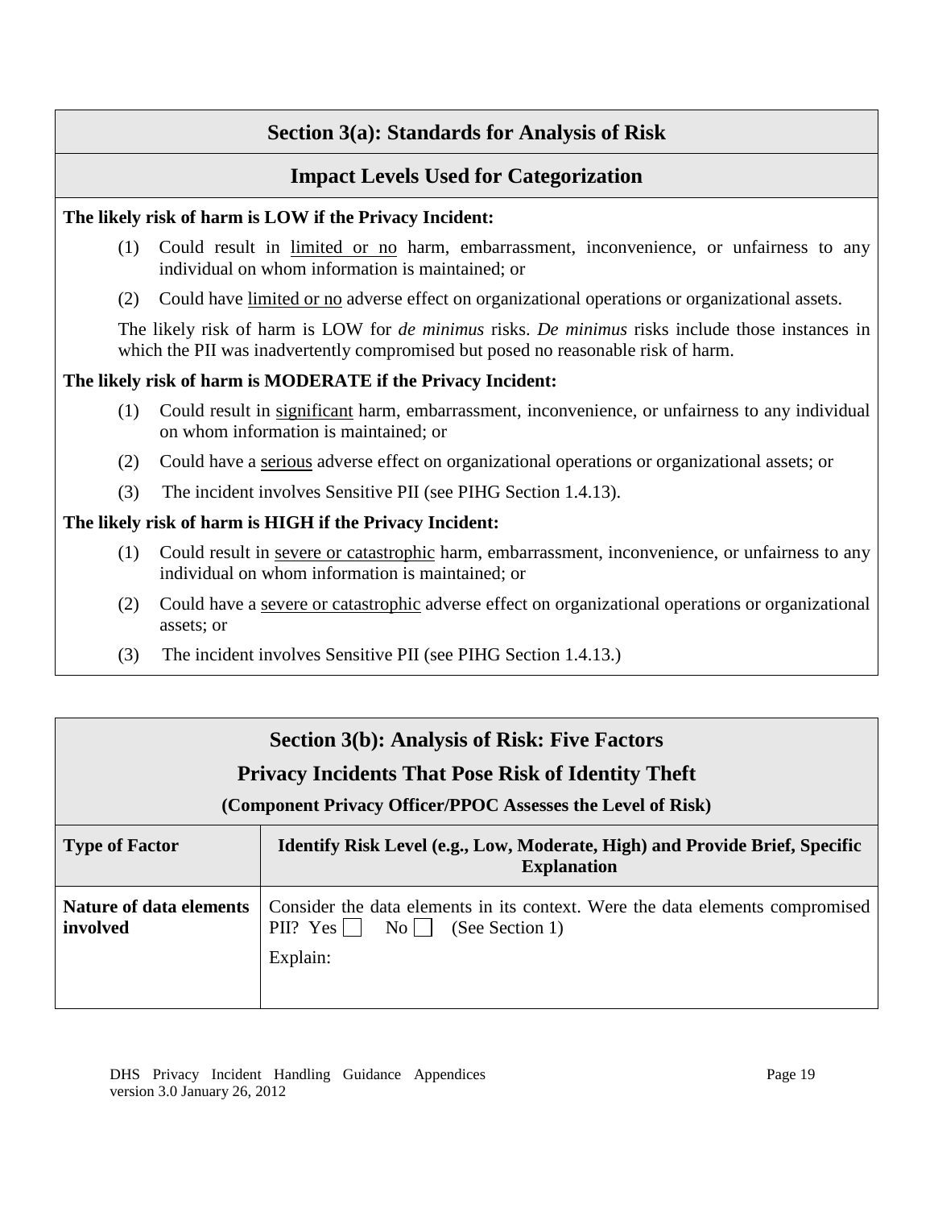## Section 3(a): Standards for Analysis of Risk

### Impact Levels Used for Categorization

**The likely risk of harm is LOW if the Privacy Incident:**

(1) Could result in <u>limited or no</u> harm, embarrassment, inconvenience, or unfairness to any individual on whom information is maintained; or

(2) Could have <u>limited or no</u> adverse effect on organizational operations or organizational assets.

The likely risk of harm is LOW for *de minimus* risks. *De minimus* risks include those instances in which the PII was inadvertently compromised but posed no reasonable risk of harm.

**The likely risk of harm is MODERATE if the Privacy Incident:**

(1) Could result in <u>significant</u> harm, embarrassment, inconvenience, or unfairness to any individual on whom information is maintained; or

(2) Could have a <u>serious</u> adverse effect on organizational operations or organizational assets; or

(3) The incident involves Sensitive PII (see PIHG Section 1.4.13).

**The likely risk of harm is HIGH if the Privacy Incident:**

(1) Could result in <u>severe or catastrophic</u> harm, embarrassment, inconvenience, or unfairness to any individual on whom information is maintained; or

(2) Could have a <u>severe or catastrophic</u> adverse effect on organizational operations or organizational assets; or

(3) The incident involves Sensitive PII (see PIHG Section 1.4.13.)

## Section 3(b): Analysis of Risk: Five Factors

### Privacy Incidents That Pose Risk of Identity Theft

**(Component Privacy Officer/PPOC Assesses the Level of Risk)**

| Type of Factor | Identify Risk Level (e.g., Low, Moderate, High) and Provide Brief, Specific Explanation |
|---|---|
| **Nature of data elements involved** | Consider the data elements in its context. Were the data elements compromised PII? Yes ☐ No ☐ (See Section 1)<br>Explain: |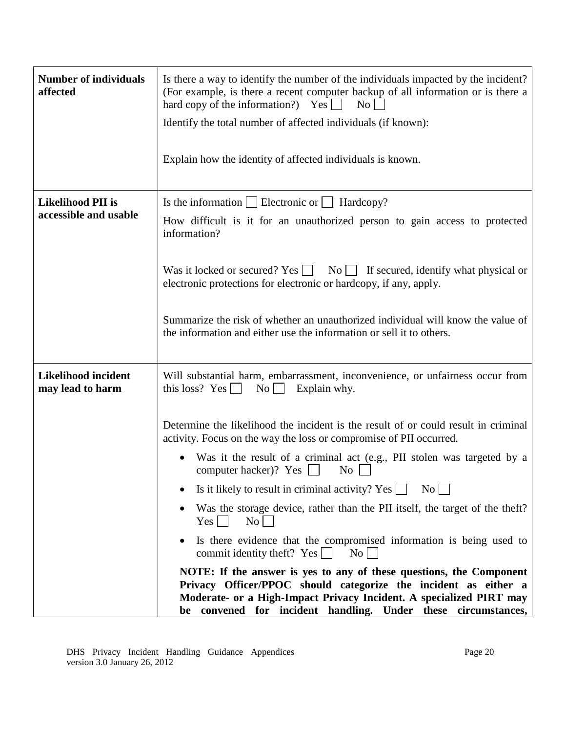| **Number of individuals affected** | Is there a way to identify the number of the individuals impacted by the incident? (For example, is there a recent computer backup of all information or is there a hard copy of the information?) Yes ☐ No ☐<br><br>Identify the total number of affected individuals (if known):<br><br>Explain how the identity of affected individuals is known. |
|---|---|
| **Likelihood PII is accessible and usable** | Is the information ☐ Electronic or ☐ Hardcopy?<br><br>How difficult is it for an unauthorized person to gain access to protected information?<br><br>Was it locked or secured? Yes ☐ No ☐ If secured, identify what physical or electronic protections for electronic or hardcopy, if any, apply.<br><br>Summarize the risk of whether an unauthorized individual will know the value of the information and either use the information or sell it to others. |
| **Likelihood incident may lead to harm** | Will substantial harm, embarrassment, inconvenience, or unfairness occur from this loss? Yes ☐ No ☐ Explain why.<br><br>Determine the likelihood the incident is the result of or could result in criminal activity. Focus on the way the loss or compromise of PII occurred.<br><br>• Was it the result of a criminal act (e.g., PII stolen was targeted by a computer hacker)? Yes ☐ No ☐<br>• Is it likely to result in criminal activity? Yes ☐ No ☐<br>• Was the storage device, rather than the PII itself, the target of the theft? Yes ☐ No ☐<br>• Is there evidence that the compromised information is being used to commit identity theft? Yes ☐ No ☐<br><br>**NOTE: If the answer is yes to any of these questions, the Component Privacy Officer/PPOC should categorize the incident as either a Moderate- or a High-Impact Privacy Incident. A specialized PIRT may be convened for incident handling. Under these circumstances,** |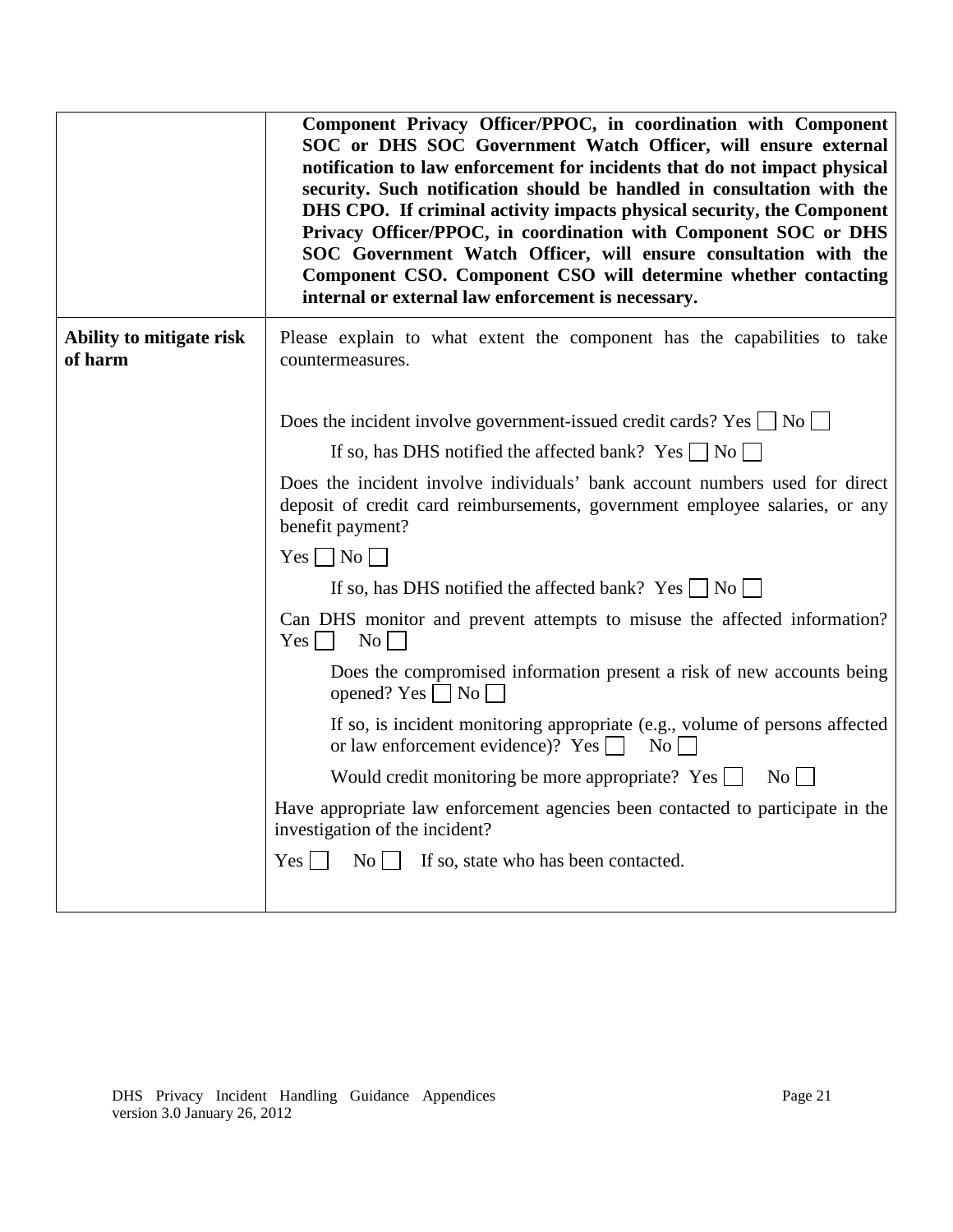| | |
|---|---|
| | **Component Privacy Officer/PPOC, in coordination with Component SOC or DHS SOC Government Watch Officer, will ensure external notification to law enforcement for incidents that do not impact physical security. Such notification should be handled in consultation with the DHS CPO. If criminal activity impacts physical security, the Component Privacy Officer/PPOC, in coordination with Component SOC or DHS SOC Government Watch Officer, will ensure consultation with the Component CSO. Component CSO will determine whether contacting internal or external law enforcement is necessary.** |
| **Ability to mitigate risk of harm** | Please explain to what extent the component has the capabilities to take countermeasures.<br><br>Does the incident involve government-issued credit cards? Yes ☐ No ☐<br><br>If so, has DHS notified the affected bank? Yes ☐ No ☐<br><br>Does the incident involve individuals' bank account numbers used for direct deposit of credit card reimbursements, government employee salaries, or any benefit payment?<br><br>Yes ☐ No ☐<br><br>If so, has DHS notified the affected bank? Yes ☐ No ☐<br><br>Can DHS monitor and prevent attempts to misuse the affected information? Yes ☐ No ☐<br><br>Does the compromised information present a risk of new accounts being opened? Yes ☐ No ☐<br><br>If so, is incident monitoring appropriate (e.g., volume of persons affected or law enforcement evidence)? Yes ☐ No ☐<br><br>Would credit monitoring be more appropriate? Yes ☐ No ☐<br><br>Have appropriate law enforcement agencies been contacted to participate in the investigation of the incident?<br><br>Yes ☐ No ☐ If so, state who has been contacted. |

DHS Privacy Incident Handling Guidance Appendices
version 3.0 January 26, 2012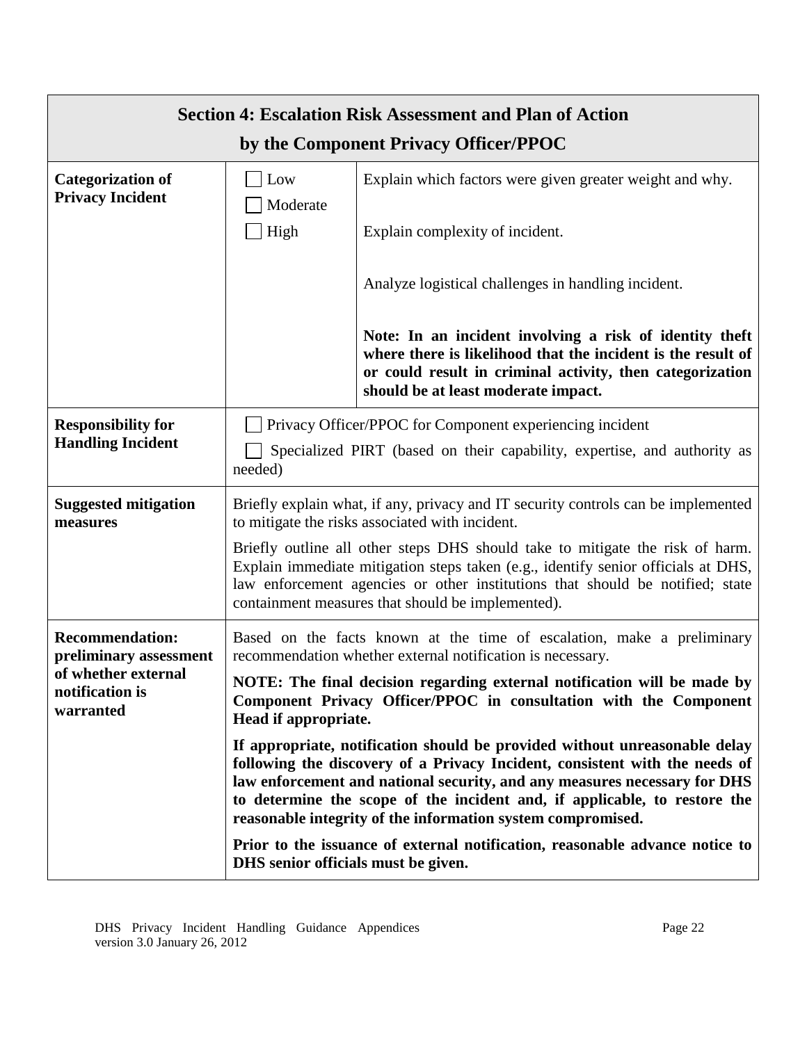| Section 4: Escalation Risk Assessment and Plan of Action by the Component Privacy Officer/PPOC | | |
|---|---|---|
| **Categorization of Privacy Incident** | ☐ Low<br>☐ Moderate<br>☐ High | Explain which factors were given greater weight and why.<br><br>Explain complexity of incident.<br><br>Analyze logistical challenges in handling incident.<br><br>**Note: In an incident involving a risk of identity theft where there is likelihood that the incident is the result of or could result in criminal activity, then categorization should be at least moderate impact.** |
| **Responsibility for Handling Incident** | ☐ Privacy Officer/PPOC for Component experiencing incident<br>☐ Specialized PIRT (based on their capability, expertise, and authority as needed) | |
| **Suggested mitigation measures** | Briefly explain what, if any, privacy and IT security controls can be implemented to mitigate the risks associated with incident.<br><br>Briefly outline all other steps DHS should take to mitigate the risk of harm. Explain immediate mitigation steps taken (e.g., identify senior officials at DHS, law enforcement agencies or other institutions that should be notified; state containment measures that should be implemented). | |
| **Recommendation: preliminary assessment of whether external notification is warranted** | Based on the facts known at the time of escalation, make a preliminary recommendation whether external notification is necessary.<br><br>**NOTE: The final decision regarding external notification will be made by Component Privacy Officer/PPOC in consultation with the Component Head if appropriate.**<br><br>**If appropriate, notification should be provided without unreasonable delay following the discovery of a Privacy Incident, consistent with the needs of law enforcement and national security, and any measures necessary for DHS to determine the scope of the incident and, if applicable, to restore the reasonable integrity of the information system compromised.**<br><br>**Prior to the issuance of external notification, reasonable advance notice to DHS senior officials must be given.** | |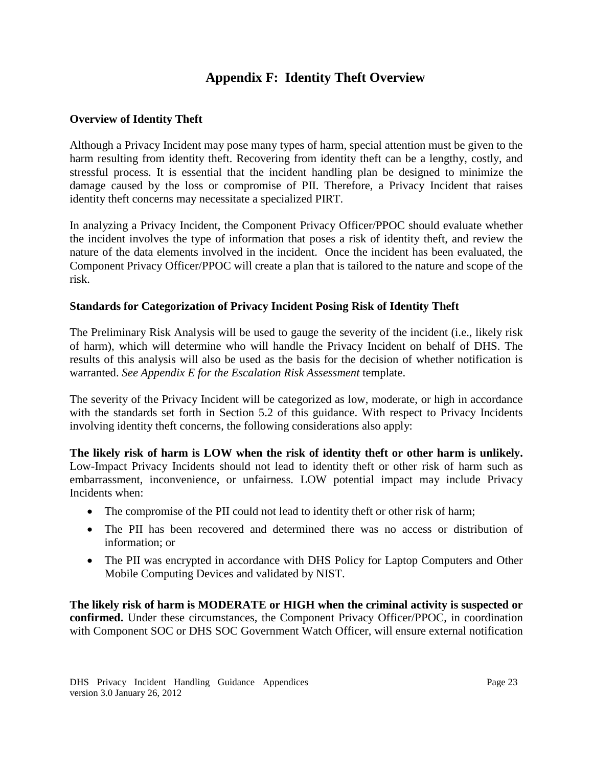# Appendix F: Identity Theft Overview

**Overview of Identity Theft**

Although a Privacy Incident may pose many types of harm, special attention must be given to the harm resulting from identity theft. Recovering from identity theft can be a lengthy, costly, and stressful process. It is essential that the incident handling plan be designed to minimize the damage caused by the loss or compromise of PII. Therefore, a Privacy Incident that raises identity theft concerns may necessitate a specialized PIRT.

In analyzing a Privacy Incident, the Component Privacy Officer/PPOC should evaluate whether the incident involves the type of information that poses a risk of identity theft, and review the nature of the data elements involved in the incident. Once the incident has been evaluated, the Component Privacy Officer/PPOC will create a plan that is tailored to the nature and scope of the risk.

**Standards for Categorization of Privacy Incident Posing Risk of Identity Theft**

The Preliminary Risk Analysis will be used to gauge the severity of the incident (i.e., likely risk of harm), which will determine who will handle the Privacy Incident on behalf of DHS. The results of this analysis will also be used as the basis for the decision of whether notification is warranted. *See Appendix E for the Escalation Risk Assessment* template.

The severity of the Privacy Incident will be categorized as low, moderate, or high in accordance with the standards set forth in Section 5.2 of this guidance. With respect to Privacy Incidents involving identity theft concerns, the following considerations also apply:

**The likely risk of harm is LOW when the risk of identity theft or other harm is unlikely.** Low-Impact Privacy Incidents should not lead to identity theft or other risk of harm such as embarrassment, inconvenience, or unfairness. LOW potential impact may include Privacy Incidents when:

- The compromise of the PII could not lead to identity theft or other risk of harm;
- The PII has been recovered and determined there was no access or distribution of information; or
- The PII was encrypted in accordance with DHS Policy for Laptop Computers and Other Mobile Computing Devices and validated by NIST.

**The likely risk of harm is MODERATE or HIGH when the criminal activity is suspected or confirmed.** Under these circumstances, the Component Privacy Officer/PPOC, in coordination with Component SOC or DHS SOC Government Watch Officer, will ensure external notification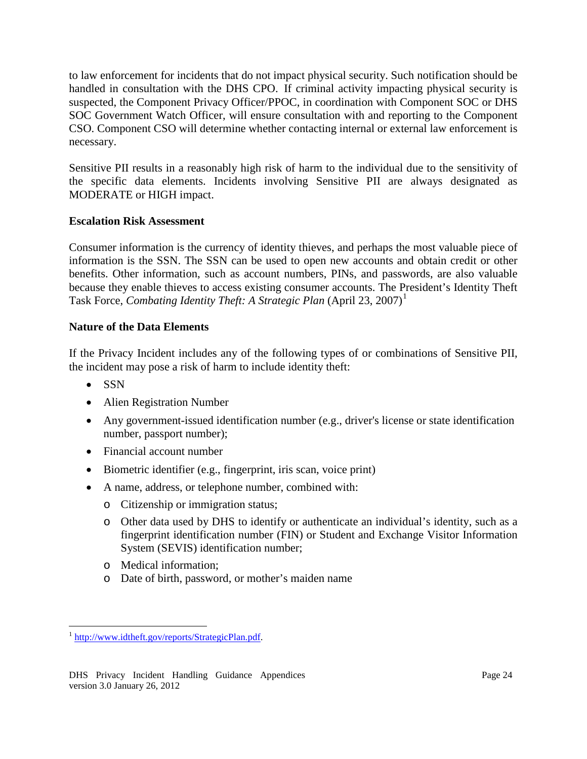to law enforcement for incidents that do not impact physical security. Such notification should be handled in consultation with the DHS CPO. If criminal activity impacting physical security is suspected, the Component Privacy Officer/PPOC, in coordination with Component SOC or DHS SOC Government Watch Officer, will ensure consultation with and reporting to the Component CSO. Component CSO will determine whether contacting internal or external law enforcement is necessary.

Sensitive PII results in a reasonably high risk of harm to the individual due to the sensitivity of the specific data elements. Incidents involving Sensitive PII are always designated as MODERATE or HIGH impact.

**Escalation Risk Assessment**

Consumer information is the currency of identity thieves, and perhaps the most valuable piece of information is the SSN. The SSN can be used to open new accounts and obtain credit or other benefits. Other information, such as account numbers, PINs, and passwords, are also valuable because they enable thieves to access existing consumer accounts. The President's Identity Theft Task Force, *Combating Identity Theft: A Strategic Plan* (April 23, 2007)[1]

**Nature of the Data Elements**

If the Privacy Incident includes any of the following types of or combinations of Sensitive PII, the incident may pose a risk of harm to include identity theft:

- SSN
- Alien Registration Number
- Any government-issued identification number (e.g., driver's license or state identification number, passport number);
- Financial account number
- Biometric identifier (e.g., fingerprint, iris scan, voice print)
- A name, address, or telephone number, combined with:
  - Citizenship or immigration status;
  - Other data used by DHS to identify or authenticate an individual's identity, such as a fingerprint identification number (FIN) or Student and Exchange Visitor Information System (SEVIS) identification number;
  - Medical information;
  - Date of birth, password, or mother's maiden name

[1] http://www.idtheft.gov/reports/StrategicPlan.pdf.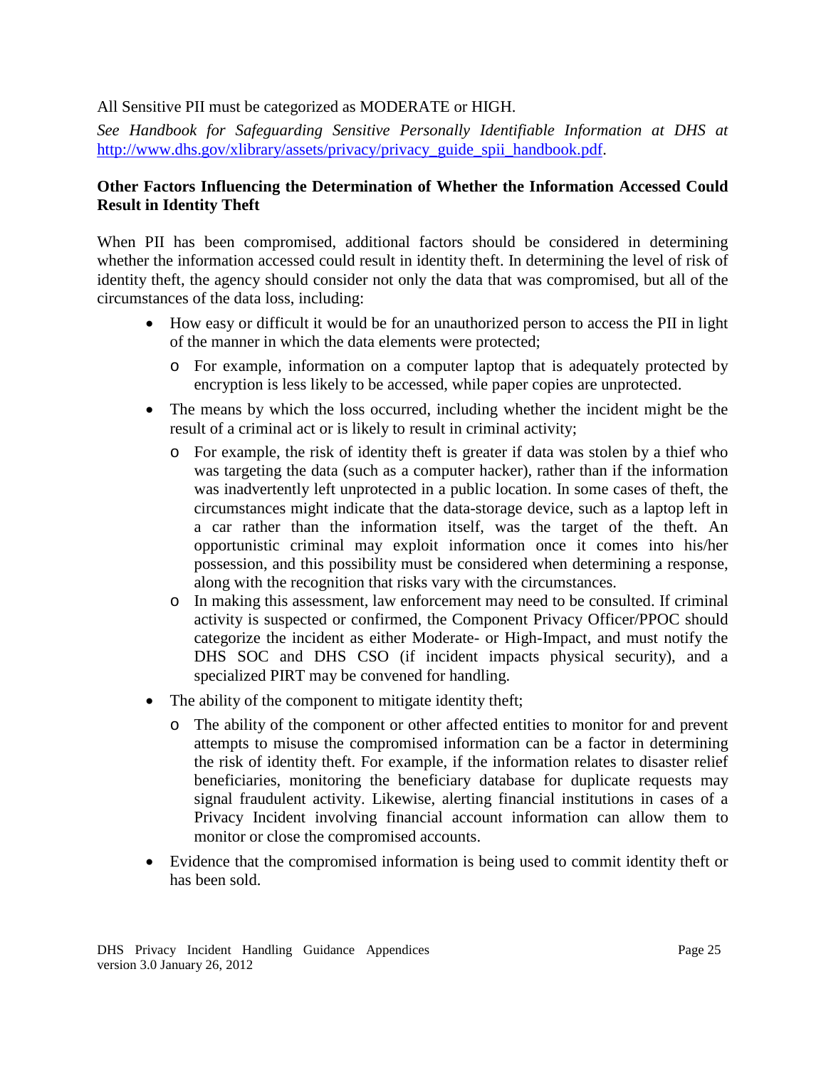All Sensitive PII must be categorized as MODERATE or HIGH.

*See Handbook for Safeguarding Sensitive Personally Identifiable Information at DHS at* [http://www.dhs.gov/xlibrary/assets/privacy/privacy_guide_spii_handbook.pdf](http://www.dhs.gov/xlibrary/assets/privacy/privacy_guide_spii_handbook.pdf).

**Other Factors Influencing the Determination of Whether the Information Accessed Could Result in Identity Theft**

When PII has been compromised, additional factors should be considered in determining whether the information accessed could result in identity theft. In determining the level of risk of identity theft, the agency should consider not only the data that was compromised, but all of the circumstances of the data loss, including:

- How easy or difficult it would be for an unauthorized person to access the PII in light of the manner in which the data elements were protected;
  - For example, information on a computer laptop that is adequately protected by encryption is less likely to be accessed, while paper copies are unprotected.
- The means by which the loss occurred, including whether the incident might be the result of a criminal act or is likely to result in criminal activity;
  - For example, the risk of identity theft is greater if data was stolen by a thief who was targeting the data (such as a computer hacker), rather than if the information was inadvertently left unprotected in a public location. In some cases of theft, the circumstances might indicate that the data-storage device, such as a laptop left in a car rather than the information itself, was the target of the theft. An opportunistic criminal may exploit information once it comes into his/her possession, and this possibility must be considered when determining a response, along with the recognition that risks vary with the circumstances.
  - In making this assessment, law enforcement may need to be consulted. If criminal activity is suspected or confirmed, the Component Privacy Officer/PPOC should categorize the incident as either Moderate- or High-Impact, and must notify the DHS SOC and DHS CSO (if incident impacts physical security), and a specialized PIRT may be convened for handling.
- The ability of the component to mitigate identity theft;
  - The ability of the component or other affected entities to monitor for and prevent attempts to misuse the compromised information can be a factor in determining the risk of identity theft. For example, if the information relates to disaster relief beneficiaries, monitoring the beneficiary database for duplicate requests may signal fraudulent activity. Likewise, alerting financial institutions in cases of a Privacy Incident involving financial account information can allow them to monitor or close the compromised accounts.
- Evidence that the compromised information is being used to commit identity theft or has been sold.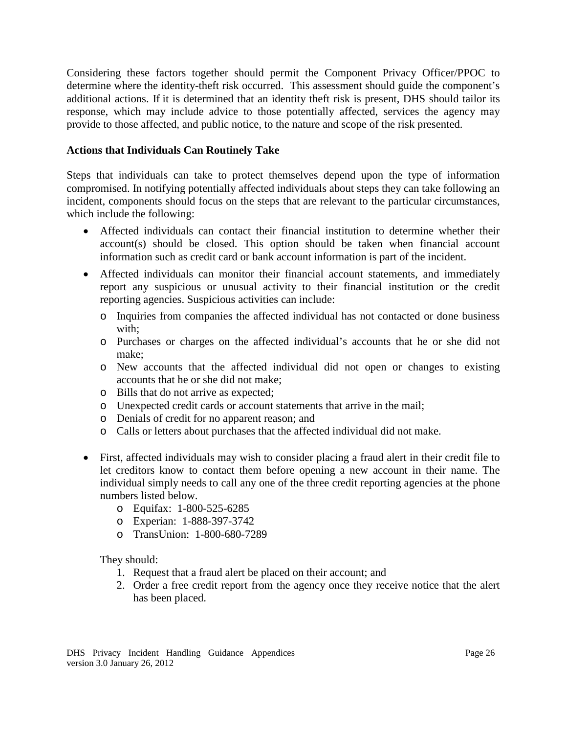Considering these factors together should permit the Component Privacy Officer/PPOC to determine where the identity-theft risk occurred. This assessment should guide the component's additional actions. If it is determined that an identity theft risk is present, DHS should tailor its response, which may include advice to those potentially affected, services the agency may provide to those affected, and public notice, to the nature and scope of the risk presented.

**Actions that Individuals Can Routinely Take**

Steps that individuals can take to protect themselves depend upon the type of information compromised. In notifying potentially affected individuals about steps they can take following an incident, components should focus on the steps that are relevant to the particular circumstances, which include the following:

- Affected individuals can contact their financial institution to determine whether their account(s) should be closed. This option should be taken when financial account information such as credit card or bank account information is part of the incident.
- Affected individuals can monitor their financial account statements, and immediately report any suspicious or unusual activity to their financial institution or the credit reporting agencies. Suspicious activities can include:
  - Inquiries from companies the affected individual has not contacted or done business with;
  - Purchases or charges on the affected individual's accounts that he or she did not make;
  - New accounts that the affected individual did not open or changes to existing accounts that he or she did not make;
  - Bills that do not arrive as expected;
  - Unexpected credit cards or account statements that arrive in the mail;
  - Denials of credit for no apparent reason; and
  - Calls or letters about purchases that the affected individual did not make.
- First, affected individuals may wish to consider placing a fraud alert in their credit file to let creditors know to contact them before opening a new account in their name. The individual simply needs to call any one of the three credit reporting agencies at the phone numbers listed below.
  - Equifax: 1-800-525-6285
  - Experian: 1-888-397-3742
  - TransUnion: 1-800-680-7289

  They should:

  1. Request that a fraud alert be placed on their account; and
  2. Order a free credit report from the agency once they receive notice that the alert has been placed.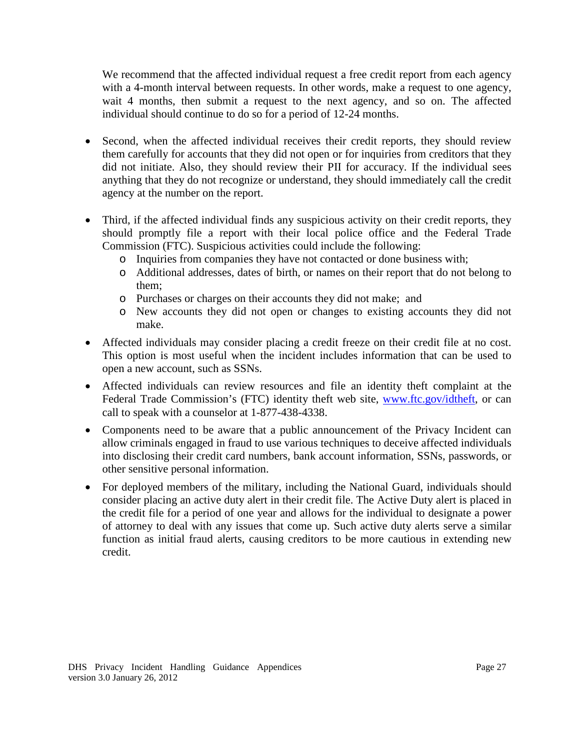We recommend that the affected individual request a free credit report from each agency with a 4-month interval between requests. In other words, make a request to one agency, wait 4 months, then submit a request to the next agency, and so on. The affected individual should continue to do so for a period of 12-24 months.

- Second, when the affected individual receives their credit reports, they should review them carefully for accounts that they did not open or for inquiries from creditors that they did not initiate. Also, they should review their PII for accuracy. If the individual sees anything that they do not recognize or understand, they should immediately call the credit agency at the number on the report.

- Third, if the affected individual finds any suspicious activity on their credit reports, they should promptly file a report with their local police office and the Federal Trade Commission (FTC). Suspicious activities could include the following:
  - Inquiries from companies they have not contacted or done business with;
  - Additional addresses, dates of birth, or names on their report that do not belong to them;
  - Purchases or charges on their accounts they did not make; and
  - New accounts they did not open or changes to existing accounts they did not make.
- Affected individuals may consider placing a credit freeze on their credit file at no cost. This option is most useful when the incident includes information that can be used to open a new account, such as SSNs.
- Affected individuals can review resources and file an identity theft complaint at the Federal Trade Commission's (FTC) identity theft web site, [www.ftc.gov/idtheft](http://www.ftc.gov/idtheft), or can call to speak with a counselor at 1-877-438-4338.
- Components need to be aware that a public announcement of the Privacy Incident can allow criminals engaged in fraud to use various techniques to deceive affected individuals into disclosing their credit card numbers, bank account information, SSNs, passwords, or other sensitive personal information.
- For deployed members of the military, including the National Guard, individuals should consider placing an active duty alert in their credit file. The Active Duty alert is placed in the credit file for a period of one year and allows for the individual to designate a power of attorney to deal with any issues that come up. Such active duty alerts serve a similar function as initial fraud alerts, causing creditors to be more cautious in extending new credit.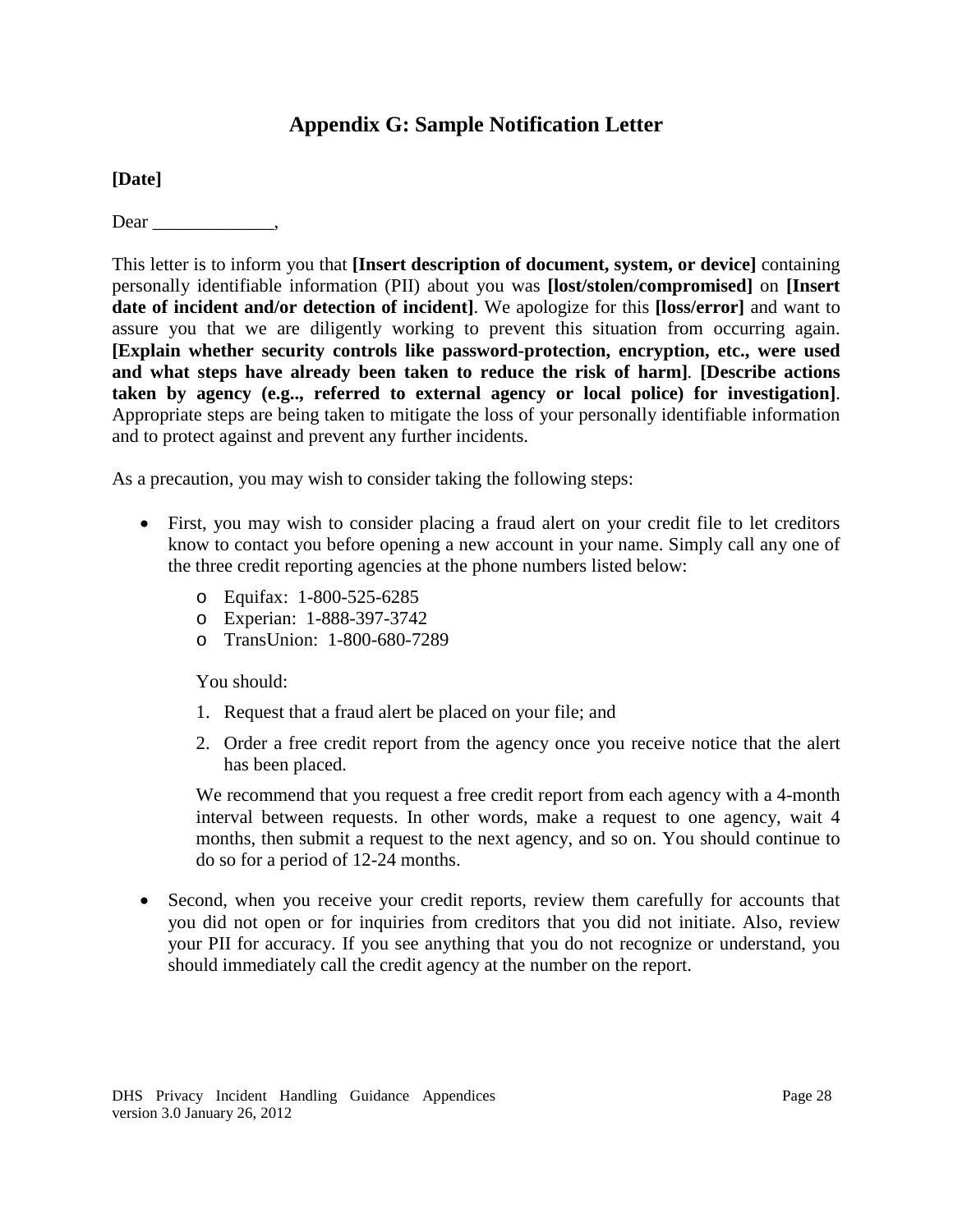## Appendix G: Sample Notification Letter

**[Date]**

Dear _____________,

This letter is to inform you that **[Insert description of document, system, or device]** containing personally identifiable information (PII) about you was **[lost/stolen/compromised]** on **[Insert date of incident and/or detection of incident]**. We apologize for this **[loss/error]** and want to assure you that we are diligently working to prevent this situation from occurring again. **[Explain whether security controls like password-protection, encryption, etc., were used and what steps have already been taken to reduce the risk of harm]**. **[Describe actions taken by agency (e.g.., referred to external agency or local police) for investigation]**. Appropriate steps are being taken to mitigate the loss of your personally identifiable information and to protect against and prevent any further incidents.

As a precaution, you may wish to consider taking the following steps:

- First, you may wish to consider placing a fraud alert on your credit file to let creditors know to contact you before opening a new account in your name. Simply call any one of the three credit reporting agencies at the phone numbers listed below:
    - Equifax: 1-800-525-6285
    - Experian: 1-888-397-3742
    - TransUnion: 1-800-680-7289

  You should:

  1. Request that a fraud alert be placed on your file; and
  2. Order a free credit report from the agency once you receive notice that the alert has been placed.

  We recommend that you request a free credit report from each agency with a 4-month interval between requests. In other words, make a request to one agency, wait 4 months, then submit a request to the next agency, and so on. You should continue to do so for a period of 12-24 months.

- Second, when you receive your credit reports, review them carefully for accounts that you did not open or for inquiries from creditors that you did not initiate. Also, review your PII for accuracy. If you see anything that you do not recognize or understand, you should immediately call the credit agency at the number on the report.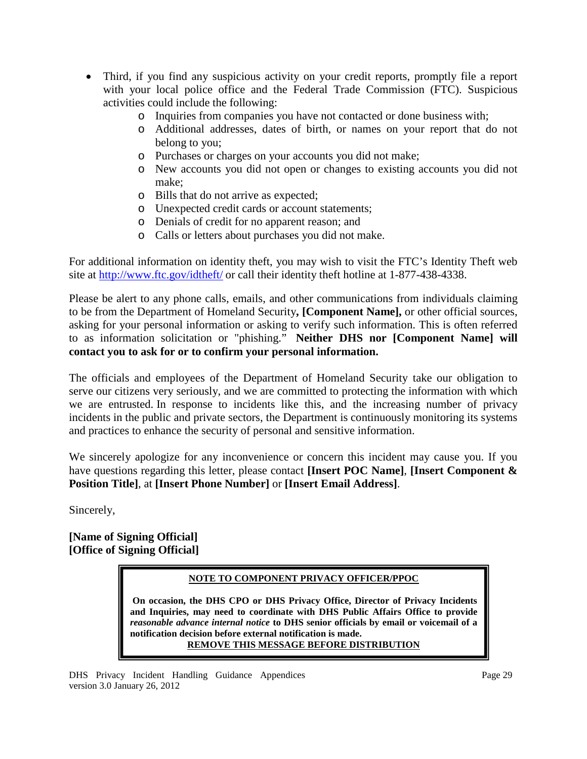- Third, if you find any suspicious activity on your credit reports, promptly file a report with your local police office and the Federal Trade Commission (FTC). Suspicious activities could include the following:
  - Inquiries from companies you have not contacted or done business with;
  - Additional addresses, dates of birth, or names on your report that do not belong to you;
  - Purchases or charges on your accounts you did not make;
  - New accounts you did not open or changes to existing accounts you did not make;
  - Bills that do not arrive as expected;
  - Unexpected credit cards or account statements;
  - Denials of credit for no apparent reason; and
  - Calls or letters about purchases you did not make.

For additional information on identity theft, you may wish to visit the FTC's Identity Theft web site at http://www.ftc.gov/idtheft/ or call their identity theft hotline at 1-877-438-4338.

Please be alert to any phone calls, emails, and other communications from individuals claiming to be from the Department of Homeland Security**, [Component Name],** or other official sources, asking for your personal information or asking to verify such information. This is often referred to as information solicitation or "phishing." **Neither DHS nor [Component Name] will contact you to ask for or to confirm your personal information.**

The officials and employees of the Department of Homeland Security take our obligation to serve our citizens very seriously, and we are committed to protecting the information with which we are entrusted. In response to incidents like this, and the increasing number of privacy incidents in the public and private sectors, the Department is continuously monitoring its systems and practices to enhance the security of personal and sensitive information.

We sincerely apologize for any inconvenience or concern this incident may cause you. If you have questions regarding this letter, please contact **[Insert POC Name]**, **[Insert Component & Position Title]**, at **[Insert Phone Number]** or **[Insert Email Address]**.

Sincerely,

**[Name of Signing Official]**
**[Office of Signing Official]**

> **NOTE TO COMPONENT PRIVACY OFFICER/PPOC**
>
> **On occasion, the DHS CPO or DHS Privacy Office, Director of Privacy Incidents and Inquiries, may need to coordinate with DHS Public Affairs Office to provide *reasonable advance internal notice* to DHS senior officials by email or voicemail of a notification decision before external notification is made.**
>
> **REMOVE THIS MESSAGE BEFORE DISTRIBUTION**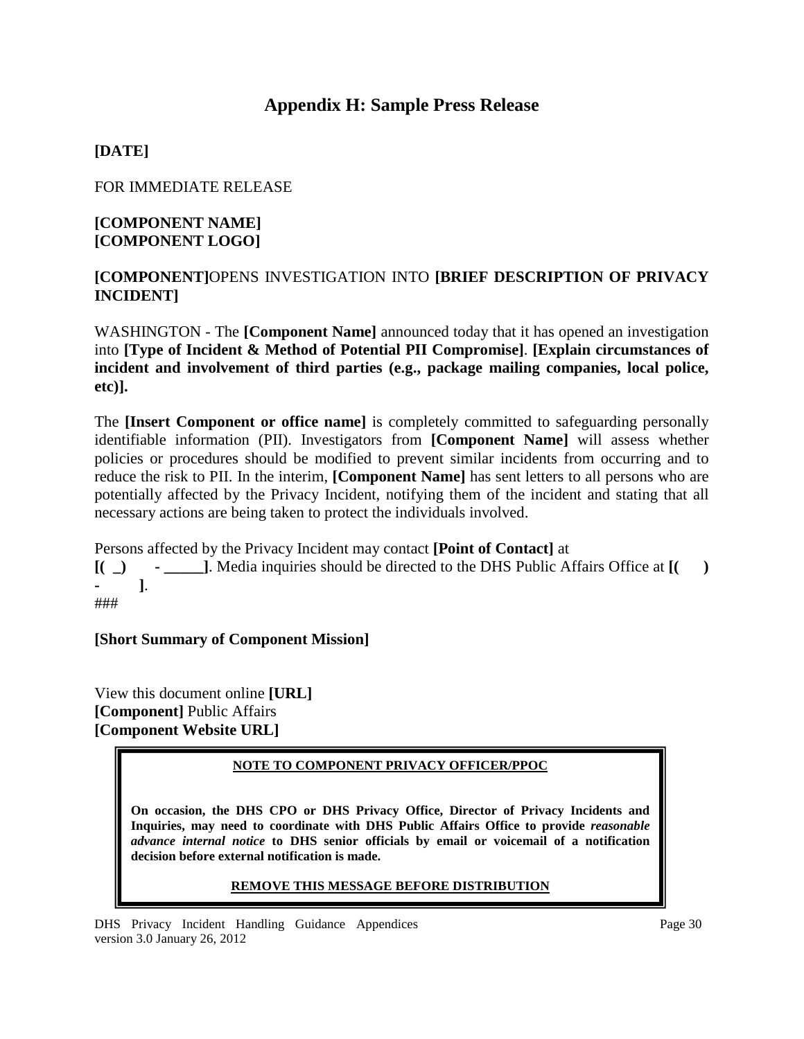## Appendix H: Sample Press Release

**[DATE]**

FOR IMMEDIATE RELEASE

**[COMPONENT NAME]**
**[COMPONENT LOGO]**

**[COMPONENT]**OPENS INVESTIGATION INTO **[BRIEF DESCRIPTION OF PRIVACY INCIDENT]**

WASHINGTON - The **[Component Name]** announced today that it has opened an investigation into **[Type of Incident & Method of Potential PII Compromise]**. **[Explain circumstances of incident and involvement of third parties (e.g., package mailing companies, local police, etc)].**

The **[Insert Component or office name]** is completely committed to safeguarding personally identifiable information (PII). Investigators from **[Component Name]** will assess whether policies or procedures should be modified to prevent similar incidents from occurring and to reduce the risk to PII. In the interim, **[Component Name]** has sent letters to all persons who are potentially affected by the Privacy Incident, notifying them of the incident and stating that all necessary actions are being taken to protect the individuals involved.

Persons affected by the Privacy Incident may contact **[Point of Contact]** at **[( _)  - _____]**. Media inquiries should be directed to the DHS Public Affairs Office at **[(  )  -  ]**.

###

**[Short Summary of Component Mission]**

View this document online **[URL]**
**[Component]** Public Affairs
**[Component Website URL]**

> **NOTE TO COMPONENT PRIVACY OFFICER/PPOC**
>
> **On occasion, the DHS CPO or DHS Privacy Office, Director of Privacy Incidents and Inquiries, may need to coordinate with DHS Public Affairs Office to provide *reasonable advance internal notice* to DHS senior officials by email or voicemail of a notification decision before external notification is made.**
>
> **REMOVE THIS MESSAGE BEFORE DISTRIBUTION**